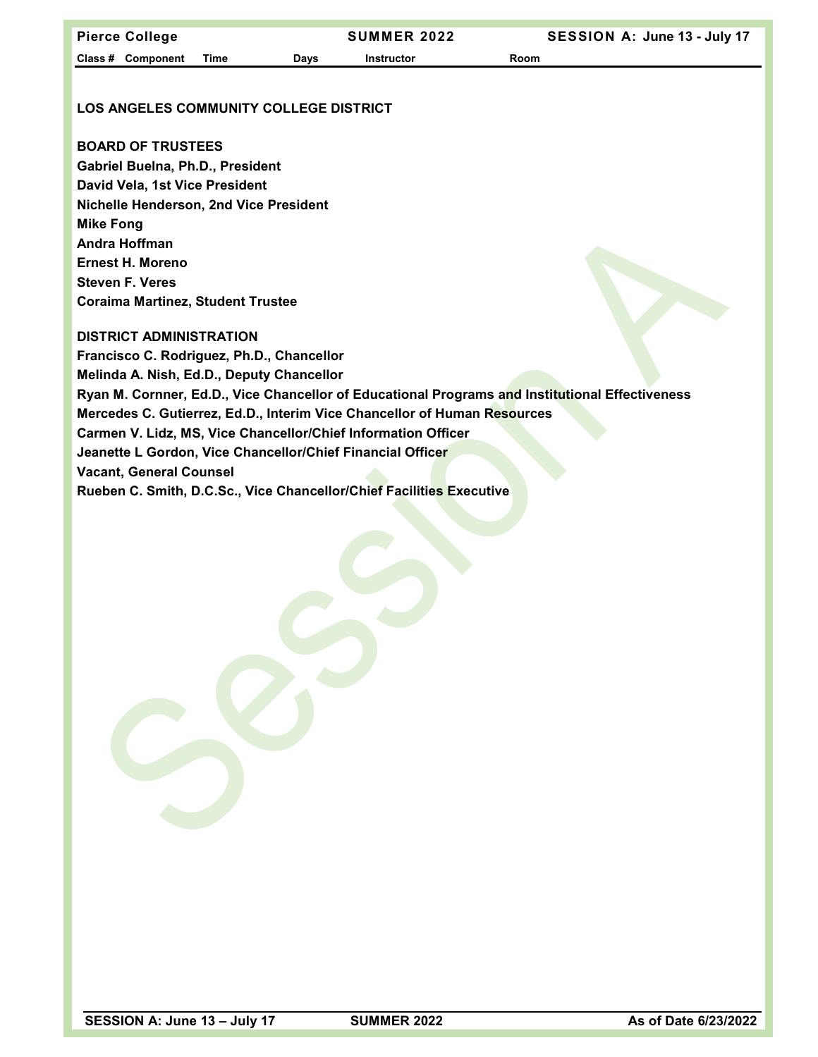## LOS ANGELES COMMUNITY COLLEGE DISTRICT

### BOARD OF TRUSTEES

**Gabriel Buelna, Ph.D., President**
**David Vela, 1st Vice President**
**Nichelle Henderson, 2nd Vice President**
**Mike Fong**
**Andra Hoffman**
**Ernest H. Moreno**
**Steven F. Veres**
**Coraima Martinez, Student Trustee**

### DISTRICT ADMINISTRATION

**Francisco C. Rodriguez, Ph.D., Chancellor**
**Melinda A. Nish, Ed.D., Deputy Chancellor**
**Ryan M. Cornner, Ed.D., Vice Chancellor of Educational Programs and Institutional Effectiveness**
**Mercedes C. Gutierrez, Ed.D., Interim Vice Chancellor of Human Resources**
**Carmen V. Lidz, MS, Vice Chancellor/Chief Information Officer**
**Jeanette L Gordon, Vice Chancellor/Chief Financial Officer**
**Vacant, General Counsel**
**Rueben C. Smith, D.C.Sc., Vice Chancellor/Chief Facilities Executive**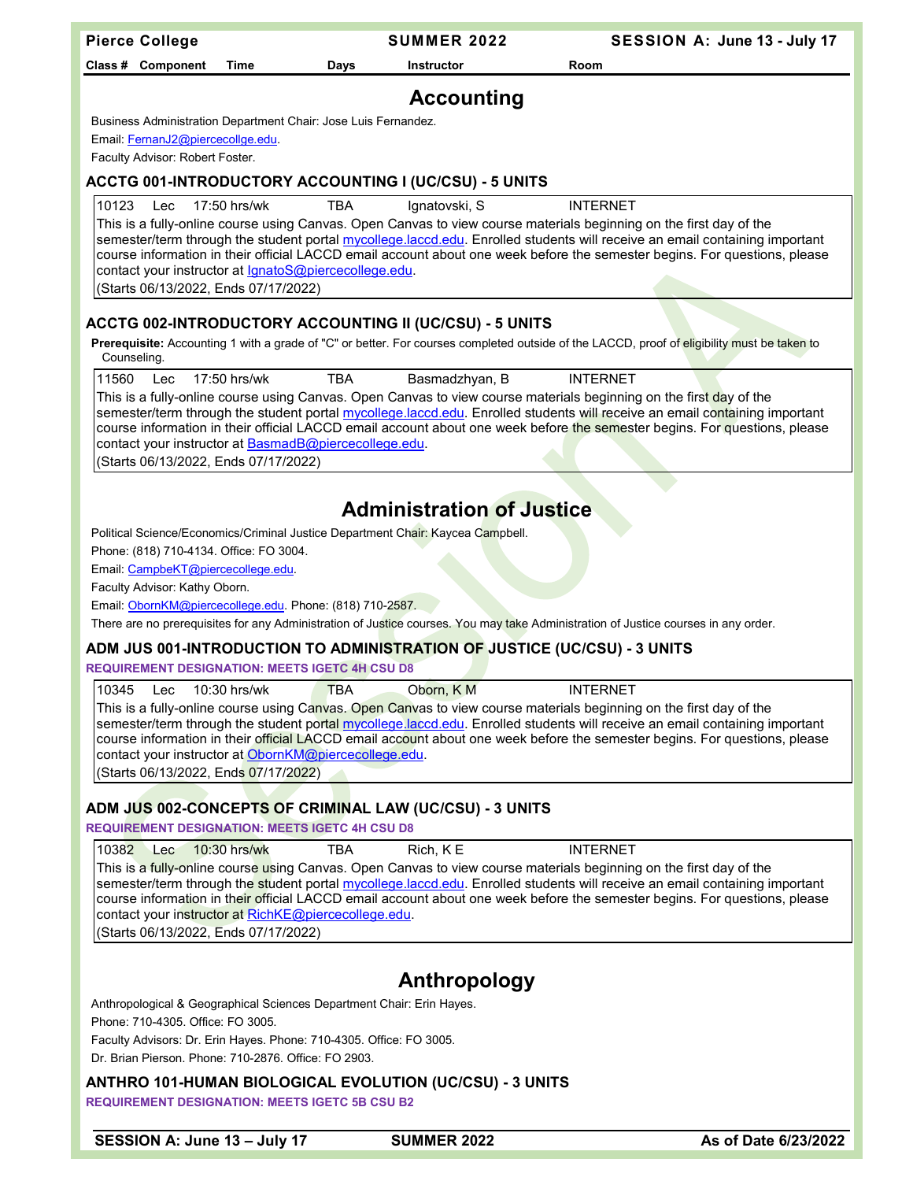## Accounting

Business Administration Department Chair: Jose Luis Fernandez.

Email: FernanJ2@piercecollge.edu.

Faculty Advisor: Robert Foster.

### ACCTG 001-INTRODUCTORY ACCOUNTING I (UC/CSU) - 5 UNITS

| Class # | Component | Time | Days | Instructor | Room |
|---|---|---|---|---|---|
| 10123 | Lec | 17:50 hrs/wk | TBA | Ignatovski, S | INTERNET |

This is a fully-online course using Canvas. Open Canvas to view course materials beginning on the first day of the semester/term through the student portal mycollege.laccd.edu. Enrolled students will receive an email containing important course information in their official LACCD email account about one week before the semester begins. For questions, please contact your instructor at IgnatoS@piercecollege.edu.

(Starts 06/13/2022, Ends 07/17/2022)

### ACCTG 002-INTRODUCTORY ACCOUNTING II (UC/CSU) - 5 UNITS

**Prerequisite:** Accounting 1 with a grade of "C" or better. For courses completed outside of the LACCD, proof of eligibility must be taken to Counseling.

| Class # | Component | Time | Days | Instructor | Room |
|---|---|---|---|---|---|
| 11560 | Lec | 17:50 hrs/wk | TBA | Basmadzhyan, B | INTERNET |

This is a fully-online course using Canvas. Open Canvas to view course materials beginning on the first day of the semester/term through the student portal mycollege.laccd.edu. Enrolled students will receive an email containing important course information in their official LACCD email account about one week before the semester begins. For questions, please contact your instructor at BasmadB@piercecollege.edu.

(Starts 06/13/2022, Ends 07/17/2022)

## Administration of Justice

Political Science/Economics/Criminal Justice Department Chair: Kaycea Campbell.

Phone: (818) 710-4134. Office: FO 3004.

Email: CampbeKT@piercecollege.edu.

Faculty Advisor: Kathy Oborn.

Email: ObornKM@piercecollege.edu. Phone: (818) 710-2587.

There are no prerequisites for any Administration of Justice courses. You may take Administration of Justice courses in any order.

### ADM JUS 001-INTRODUCTION TO ADMINISTRATION OF JUSTICE (UC/CSU) - 3 UNITS

**REQUIREMENT DESIGNATION: MEETS IGETC 4H CSU D8**

| Class # | Component | Time | Days | Instructor | Room |
|---|---|---|---|---|---|
| 10345 | Lec | 10:30 hrs/wk | TBA | Oborn, K M | INTERNET |

This is a fully-online course using Canvas. Open Canvas to view course materials beginning on the first day of the semester/term through the student portal mycollege.laccd.edu. Enrolled students will receive an email containing important course information in their official LACCD email account about one week before the semester begins. For questions, please contact your instructor at ObornKM@piercecollege.edu.

(Starts 06/13/2022, Ends 07/17/2022)

### ADM JUS 002-CONCEPTS OF CRIMINAL LAW (UC/CSU) - 3 UNITS

**REQUIREMENT DESIGNATION: MEETS IGETC 4H CSU D8**

| Class # | Component | Time | Days | Instructor | Room |
|---|---|---|---|---|---|
| 10382 | Lec | 10:30 hrs/wk | TBA | Rich, K E | INTERNET |

This is a fully-online course using Canvas. Open Canvas to view course materials beginning on the first day of the semester/term through the student portal mycollege.laccd.edu. Enrolled students will receive an email containing important course information in their official LACCD email account about one week before the semester begins. For questions, please contact your instructor at RichKE@piercecollege.edu.

(Starts 06/13/2022, Ends 07/17/2022)

## Anthropology

Anthropological & Geographical Sciences Department Chair: Erin Hayes.

Phone: 710-4305. Office: FO 3005.

Faculty Advisors: Dr. Erin Hayes. Phone: 710-4305. Office: FO 3005.

Dr. Brian Pierson. Phone: 710-2876. Office: FO 2903.

### ANTHRO 101-HUMAN BIOLOGICAL EVOLUTION (UC/CSU) - 3 UNITS

**REQUIREMENT DESIGNATION: MEETS IGETC 5B CSU B2**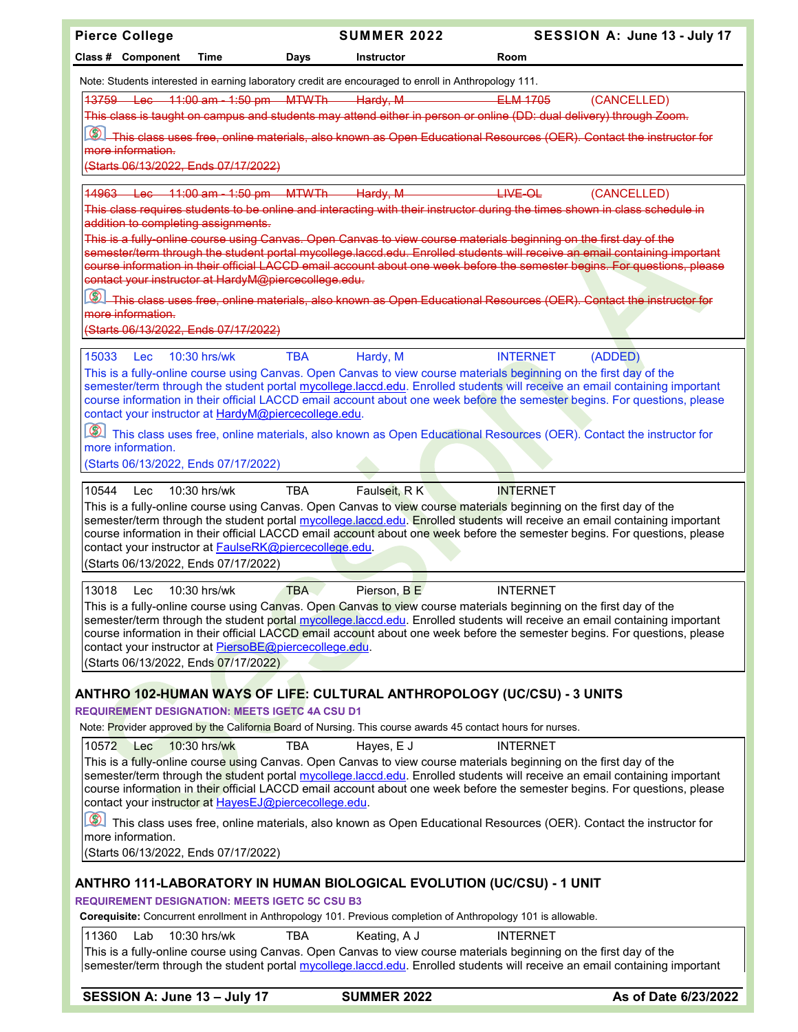Note: Students interested in earning laboratory credit are encouraged to enroll in Anthropology 111.

~~13759 Lec 11:00 am - 1:50 pm MTWTh Hardy, M ELM 1705~~ (CANCELLED)

~~This class is taught on campus and students may attend either in person or online (DD: dual delivery) through Zoom.~~

~~This class uses free, online materials, also known as Open Educational Resources (OER). Contact the instructor for more information.~~

~~(Starts 06/13/2022, Ends 07/17/2022)~~

~~14963 Lec 11:00 am - 1:50 pm MTWTh Hardy, M LIVE-OL~~ (CANCELLED)

~~This class requires students to be online and interacting with their instructor during the times shown in class schedule in addition to completing assignments.~~

~~This is a fully-online course using Canvas. Open Canvas to view course materials beginning on the first day of the semester/term through the student portal mycollege.laccd.edu. Enrolled students will receive an email containing important course information in their official LACCD email account about one week before the semester begins. For questions, please contact your instructor at HardyM@piercecollege.edu.~~

~~This class uses free, online materials, also known as Open Educational Resources (OER). Contact the instructor for more information.~~

~~(Starts 06/13/2022, Ends 07/17/2022)~~

15033 Lec 10:30 hrs/wk TBA Hardy, M INTERNET (ADDED)

This is a fully-online course using Canvas. Open Canvas to view course materials beginning on the first day of the semester/term through the student portal mycollege.laccd.edu. Enrolled students will receive an email containing important course information in their official LACCD email account about one week before the semester begins. For questions, please contact your instructor at HardyM@piercecollege.edu.

This class uses free, online materials, also known as Open Educational Resources (OER). Contact the instructor for more information.

(Starts 06/13/2022, Ends 07/17/2022)

10544 Lec 10:30 hrs/wk TBA Faulseit, R K INTERNET

This is a fully-online course using Canvas. Open Canvas to view course materials beginning on the first day of the semester/term through the student portal mycollege.laccd.edu. Enrolled students will receive an email containing important course information in their official LACCD email account about one week before the semester begins. For questions, please contact your instructor at FaulseRK@piercecollege.edu.

(Starts 06/13/2022, Ends 07/17/2022)

13018 Lec 10:30 hrs/wk TBA Pierson, B E INTERNET

This is a fully-online course using Canvas. Open Canvas to view course materials beginning on the first day of the semester/term through the student portal mycollege.laccd.edu. Enrolled students will receive an email containing important course information in their official LACCD email account about one week before the semester begins. For questions, please contact your instructor at PiersoBE@piercecollege.edu.

(Starts 06/13/2022, Ends 07/17/2022)

## ANTHRO 102-HUMAN WAYS OF LIFE: CULTURAL ANTHROPOLOGY (UC/CSU) - 3 UNITS

**REQUIREMENT DESIGNATION: MEETS IGETC 4A CSU D1**

Note: Provider approved by the California Board of Nursing. This course awards 45 contact hours for nurses.

10572 Lec 10:30 hrs/wk TBA Hayes, E J INTERNET

This is a fully-online course using Canvas. Open Canvas to view course materials beginning on the first day of the semester/term through the student portal mycollege.laccd.edu. Enrolled students will receive an email containing important course information in their official LACCD email account about one week before the semester begins. For questions, please contact your instructor at HayesEJ@piercecollege.edu.

This class uses free, online materials, also known as Open Educational Resources (OER). Contact the instructor for more information.

(Starts 06/13/2022, Ends 07/17/2022)

## ANTHRO 111-LABORATORY IN HUMAN BIOLOGICAL EVOLUTION (UC/CSU) - 1 UNIT

**REQUIREMENT DESIGNATION: MEETS IGETC 5C CSU B3**

**Corequisite:** Concurrent enrollment in Anthropology 101. Previous completion of Anthropology 101 is allowable.

11360 Lab 10:30 hrs/wk TBA Keating, A J INTERNET

This is a fully-online course using Canvas. Open Canvas to view course materials beginning on the first day of the semester/term through the student portal mycollege.laccd.edu. Enrolled students will receive an email containing important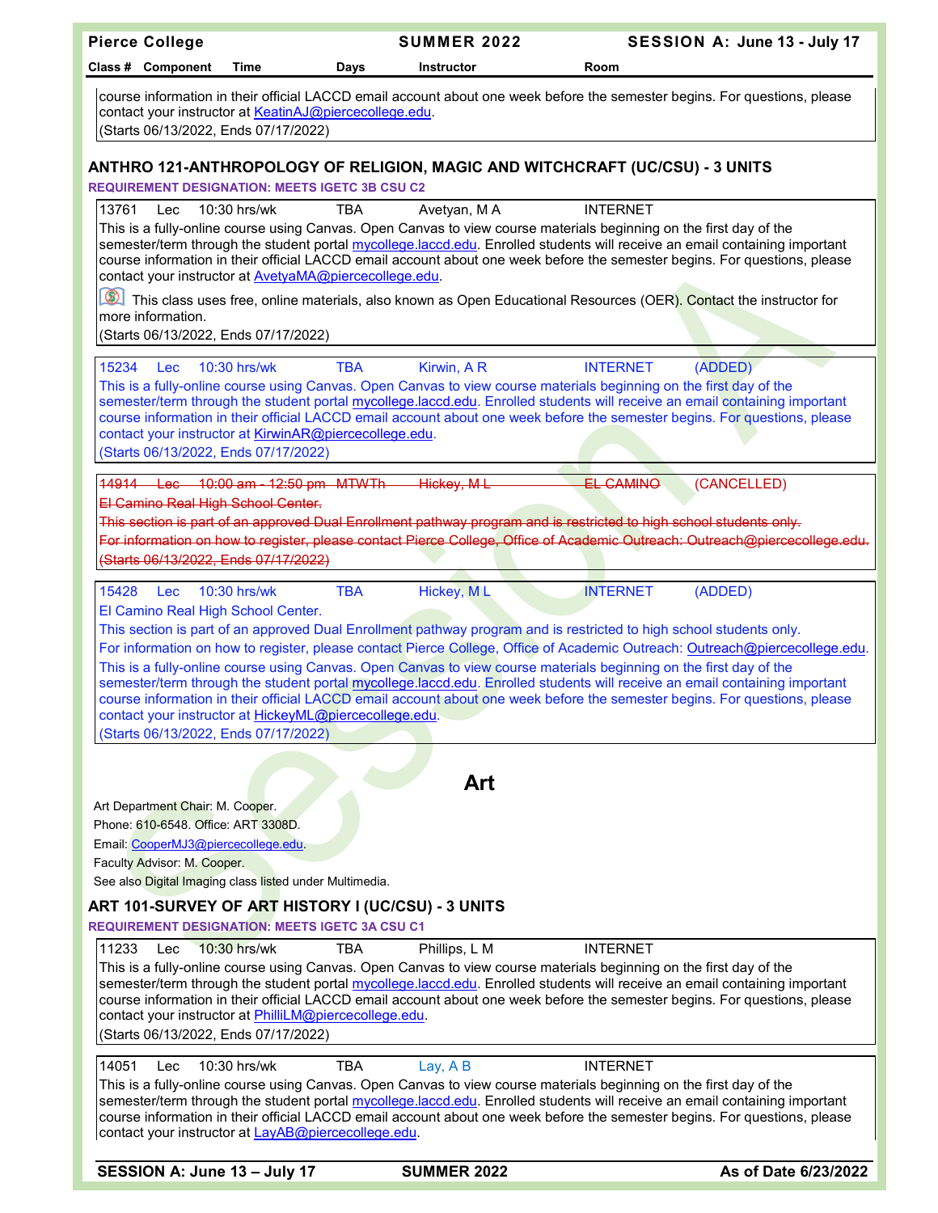course information in their official LACCD email account about one week before the semester begins. For questions, please contact your instructor at KeatinAJ@piercecollege.edu.
(Starts 06/13/2022, Ends 07/17/2022)

### ANTHRO 121-ANTHROPOLOGY OF RELIGION, MAGIC AND WITCHCRAFT (UC/CSU) - 3 UNITS

REQUIREMENT DESIGNATION: MEETS IGETC 3B CSU C2

| Class # | Component | Time | Days | Instructor | Room | |
|---|---|---|---|---|---|---|
| 13761 | Lec | 10:30 hrs/wk | TBA | Avetyan, M A | INTERNET | |

This is a fully-online course using Canvas. Open Canvas to view course materials beginning on the first day of the semester/term through the student portal mycollege.laccd.edu. Enrolled students will receive an email containing important course information in their official LACCD email account about one week before the semester begins. For questions, please contact your instructor at AvetyaMA@piercecollege.edu.

This class uses free, online materials, also known as Open Educational Resources (OER). Contact the instructor for more information.
(Starts 06/13/2022, Ends 07/17/2022)

| Class # | Component | Time | Days | Instructor | Room | |
|---|---|---|---|---|---|---|
| 15234 | Lec | 10:30 hrs/wk | TBA | Kirwin, A R | INTERNET | (ADDED) |

This is a fully-online course using Canvas. Open Canvas to view course materials beginning on the first day of the semester/term through the student portal mycollege.laccd.edu. Enrolled students will receive an email containing important course information in their official LACCD email account about one week before the semester begins. For questions, please contact your instructor at KirwinAR@piercecollege.edu.
(Starts 06/13/2022, Ends 07/17/2022)

| Class # | Component | Time | Days | Instructor | Room | |
|---|---|---|---|---|---|---|
| ~~14914~~ | ~~Lec~~ | ~~10:00 am - 12:50 pm~~ | ~~MTWTh~~ | ~~Hickey, M L~~ | ~~EL CAMINO~~ | (CANCELLED) |

~~El Camino Real High School Center.~~
~~This section is part of an approved Dual Enrollment pathway program and is restricted to high school students only.~~
~~For information on how to register, please contact Pierce College, Office of Academic Outreach: Outreach@piercecollege.edu.~~
~~(Starts 06/13/2022, Ends 07/17/2022)~~

| Class # | Component | Time | Days | Instructor | Room | |
|---|---|---|---|---|---|---|
| 15428 | Lec | 10:30 hrs/wk | TBA | Hickey, M L | INTERNET | (ADDED) |

El Camino Real High School Center.
This section is part of an approved Dual Enrollment pathway program and is restricted to high school students only.
For information on how to register, please contact Pierce College, Office of Academic Outreach: Outreach@piercecollege.edu.
This is a fully-online course using Canvas. Open Canvas to view course materials beginning on the first day of the semester/term through the student portal mycollege.laccd.edu. Enrolled students will receive an email containing important course information in their official LACCD email account about one week before the semester begins. For questions, please contact your instructor at HickeyML@piercecollege.edu.
(Starts 06/13/2022, Ends 07/17/2022)

## Art

Art Department Chair: M. Cooper.
Phone: 610-6548. Office: ART 3308D.
Email: CooperMJ3@piercecollege.edu.
Faculty Advisor: M. Cooper.
See also Digital Imaging class listed under Multimedia.

### ART 101-SURVEY OF ART HISTORY I (UC/CSU) - 3 UNITS

REQUIREMENT DESIGNATION: MEETS IGETC 3A CSU C1

| Class # | Component | Time | Days | Instructor | Room |
|---|---|---|---|---|---|
| 11233 | Lec | 10:30 hrs/wk | TBA | Phillips, L M | INTERNET |

This is a fully-online course using Canvas. Open Canvas to view course materials beginning on the first day of the semester/term through the student portal mycollege.laccd.edu. Enrolled students will receive an email containing important course information in their official LACCD email account about one week before the semester begins. For questions, please contact your instructor at PhilliLM@piercecollege.edu.
(Starts 06/13/2022, Ends 07/17/2022)

| Class # | Component | Time | Days | Instructor | Room |
|---|---|---|---|---|---|
| 14051 | Lec | 10:30 hrs/wk | TBA | Lay, A B | INTERNET |

This is a fully-online course using Canvas. Open Canvas to view course materials beginning on the first day of the semester/term through the student portal mycollege.laccd.edu. Enrolled students will receive an email containing important course information in their official LACCD email account about one week before the semester begins. For questions, please contact your instructor at LayAB@piercecollege.edu.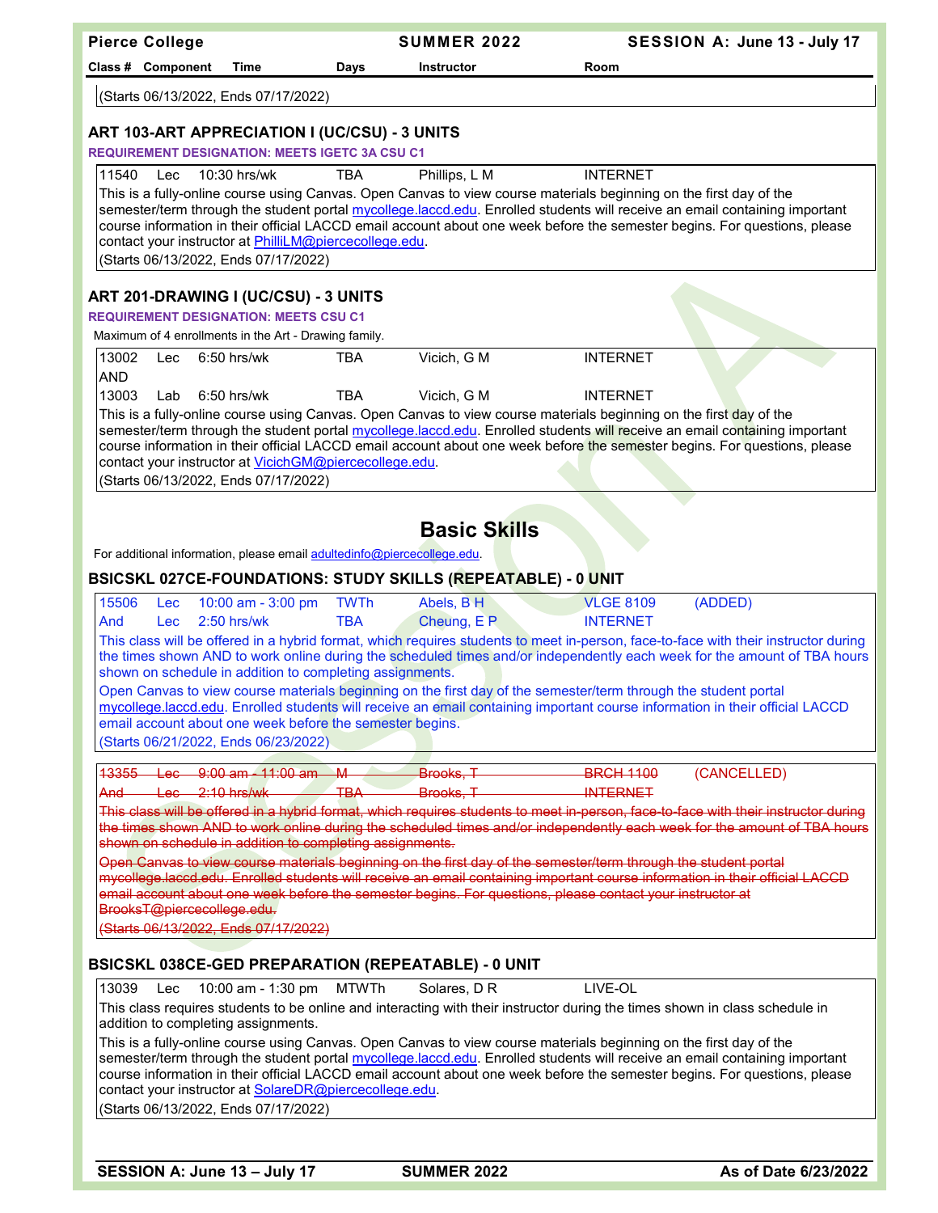(Starts 06/13/2022, Ends 07/17/2022)

### ART 103-ART APPRECIATION I (UC/CSU) - 3 UNITS

**REQUIREMENT DESIGNATION: MEETS IGETC 3A CSU C1**

| Class # | Component | Time | Days | Instructor | Room |
|---|---|---|---|---|---|
| 11540 | Lec | 10:30 hrs/wk | TBA | Phillips, L M | INTERNET |

This is a fully-online course using Canvas. Open Canvas to view course materials beginning on the first day of the semester/term through the student portal mycollege.laccd.edu. Enrolled students will receive an email containing important course information in their official LACCD email account about one week before the semester begins. For questions, please contact your instructor at PhilliLM@piercecollege.edu.

(Starts 06/13/2022, Ends 07/17/2022)

### ART 201-DRAWING I (UC/CSU) - 3 UNITS

**REQUIREMENT DESIGNATION: MEETS CSU C1**

Maximum of 4 enrollments in the Art - Drawing family.

| Class # | Component | Time | Days | Instructor | Room |
|---|---|---|---|---|---|
| 13002 | Lec | 6:50 hrs/wk | TBA | Vicich, G M | INTERNET |
| AND | | | | | |
| 13003 | Lab | 6:50 hrs/wk | TBA | Vicich, G M | INTERNET |

This is a fully-online course using Canvas. Open Canvas to view course materials beginning on the first day of the semester/term through the student portal mycollege.laccd.edu. Enrolled students will receive an email containing important course information in their official LACCD email account about one week before the semester begins. For questions, please contact your instructor at VicichGM@piercecollege.edu.

(Starts 06/13/2022, Ends 07/17/2022)

## Basic Skills

For additional information, please email adultedinfo@piercecollege.edu.

### BSICSKL 027CE-FOUNDATIONS: STUDY SKILLS (REPEATABLE) - 0 UNIT

| Class # | Component | Time | Days | Instructor | Room | |
|---|---|---|---|---|---|---|
| 15506 | Lec | 10:00 am - 3:00 pm | TWTh | Abels, B H | VLGE 8109 | (ADDED) |
| And | Lec | 2:50 hrs/wk | TBA | Cheung, E P | INTERNET | |

This class will be offered in a hybrid format, which requires students to meet in-person, face-to-face with their instructor during the times shown AND to work online during the scheduled times and/or independently each week for the amount of TBA hours shown on schedule in addition to completing assignments.

Open Canvas to view course materials beginning on the first day of the semester/term through the student portal mycollege.laccd.edu. Enrolled students will receive an email containing important course information in their official LACCD email account about one week before the semester begins.

(Starts 06/21/2022, Ends 06/23/2022)

| Class # | Component | Time | Days | Instructor | Room | |
|---|---|---|---|---|---|---|
| ~~13355~~ | ~~Lec~~ | ~~9:00 am - 11:00 am~~ | ~~M~~ | ~~Brooks, T~~ | ~~BRCH 1100~~ | (CANCELLED) |
| ~~And~~ | ~~Lec~~ | ~~2:10 hrs/wk~~ | ~~TBA~~ | ~~Brooks, T~~ | ~~INTERNET~~ | |

~~This class will be offered in a hybrid format, which requires students to meet in-person, face-to-face with their instructor during the times shown AND to work online during the scheduled times and/or independently each week for the amount of TBA hours shown on schedule in addition to completing assignments.~~

~~Open Canvas to view course materials beginning on the first day of the semester/term through the student portal mycollege.laccd.edu. Enrolled students will receive an email containing important course information in their official LACCD email account about one week before the semester begins. For questions, please contact your instructor at BrooksT@piercecollege.edu.~~

~~(Starts 06/13/2022, Ends 07/17/2022)~~

### BSICSKL 038CE-GED PREPARATION (REPEATABLE) - 0 UNIT

| Class # | Component | Time | Days | Instructor | Room |
|---|---|---|---|---|---|
| 13039 | Lec | 10:00 am - 1:30 pm | MTWTh | Solares, D R | LIVE-OL |

This class requires students to be online and interacting with their instructor during the times shown in class schedule in addition to completing assignments.

This is a fully-online course using Canvas. Open Canvas to view course materials beginning on the first day of the semester/term through the student portal mycollege.laccd.edu. Enrolled students will receive an email containing important course information in their official LACCD email account about one week before the semester begins. For questions, please contact your instructor at SolareDR@piercecollege.edu.

(Starts 06/13/2022, Ends 07/17/2022)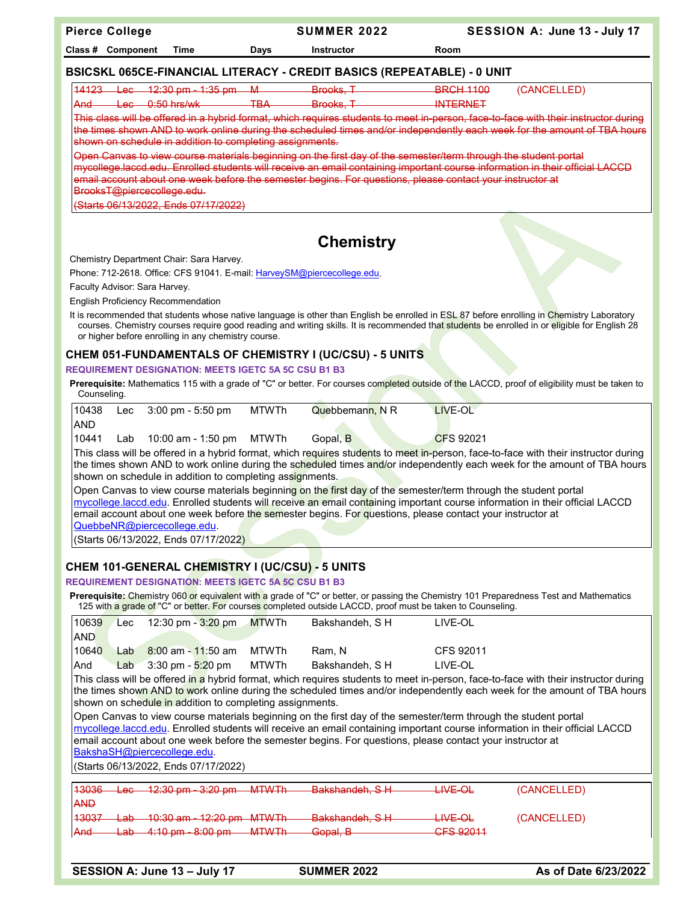| Class # | Component | Time | Days | Instructor | Room |
|---|---|---|---|---|---|

## BSICSKL 065CE-FINANCIAL LITERACY - CREDIT BASICS (REPEATABLE) - 0 UNIT

| Class # | Component | Time | Days | Instructor | Room | Status |
|---|---|---|---|---|---|---|
| ~~14123~~ | ~~Lec~~ | ~~12:30 pm - 1:35 pm~~ | ~~M~~ | ~~Brooks, T~~ | ~~BRCH 1100~~ | (CANCELLED) |
| ~~And~~ | ~~Lec~~ | ~~0:50 hrs/wk~~ | ~~TBA~~ | ~~Brooks, T~~ | ~~INTERNET~~ | |

~~This class will be offered in a hybrid format, which requires students to meet in-person, face-to-face with their instructor during the times shown AND to work online during the scheduled times and/or independently each week for the amount of TBA hours shown on schedule in addition to completing assignments.~~

~~Open Canvas to view course materials beginning on the first day of the semester/term through the student portal mycollege.laccd.edu. Enrolled students will receive an email containing important course information in their official LACCD email account about one week before the semester begins. For questions, please contact your instructor at BrooksT@piercecollege.edu.~~

~~(Starts 06/13/2022, Ends 07/17/2022)~~

# Chemistry

Chemistry Department Chair: Sara Harvey.

Phone: 712-2618. Office: CFS 91041. E-mail: HarveySM@piercecollege.edu.

Faculty Advisor: Sara Harvey.

English Proficiency Recommendation

It is recommended that students whose native language is other than English be enrolled in ESL 87 before enrolling in Chemistry Laboratory courses. Chemistry courses require good reading and writing skills. It is recommended that students be enrolled in or eligible for English 28 or higher before enrolling in any chemistry course.

## CHEM 051-FUNDAMENTALS OF CHEMISTRY I (UC/CSU) - 5 UNITS

**REQUIREMENT DESIGNATION: MEETS IGETC 5A 5C CSU B1 B3**

**Prerequisite:** Mathematics 115 with a grade of "C" or better. For courses completed outside of the LACCD, proof of eligibility must be taken to Counseling.

| Class # | Component | Time | Days | Instructor | Room |
|---|---|---|---|---|---|
| 10438 | Lec | 3:00 pm - 5:50 pm | MTWTh | Quebbemann, N R | LIVE-OL |
| AND | | | | | |
| 10441 | Lab | 10:00 am - 1:50 pm | MTWTh | Gopal, B | CFS 92021 |

This class will be offered in a hybrid format, which requires students to meet in-person, face-to-face with their instructor during the times shown AND to work online during the scheduled times and/or independently each week for the amount of TBA hours shown on schedule in addition to completing assignments.

Open Canvas to view course materials beginning on the first day of the semester/term through the student portal mycollege.laccd.edu. Enrolled students will receive an email containing important course information in their official LACCD email account about one week before the semester begins. For questions, please contact your instructor at QuebbeNR@piercecollege.edu.

(Starts 06/13/2022, Ends 07/17/2022)

## CHEM 101-GENERAL CHEMISTRY I (UC/CSU) - 5 UNITS

**REQUIREMENT DESIGNATION: MEETS IGETC 5A 5C CSU B1 B3**

**Prerequisite:** Chemistry 060 or equivalent with a grade of "C" or better, or passing the Chemistry 101 Preparedness Test and Mathematics 125 with a grade of "C" or better. For courses completed outside LACCD, proof must be taken to Counseling.

| Class # | Component | Time | Days | Instructor | Room |
|---|---|---|---|---|---|
| 10639 | Lec | 12:30 pm - 3:20 pm | MTWTh | Bakshandeh, S H | LIVE-OL |
| AND | | | | | |
| 10640 | Lab | 8:00 am - 11:50 am | MTWTh | Ram, N | CFS 92011 |
| And | Lab | 3:30 pm - 5:20 pm | MTWTh | Bakshandeh, S H | LIVE-OL |

This class will be offered in a hybrid format, which requires students to meet in-person, face-to-face with their instructor during the times shown AND to work online during the scheduled times and/or independently each week for the amount of TBA hours shown on schedule in addition to completing assignments.

Open Canvas to view course materials beginning on the first day of the semester/term through the student portal mycollege.laccd.edu. Enrolled students will receive an email containing important course information in their official LACCD email account about one week before the semester begins. For questions, please contact your instructor at BakshaSH@piercecollege.edu.

(Starts 06/13/2022, Ends 07/17/2022)

| Class # | Component | Time | Days | Instructor | Room | Status |
|---|---|---|---|---|---|---|
| ~~13036~~ | ~~Lec~~ | ~~12:30 pm - 3:20 pm~~ | ~~MTWTh~~ | ~~Bakshandeh, S H~~ | ~~LIVE-OL~~ | (CANCELLED) |
| ~~AND~~ | | | | | | |
| ~~13037~~ | ~~Lab~~ | ~~10:30 am - 12:20 pm~~ | ~~MTWTh~~ | ~~Bakshandeh, S H~~ | ~~LIVE-OL~~ | (CANCELLED) |
| ~~And~~ | ~~Lab~~ | ~~4:10 pm - 8:00 pm~~ | ~~MTWTh~~ | ~~Gopal, B~~ | ~~CFS 92011~~ | |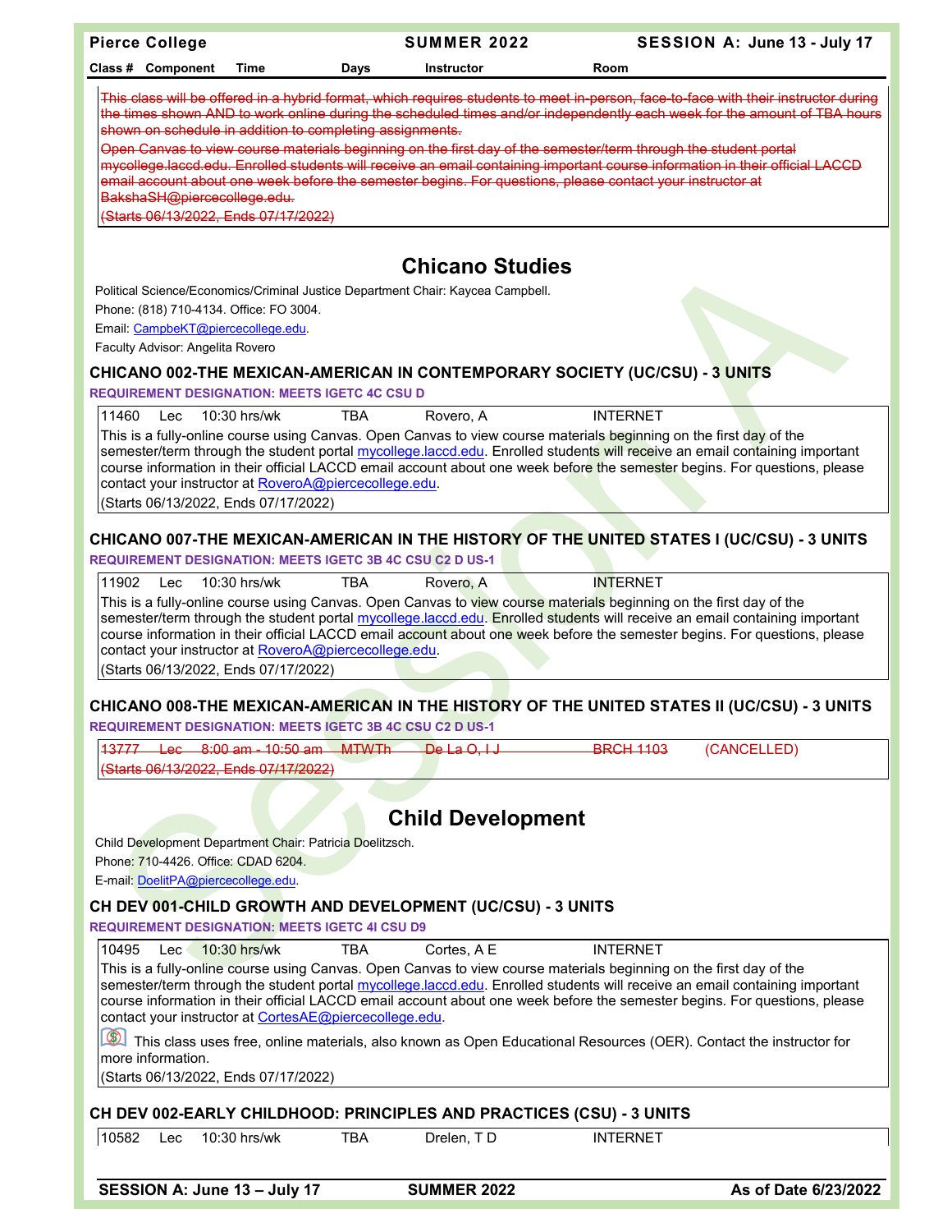~~This class will be offered in a hybrid format, which requires students to meet in-person, face-to-face with their instructor during the times shown AND to work online during the scheduled times and/or independently each week for the amount of TBA hours shown on schedule in addition to completing assignments.~~

~~Open Canvas to view course materials beginning on the first day of the semester/term through the student portal mycollege.laccd.edu. Enrolled students will receive an email containing important course information in their official LACCD email account about one week before the semester begins. For questions, please contact your instructor at BakshaSH@piercecollege.edu.~~

~~(Starts 06/13/2022, Ends 07/17/2022)~~

# Chicano Studies

Political Science/Economics/Criminal Justice Department Chair: Kaycea Campbell.
Phone: (818) 710-4134. Office: FO 3004.
Email: CampbeKT@piercecollege.edu.
Faculty Advisor: Angelita Rovero

### CHICANO 002-THE MEXICAN-AMERICAN IN CONTEMPORARY SOCIETY (UC/CSU) - 3 UNITS

**REQUIREMENT DESIGNATION: MEETS IGETC 4C CSU D**

| Class # | Component | Time | Days | Instructor | Room |
|---|---|---|---|---|---|
| 11460 | Lec | 10:30 hrs/wk | TBA | Rovero, A | INTERNET |

This is a fully-online course using Canvas. Open Canvas to view course materials beginning on the first day of the semester/term through the student portal mycollege.laccd.edu. Enrolled students will receive an email containing important course information in their official LACCD email account about one week before the semester begins. For questions, please contact your instructor at RoveroA@piercecollege.edu.

(Starts 06/13/2022, Ends 07/17/2022)

### CHICANO 007-THE MEXICAN-AMERICAN IN THE HISTORY OF THE UNITED STATES I (UC/CSU) - 3 UNITS

**REQUIREMENT DESIGNATION: MEETS IGETC 3B 4C CSU C2 D US-1**

| Class # | Component | Time | Days | Instructor | Room |
|---|---|---|---|---|---|
| 11902 | Lec | 10:30 hrs/wk | TBA | Rovero, A | INTERNET |

This is a fully-online course using Canvas. Open Canvas to view course materials beginning on the first day of the semester/term through the student portal mycollege.laccd.edu. Enrolled students will receive an email containing important course information in their official LACCD email account about one week before the semester begins. For questions, please contact your instructor at RoveroA@piercecollege.edu.

(Starts 06/13/2022, Ends 07/17/2022)

### CHICANO 008-THE MEXICAN-AMERICAN IN THE HISTORY OF THE UNITED STATES II (UC/CSU) - 3 UNITS

**REQUIREMENT DESIGNATION: MEETS IGETC 3B 4C CSU C2 D US-1**

| Class # | Component | Time | Days | Instructor | Room | |
|---|---|---|---|---|---|---|
| ~~13777~~ | ~~Lec~~ | ~~8:00 am - 10:50 am~~ | ~~MTWTh~~ | ~~De La O, I J~~ | ~~BRCH 1103~~ | (CANCELLED) |

~~(Starts 06/13/2022, Ends 07/17/2022)~~

# Child Development

Child Development Department Chair: Patricia Doelitzsch.
Phone: 710-4426. Office: CDAD 6204.
E-mail: DoelitPA@piercecollege.edu.

### CH DEV 001-CHILD GROWTH AND DEVELOPMENT (UC/CSU) - 3 UNITS

**REQUIREMENT DESIGNATION: MEETS IGETC 4I CSU D9**

| Class # | Component | Time | Days | Instructor | Room |
|---|---|---|---|---|---|
| 10495 | Lec | 10:30 hrs/wk | TBA | Cortes, A E | INTERNET |

This is a fully-online course using Canvas. Open Canvas to view course materials beginning on the first day of the semester/term through the student portal mycollege.laccd.edu. Enrolled students will receive an email containing important course information in their official LACCD email account about one week before the semester begins. For questions, please contact your instructor at CortesAE@piercecollege.edu.

This class uses free, online materials, also known as Open Educational Resources (OER). Contact the instructor for more information.

(Starts 06/13/2022, Ends 07/17/2022)

### CH DEV 002-EARLY CHILDHOOD: PRINCIPLES AND PRACTICES (CSU) - 3 UNITS

| Class # | Component | Time | Days | Instructor | Room |
|---|---|---|---|---|---|
| 10582 | Lec | 10:30 hrs/wk | TBA | Drelen, T D | INTERNET |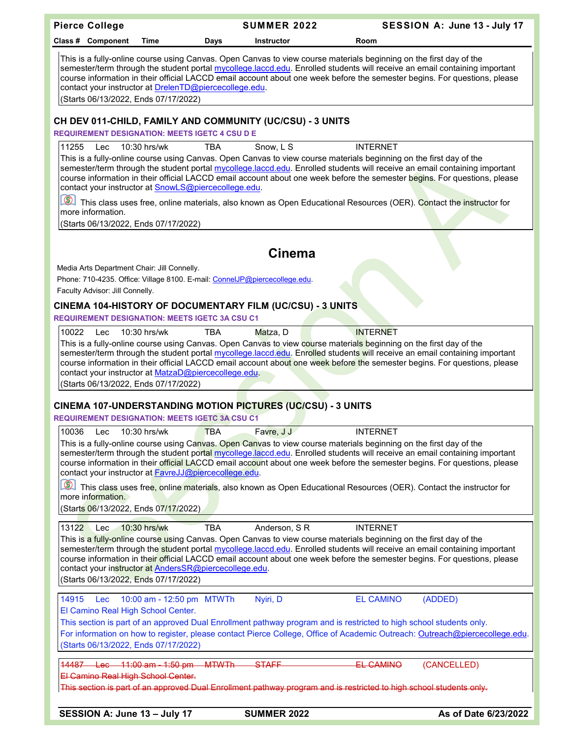This is a fully-online course using Canvas. Open Canvas to view course materials beginning on the first day of the semester/term through the student portal mycollege.laccd.edu. Enrolled students will receive an email containing important course information in their official LACCD email account about one week before the semester begins. For questions, please contact your instructor at DrelenTD@piercecollege.edu.

(Starts 06/13/2022, Ends 07/17/2022)

### CH DEV 011-CHILD, FAMILY AND COMMUNITY (UC/CSU) - 3 UNITS

**REQUIREMENT DESIGNATION: MEETS IGETC 4 CSU D E**

| Class # | Component | Time | Days | Instructor | Room |
|---|---|---|---|---|---|
| 11255 | Lec | 10:30 hrs/wk | TBA | Snow, L S | INTERNET |

This is a fully-online course using Canvas. Open Canvas to view course materials beginning on the first day of the semester/term through the student portal mycollege.laccd.edu. Enrolled students will receive an email containing important course information in their official LACCD email account about one week before the semester begins. For questions, please contact your instructor at SnowLS@piercecollege.edu.

This class uses free, online materials, also known as Open Educational Resources (OER). Contact the instructor for more information.

(Starts 06/13/2022, Ends 07/17/2022)

## Cinema

Media Arts Department Chair: Jill Connelly.

Phone: 710-4235. Office: Village 8100. E-mail: ConnelJP@piercecollege.edu.

Faculty Advisor: Jill Connelly.

### CINEMA 104-HISTORY OF DOCUMENTARY FILM (UC/CSU) - 3 UNITS

**REQUIREMENT DESIGNATION: MEETS IGETC 3A CSU C1**

| Class # | Component | Time | Days | Instructor | Room |
|---|---|---|---|---|---|
| 10022 | Lec | 10:30 hrs/wk | TBA | Matza, D | INTERNET |

This is a fully-online course using Canvas. Open Canvas to view course materials beginning on the first day of the semester/term through the student portal mycollege.laccd.edu. Enrolled students will receive an email containing important course information in their official LACCD email account about one week before the semester begins. For questions, please contact your instructor at MatzaD@piercecollege.edu.

(Starts 06/13/2022, Ends 07/17/2022)

### CINEMA 107-UNDERSTANDING MOTION PICTURES (UC/CSU) - 3 UNITS

**REQUIREMENT DESIGNATION: MEETS IGETC 3A CSU C1**

| Class # | Component | Time | Days | Instructor | Room |
|---|---|---|---|---|---|
| 10036 | Lec | 10:30 hrs/wk | TBA | Favre, J J | INTERNET |

This is a fully-online course using Canvas. Open Canvas to view course materials beginning on the first day of the semester/term through the student portal mycollege.laccd.edu. Enrolled students will receive an email containing important course information in their official LACCD email account about one week before the semester begins. For questions, please contact your instructor at FavreJJ@piercecollege.edu.

This class uses free, online materials, also known as Open Educational Resources (OER). Contact the instructor for more information.

(Starts 06/13/2022, Ends 07/17/2022)

| Class # | Component | Time | Days | Instructor | Room |
|---|---|---|---|---|---|
| 13122 | Lec | 10:30 hrs/wk | TBA | Anderson, S R | INTERNET |

This is a fully-online course using Canvas. Open Canvas to view course materials beginning on the first day of the semester/term through the student portal mycollege.laccd.edu. Enrolled students will receive an email containing important course information in their official LACCD email account about one week before the semester begins. For questions, please contact your instructor at AndersSR@piercecollege.edu.

(Starts 06/13/2022, Ends 07/17/2022)

| Class # | Component | Time | Days | Instructor | Room | |
|---|---|---|---|---|---|---|
| 14915 | Lec | 10:00 am - 12:50 pm | MTWTh | Nyiri, D | EL CAMINO | (ADDED) |

El Camino Real High School Center.

This section is part of an approved Dual Enrollment pathway program and is restricted to high school students only.

For information on how to register, please contact Pierce College, Office of Academic Outreach: Outreach@piercecollege.edu.

(Starts 06/13/2022, Ends 07/17/2022)

| Class # | Component | Time | Days | Instructor | Room | |
|---|---|---|---|---|---|---|
| ~~14487~~ | ~~Lec~~ | ~~11:00 am - 1:50 pm~~ | ~~MTWTh~~ | ~~STAFF~~ | ~~EL CAMINO~~ | (CANCELLED) |

~~El Camino Real High School Center.~~

~~This section is part of an approved Dual Enrollment pathway program and is restricted to high school students only.~~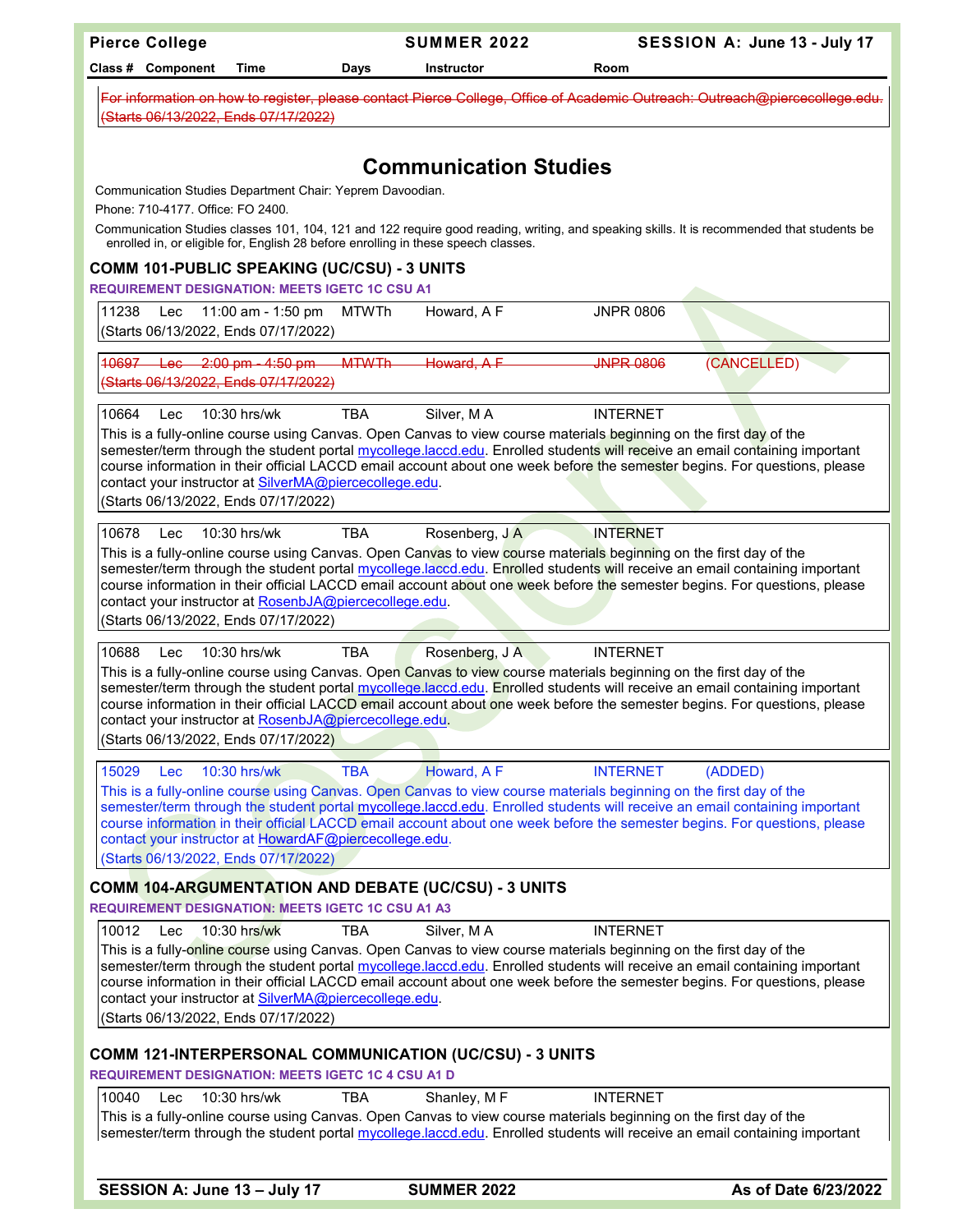~~For information on how to register, please contact Pierce College, Office of Academic Outreach: Outreach@piercecollege.edu. (Starts 06/13/2022, Ends 07/17/2022)~~

# Communication Studies

Communication Studies Department Chair: Yeprem Davoodian.

Phone: 710-4177. Office: FO 2400.

Communication Studies classes 101, 104, 121 and 122 require good reading, writing, and speaking skills. It is recommended that students be enrolled in, or eligible for, English 28 before enrolling in these speech classes.

## COMM 101-PUBLIC SPEAKING (UC/CSU) - 3 UNITS

**REQUIREMENT DESIGNATION: MEETS IGETC 1C CSU A1**

| Class # | Component | Time | Days | Instructor | Room | |
|---|---|---|---|---|---|---|
| 11238 | Lec | 11:00 am - 1:50 pm | MTWTh | Howard, A F | JNPR 0806 | |

(Starts 06/13/2022, Ends 07/17/2022)

| Class # | Component | Time | Days | Instructor | Room | |
|---|---|---|---|---|---|---|
| ~~10697~~ | ~~Lec~~ | ~~2:00 pm - 4:50 pm~~ | ~~MTWTh~~ | ~~Howard, A F~~ | ~~JNPR 0806~~ | (CANCELLED) |

~~(Starts 06/13/2022, Ends 07/17/2022)~~

| Class # | Component | Time | Days | Instructor | Room |
|---|---|---|---|---|---|
| 10664 | Lec | 10:30 hrs/wk | TBA | Silver, M A | INTERNET |

This is a fully-online course using Canvas. Open Canvas to view course materials beginning on the first day of the semester/term through the student portal mycollege.laccd.edu. Enrolled students will receive an email containing important course information in their official LACCD email account about one week before the semester begins. For questions, please contact your instructor at SilverMA@piercecollege.edu.

(Starts 06/13/2022, Ends 07/17/2022)

| Class # | Component | Time | Days | Instructor | Room |
|---|---|---|---|---|---|
| 10678 | Lec | 10:30 hrs/wk | TBA | Rosenberg, J A | INTERNET |

This is a fully-online course using Canvas. Open Canvas to view course materials beginning on the first day of the semester/term through the student portal mycollege.laccd.edu. Enrolled students will receive an email containing important course information in their official LACCD email account about one week before the semester begins. For questions, please contact your instructor at RosenbJA@piercecollege.edu.

(Starts 06/13/2022, Ends 07/17/2022)

| Class # | Component | Time | Days | Instructor | Room |
|---|---|---|---|---|---|
| 10688 | Lec | 10:30 hrs/wk | TBA | Rosenberg, J A | INTERNET |

This is a fully-online course using Canvas. Open Canvas to view course materials beginning on the first day of the semester/term through the student portal mycollege.laccd.edu. Enrolled students will receive an email containing important course information in their official LACCD email account about one week before the semester begins. For questions, please contact your instructor at RosenbJA@piercecollege.edu.

(Starts 06/13/2022, Ends 07/17/2022)

| Class # | Component | Time | Days | Instructor | Room | |
|---|---|---|---|---|---|---|
| 15029 | Lec | 10:30 hrs/wk | TBA | Howard, A F | INTERNET | (ADDED) |

This is a fully-online course using Canvas. Open Canvas to view course materials beginning on the first day of the semester/term through the student portal mycollege.laccd.edu. Enrolled students will receive an email containing important course information in their official LACCD email account about one week before the semester begins. For questions, please contact your instructor at HowardAF@piercecollege.edu.

(Starts 06/13/2022, Ends 07/17/2022)

## COMM 104-ARGUMENTATION AND DEBATE (UC/CSU) - 3 UNITS

**REQUIREMENT DESIGNATION: MEETS IGETC 1C CSU A1 A3**

| Class # | Component | Time | Days | Instructor | Room |
|---|---|---|---|---|---|
| 10012 | Lec | 10:30 hrs/wk | TBA | Silver, M A | INTERNET |

This is a fully-online course using Canvas. Open Canvas to view course materials beginning on the first day of the semester/term through the student portal mycollege.laccd.edu. Enrolled students will receive an email containing important course information in their official LACCD email account about one week before the semester begins. For questions, please contact your instructor at SilverMA@piercecollege.edu.

(Starts 06/13/2022, Ends 07/17/2022)

## COMM 121-INTERPERSONAL COMMUNICATION (UC/CSU) - 3 UNITS

**REQUIREMENT DESIGNATION: MEETS IGETC 1C 4 CSU A1 D**

| Class # | Component | Time | Days | Instructor | Room |
|---|---|---|---|---|---|
| 10040 | Lec | 10:30 hrs/wk | TBA | Shanley, M F | INTERNET |

This is a fully-online course using Canvas. Open Canvas to view course materials beginning on the first day of the semester/term through the student portal mycollege.laccd.edu. Enrolled students will receive an email containing important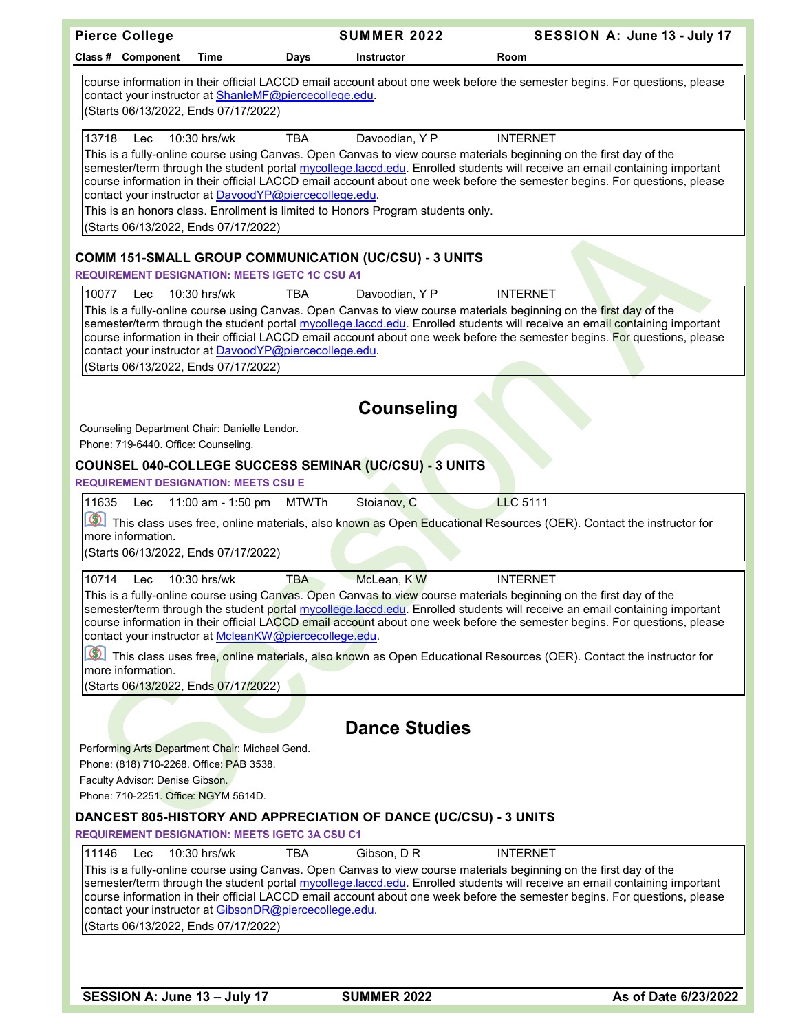course information in their official LACCD email account about one week before the semester begins. For questions, please contact your instructor at ShanleMF@piercecollege.edu.

(Starts 06/13/2022, Ends 07/17/2022)

| Class # | Component | Time | Days | Instructor | Room |
|---|---|---|---|---|---|
| 13718 | Lec | 10:30 hrs/wk | TBA | Davoodian, Y P | INTERNET |

This is a fully-online course using Canvas. Open Canvas to view course materials beginning on the first day of the semester/term through the student portal mycollege.laccd.edu. Enrolled students will receive an email containing important course information in their official LACCD email account about one week before the semester begins. For questions, please contact your instructor at DavoodYP@piercecollege.edu.

This is an honors class. Enrollment is limited to Honors Program students only.

(Starts 06/13/2022, Ends 07/17/2022)

### COMM 151-SMALL GROUP COMMUNICATION (UC/CSU) - 3 UNITS

**REQUIREMENT DESIGNATION: MEETS IGETC 1C CSU A1**

| Class # | Component | Time | Days | Instructor | Room |
|---|---|---|---|---|---|
| 10077 | Lec | 10:30 hrs/wk | TBA | Davoodian, Y P | INTERNET |

This is a fully-online course using Canvas. Open Canvas to view course materials beginning on the first day of the semester/term through the student portal mycollege.laccd.edu. Enrolled students will receive an email containing important course information in their official LACCD email account about one week before the semester begins. For questions, please contact your instructor at DavoodYP@piercecollege.edu.

(Starts 06/13/2022, Ends 07/17/2022)

## Counseling

Counseling Department Chair: Danielle Lendor.

Phone: 719-6440. Office: Counseling.

### COUNSEL 040-COLLEGE SUCCESS SEMINAR (UC/CSU) - 3 UNITS

**REQUIREMENT DESIGNATION: MEETS CSU E**

| Class # | Component | Time | Days | Instructor | Room |
|---|---|---|---|---|---|
| 11635 | Lec | 11:00 am - 1:50 pm | MTWTh | Stoianov, C | LLC 5111 |

This class uses free, online materials, also known as Open Educational Resources (OER). Contact the instructor for more information.

(Starts 06/13/2022, Ends 07/17/2022)

| Class # | Component | Time | Days | Instructor | Room |
|---|---|---|---|---|---|
| 10714 | Lec | 10:30 hrs/wk | TBA | McLean, K W | INTERNET |

This is a fully-online course using Canvas. Open Canvas to view course materials beginning on the first day of the semester/term through the student portal mycollege.laccd.edu. Enrolled students will receive an email containing important course information in their official LACCD email account about one week before the semester begins. For questions, please contact your instructor at McleanKW@piercecollege.edu.

This class uses free, online materials, also known as Open Educational Resources (OER). Contact the instructor for more information.

(Starts 06/13/2022, Ends 07/17/2022)

## Dance Studies

Performing Arts Department Chair: Michael Gend.

Phone: (818) 710-2268. Office: PAB 3538.

Faculty Advisor: Denise Gibson.

Phone: 710-2251. Office: NGYM 5614D.

### DANCEST 805-HISTORY AND APPRECIATION OF DANCE (UC/CSU) - 3 UNITS

**REQUIREMENT DESIGNATION: MEETS IGETC 3A CSU C1**

| Class # | Component | Time | Days | Instructor | Room |
|---|---|---|---|---|---|
| 11146 | Lec | 10:30 hrs/wk | TBA | Gibson, D R | INTERNET |

This is a fully-online course using Canvas. Open Canvas to view course materials beginning on the first day of the semester/term through the student portal mycollege.laccd.edu. Enrolled students will receive an email containing important course information in their official LACCD email account about one week before the semester begins. For questions, please contact your instructor at GibsonDR@piercecollege.edu.

(Starts 06/13/2022, Ends 07/17/2022)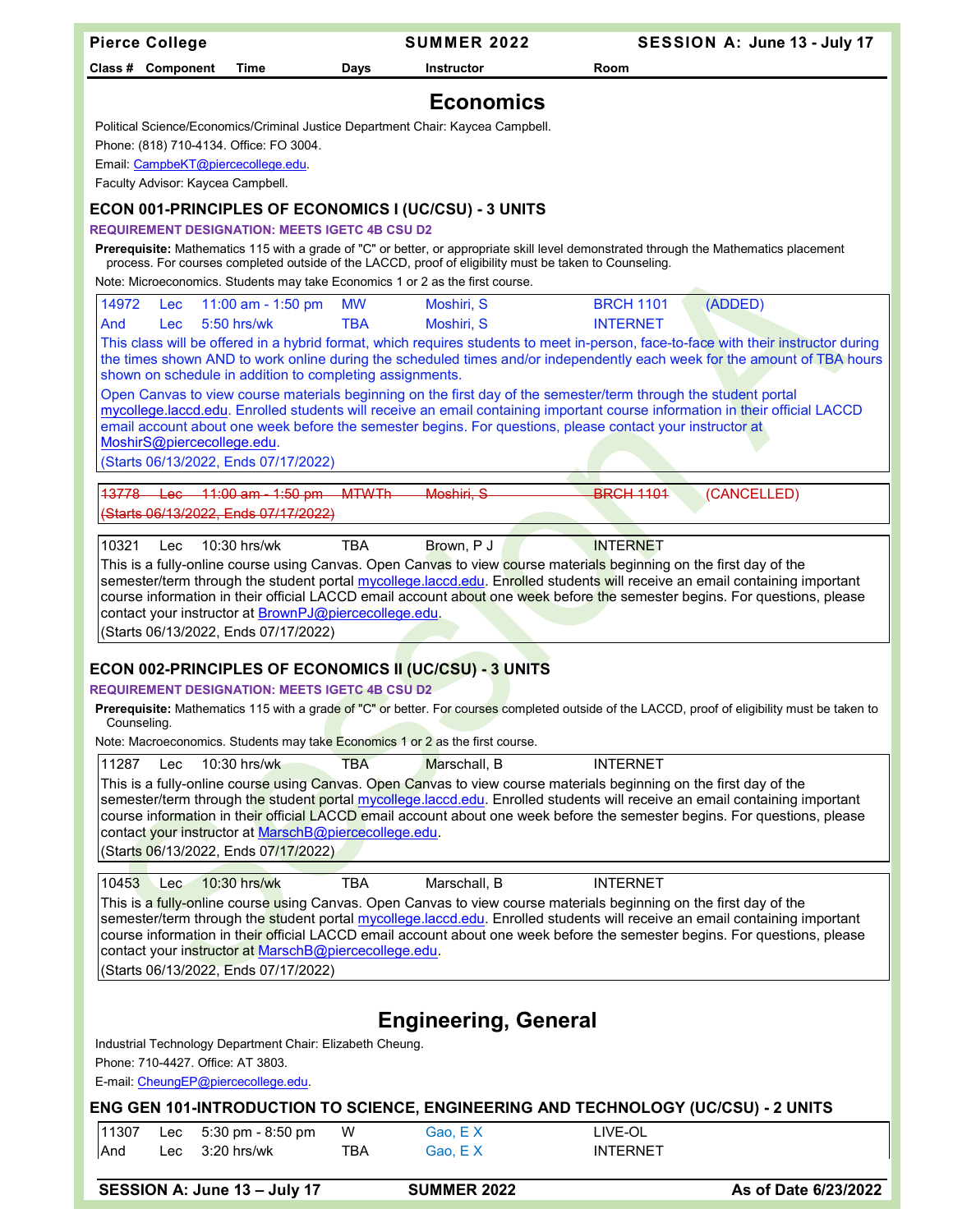# Economics

Political Science/Economics/Criminal Justice Department Chair: Kaycea Campbell.

Phone: (818) 710-4134. Office: FO 3004.

Email: CampbeKT@piercecollege.edu.

Faculty Advisor: Kaycea Campbell.

## ECON 001-PRINCIPLES OF ECONOMICS I (UC/CSU) - 3 UNITS

**REQUIREMENT DESIGNATION: MEETS IGETC 4B CSU D2**

**Prerequisite:** Mathematics 115 with a grade of "C" or better, or appropriate skill level demonstrated through the Mathematics placement process. For courses completed outside of the LACCD, proof of eligibility must be taken to Counseling.

Note: Microeconomics. Students may take Economics 1 or 2 as the first course.

| Class # | Component | Time | Days | Instructor | Room | |
|---|---|---|---|---|---|---|
| 14972 | Lec | 11:00 am - 1:50 pm | MW | Moshiri, S | BRCH 1101 | (ADDED) |
| And | Lec | 5:50 hrs/wk | TBA | Moshiri, S | INTERNET | |

This class will be offered in a hybrid format, which requires students to meet in-person, face-to-face with their instructor during the times shown AND to work online during the scheduled times and/or independently each week for the amount of TBA hours shown on schedule in addition to completing assignments.

Open Canvas to view course materials beginning on the first day of the semester/term through the student portal mycollege.laccd.edu. Enrolled students will receive an email containing important course information in their official LACCD email account about one week before the semester begins. For questions, please contact your instructor at MoshirS@piercecollege.edu.

(Starts 06/13/2022, Ends 07/17/2022)

| Class # | Component | Time | Days | Instructor | Room | |
|---|---|---|---|---|---|---|
| ~~13778~~ | ~~Lec~~ | ~~11:00 am - 1:50 pm~~ | ~~MTWTh~~ | ~~Moshiri, S~~ | ~~BRCH 1101~~ | (CANCELLED) |

~~(Starts 06/13/2022, Ends 07/17/2022)~~

| Class # | Component | Time | Days | Instructor | Room |
|---|---|---|---|---|---|
| 10321 | Lec | 10:30 hrs/wk | TBA | Brown, P J | INTERNET |

This is a fully-online course using Canvas. Open Canvas to view course materials beginning on the first day of the semester/term through the student portal mycollege.laccd.edu. Enrolled students will receive an email containing important course information in their official LACCD email account about one week before the semester begins. For questions, please contact your instructor at BrownPJ@piercecollege.edu.

(Starts 06/13/2022, Ends 07/17/2022)

## ECON 002-PRINCIPLES OF ECONOMICS II (UC/CSU) - 3 UNITS

**REQUIREMENT DESIGNATION: MEETS IGETC 4B CSU D2**

**Prerequisite:** Mathematics 115 with a grade of "C" or better. For courses completed outside of the LACCD, proof of eligibility must be taken to Counseling.

Note: Macroeconomics. Students may take Economics 1 or 2 as the first course.

| Class # | Component | Time | Days | Instructor | Room |
|---|---|---|---|---|---|
| 11287 | Lec | 10:30 hrs/wk | TBA | Marschall, B | INTERNET |

This is a fully-online course using Canvas. Open Canvas to view course materials beginning on the first day of the semester/term through the student portal mycollege.laccd.edu. Enrolled students will receive an email containing important course information in their official LACCD email account about one week before the semester begins. For questions, please contact your instructor at MarschB@piercecollege.edu.

(Starts 06/13/2022, Ends 07/17/2022)

| Class # | Component | Time | Days | Instructor | Room |
|---|---|---|---|---|---|
| 10453 | Lec | 10:30 hrs/wk | TBA | Marschall, B | INTERNET |

This is a fully-online course using Canvas. Open Canvas to view course materials beginning on the first day of the semester/term through the student portal mycollege.laccd.edu. Enrolled students will receive an email containing important course information in their official LACCD email account about one week before the semester begins. For questions, please contact your instructor at MarschB@piercecollege.edu.

(Starts 06/13/2022, Ends 07/17/2022)

# Engineering, General

Industrial Technology Department Chair: Elizabeth Cheung.

Phone: 710-4427. Office: AT 3803.

E-mail: CheungEP@piercecollege.edu.

## ENG GEN 101-INTRODUCTION TO SCIENCE, ENGINEERING AND TECHNOLOGY (UC/CSU) - 2 UNITS

| Class # | Component | Time | Days | Instructor | Room |
|---|---|---|---|---|---|
| 11307 | Lec | 5:30 pm - 8:50 pm | W | Gao, E X | LIVE-OL |
| And | Lec | 3:20 hrs/wk | TBA | Gao, E X | INTERNET |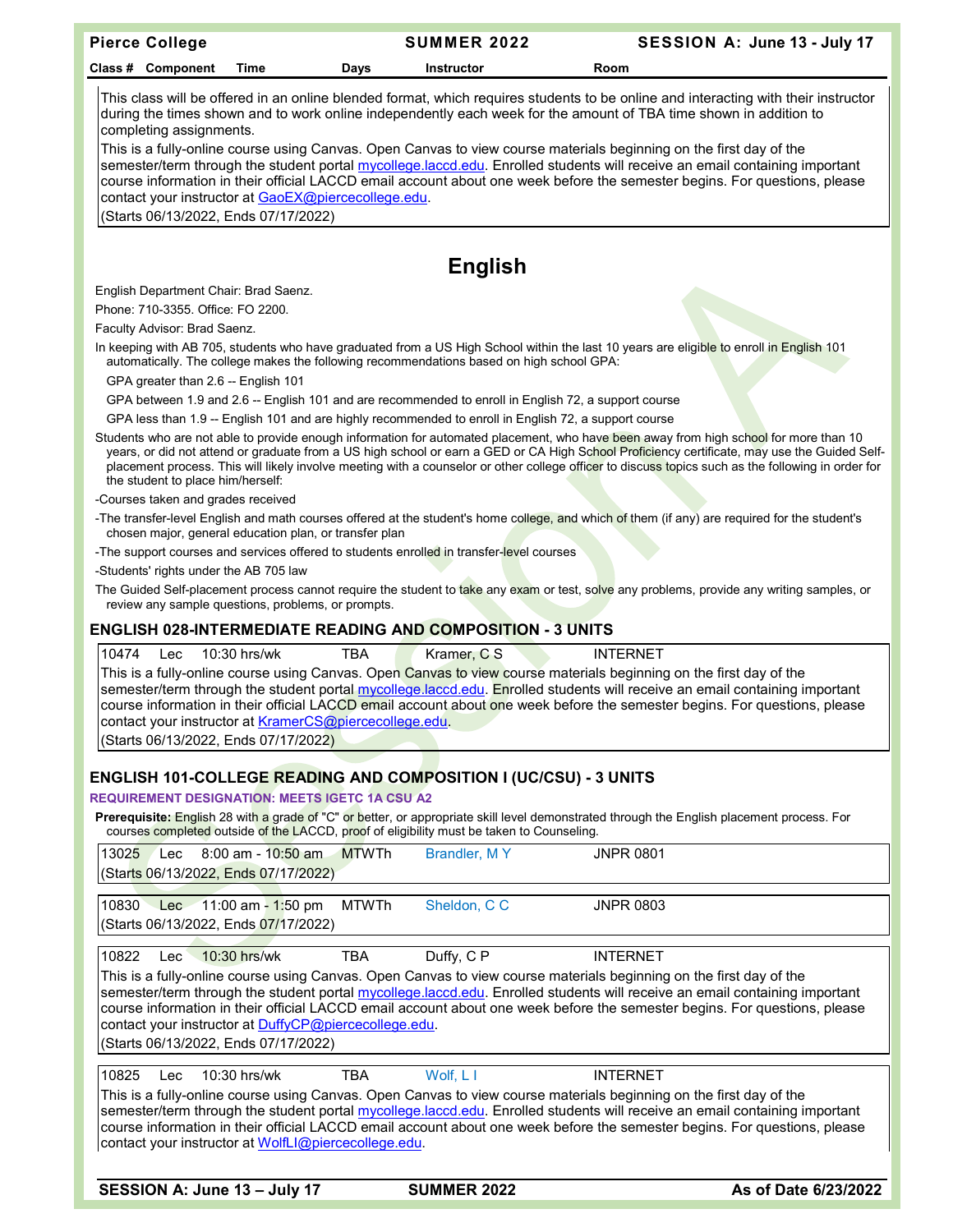This class will be offered in an online blended format, which requires students to be online and interacting with their instructor during the times shown and to work online independently each week for the amount of TBA time shown in addition to completing assignments.

This is a fully-online course using Canvas. Open Canvas to view course materials beginning on the first day of the semester/term through the student portal mycollege.laccd.edu. Enrolled students will receive an email containing important course information in their official LACCD email account about one week before the semester begins. For questions, please contact your instructor at GaoEX@piercecollege.edu.

(Starts 06/13/2022, Ends 07/17/2022)

# English

English Department Chair: Brad Saenz.

Phone: 710-3355. Office: FO 2200.

Faculty Advisor: Brad Saenz.

In keeping with AB 705, students who have graduated from a US High School within the last 10 years are eligible to enroll in English 101 automatically. The college makes the following recommendations based on high school GPA:

GPA greater than 2.6 -- English 101

GPA between 1.9 and 2.6 -- English 101 and are recommended to enroll in English 72, a support course

GPA less than 1.9 -- English 101 and are highly recommended to enroll in English 72, a support course

Students who are not able to provide enough information for automated placement, who have been away from high school for more than 10 years, or did not attend or graduate from a US high school or earn a GED or CA High School Proficiency certificate, may use the Guided Self-placement process. This will likely involve meeting with a counselor or other college officer to discuss topics such as the following in order for the student to place him/herself:

-Courses taken and grades received

-The transfer-level English and math courses offered at the student's home college, and which of them (if any) are required for the student's chosen major, general education plan, or transfer plan

-The support courses and services offered to students enrolled in transfer-level courses

-Students' rights under the AB 705 law

The Guided Self-placement process cannot require the student to take any exam or test, solve any problems, provide any writing samples, or review any sample questions, problems, or prompts.

## ENGLISH 028-INTERMEDIATE READING AND COMPOSITION - 3 UNITS

| Class # | Component | Time | Days | Instructor | Room |
|---|---|---|---|---|---|
| 10474 | Lec | 10:30 hrs/wk | TBA | Kramer, C S | INTERNET |

This is a fully-online course using Canvas. Open Canvas to view course materials beginning on the first day of the semester/term through the student portal mycollege.laccd.edu. Enrolled students will receive an email containing important course information in their official LACCD email account about one week before the semester begins. For questions, please contact your instructor at KramerCS@piercecollege.edu.

(Starts 06/13/2022, Ends 07/17/2022)

## ENGLISH 101-COLLEGE READING AND COMPOSITION I (UC/CSU) - 3 UNITS

**REQUIREMENT DESIGNATION: MEETS IGETC 1A CSU A2**

**Prerequisite:** English 28 with a grade of "C" or better, or appropriate skill level demonstrated through the English placement process. For courses completed outside of the LACCD, proof of eligibility must be taken to Counseling.

| Class # | Component | Time | Days | Instructor | Room |
|---|---|---|---|---|---|
| 13025 | Lec | 8:00 am - 10:50 am | MTWTh | Brandler, M Y | JNPR 0801 |

(Starts 06/13/2022, Ends 07/17/2022)

| Class # | Component | Time | Days | Instructor | Room |
|---|---|---|---|---|---|
| 10830 | Lec | 11:00 am - 1:50 pm | MTWTh | Sheldon, C C | JNPR 0803 |

(Starts 06/13/2022, Ends 07/17/2022)

| Class # | Component | Time | Days | Instructor | Room |
|---|---|---|---|---|---|
| 10822 | Lec | 10:30 hrs/wk | TBA | Duffy, C P | INTERNET |

This is a fully-online course using Canvas. Open Canvas to view course materials beginning on the first day of the semester/term through the student portal mycollege.laccd.edu. Enrolled students will receive an email containing important course information in their official LACCD email account about one week before the semester begins. For questions, please contact your instructor at DuffyCP@piercecollege.edu.

(Starts 06/13/2022, Ends 07/17/2022)

| Class # | Component | Time | Days | Instructor | Room |
|---|---|---|---|---|---|
| 10825 | Lec | 10:30 hrs/wk | TBA | Wolf, L I | INTERNET |

This is a fully-online course using Canvas. Open Canvas to view course materials beginning on the first day of the semester/term through the student portal mycollege.laccd.edu. Enrolled students will receive an email containing important course information in their official LACCD email account about one week before the semester begins. For questions, please contact your instructor at WolfLI@piercecollege.edu.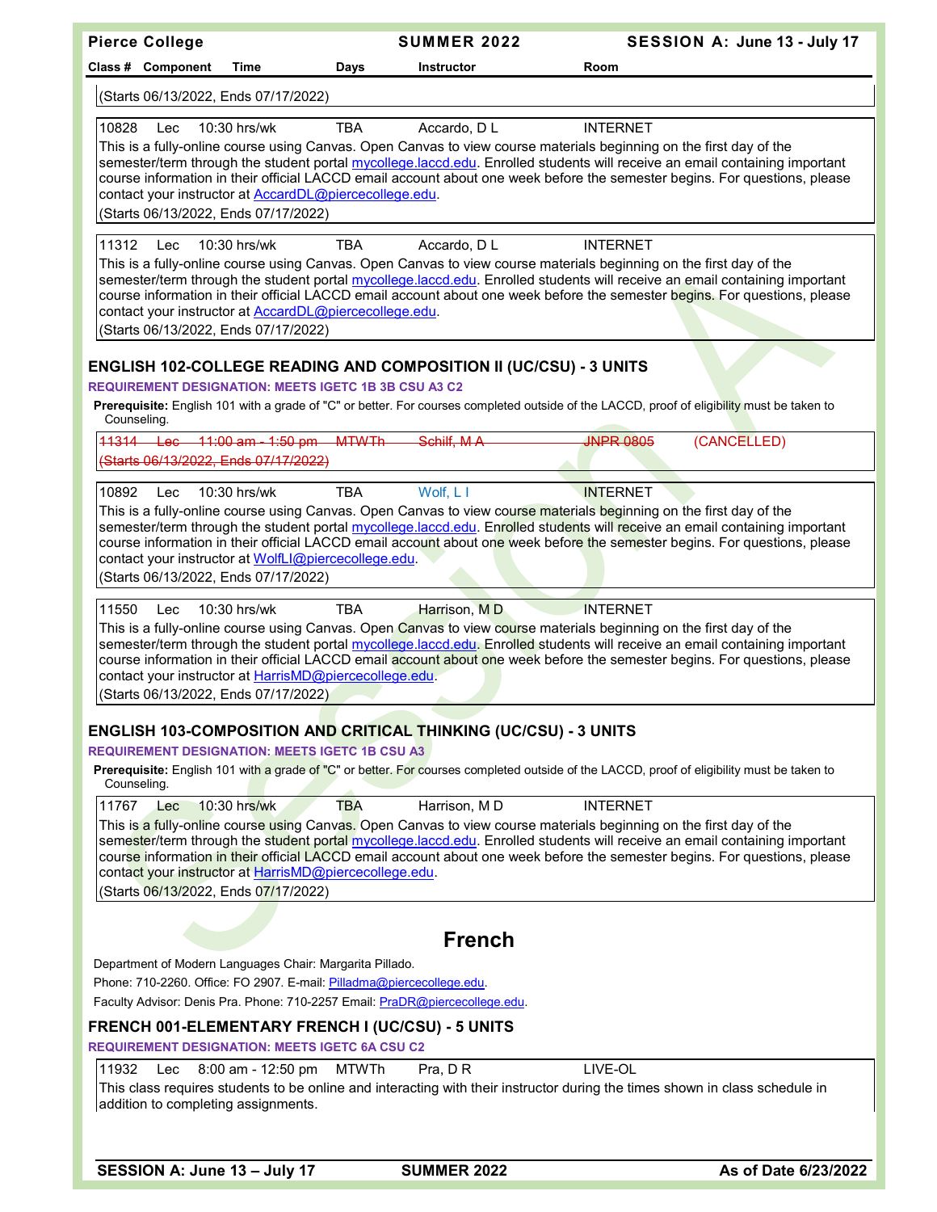(Starts 06/13/2022, Ends 07/17/2022)

| Class # | Component | Time | Days | Instructor | Room |
|---|---|---|---|---|---|
| 10828 | Lec | 10:30 hrs/wk | TBA | Accardo, D L | INTERNET |

This is a fully-online course using Canvas. Open Canvas to view course materials beginning on the first day of the semester/term through the student portal mycollege.laccd.edu. Enrolled students will receive an email containing important course information in their official LACCD email account about one week before the semester begins. For questions, please contact your instructor at AccardDL@piercecollege.edu.

(Starts 06/13/2022, Ends 07/17/2022)

| Class # | Component | Time | Days | Instructor | Room |
|---|---|---|---|---|---|
| 11312 | Lec | 10:30 hrs/wk | TBA | Accardo, D L | INTERNET |

This is a fully-online course using Canvas. Open Canvas to view course materials beginning on the first day of the semester/term through the student portal mycollege.laccd.edu. Enrolled students will receive an email containing important course information in their official LACCD email account about one week before the semester begins. For questions, please contact your instructor at AccardDL@piercecollege.edu.

(Starts 06/13/2022, Ends 07/17/2022)

### ENGLISH 102-COLLEGE READING AND COMPOSITION II (UC/CSU) - 3 UNITS

**REQUIREMENT DESIGNATION: MEETS IGETC 1B 3B CSU A3 C2**

**Prerequisite:** English 101 with a grade of "C" or better. For courses completed outside of the LACCD, proof of eligibility must be taken to Counseling.

| Class # | Component | Time | Days | Instructor | Room | |
|---|---|---|---|---|---|---|
| ~~11314~~ | ~~Lec~~ | ~~11:00 am - 1:50 pm~~ | ~~MTWTh~~ | ~~Schilf, M A~~ | ~~JNPR 0805~~ | (CANCELLED) |

~~(Starts 06/13/2022, Ends 07/17/2022)~~

| Class # | Component | Time | Days | Instructor | Room |
|---|---|---|---|---|---|
| 10892 | Lec | 10:30 hrs/wk | TBA | Wolf, L I | INTERNET |

This is a fully-online course using Canvas. Open Canvas to view course materials beginning on the first day of the semester/term through the student portal mycollege.laccd.edu. Enrolled students will receive an email containing important course information in their official LACCD email account about one week before the semester begins. For questions, please contact your instructor at WolfLI@piercecollege.edu.

(Starts 06/13/2022, Ends 07/17/2022)

| Class # | Component | Time | Days | Instructor | Room |
|---|---|---|---|---|---|
| 11550 | Lec | 10:30 hrs/wk | TBA | Harrison, M D | INTERNET |

This is a fully-online course using Canvas. Open Canvas to view course materials beginning on the first day of the semester/term through the student portal mycollege.laccd.edu. Enrolled students will receive an email containing important course information in their official LACCD email account about one week before the semester begins. For questions, please contact your instructor at HarrisMD@piercecollege.edu.

(Starts 06/13/2022, Ends 07/17/2022)

### ENGLISH 103-COMPOSITION AND CRITICAL THINKING (UC/CSU) - 3 UNITS

**REQUIREMENT DESIGNATION: MEETS IGETC 1B CSU A3**

**Prerequisite:** English 101 with a grade of "C" or better. For courses completed outside of the LACCD, proof of eligibility must be taken to Counseling.

| Class # | Component | Time | Days | Instructor | Room |
|---|---|---|---|---|---|
| 11767 | Lec | 10:30 hrs/wk | TBA | Harrison, M D | INTERNET |

This is a fully-online course using Canvas. Open Canvas to view course materials beginning on the first day of the semester/term through the student portal mycollege.laccd.edu. Enrolled students will receive an email containing important course information in their official LACCD email account about one week before the semester begins. For questions, please contact your instructor at HarrisMD@piercecollege.edu.

(Starts 06/13/2022, Ends 07/17/2022)

## French

Department of Modern Languages Chair: Margarita Pillado.

Phone: 710-2260. Office: FO 2907. E-mail: Pilladma@piercecollege.edu.

Faculty Advisor: Denis Pra. Phone: 710-2257 Email: PraDR@piercecollege.edu.

### FRENCH 001-ELEMENTARY FRENCH I (UC/CSU) - 5 UNITS

**REQUIREMENT DESIGNATION: MEETS IGETC 6A CSU C2**

| Class # | Component | Time | Days | Instructor | Room |
|---|---|---|---|---|---|
| 11932 | Lec | 8:00 am - 12:50 pm | MTWTh | Pra, D R | LIVE-OL |

This class requires students to be online and interacting with their instructor during the times shown in class schedule in addition to completing assignments.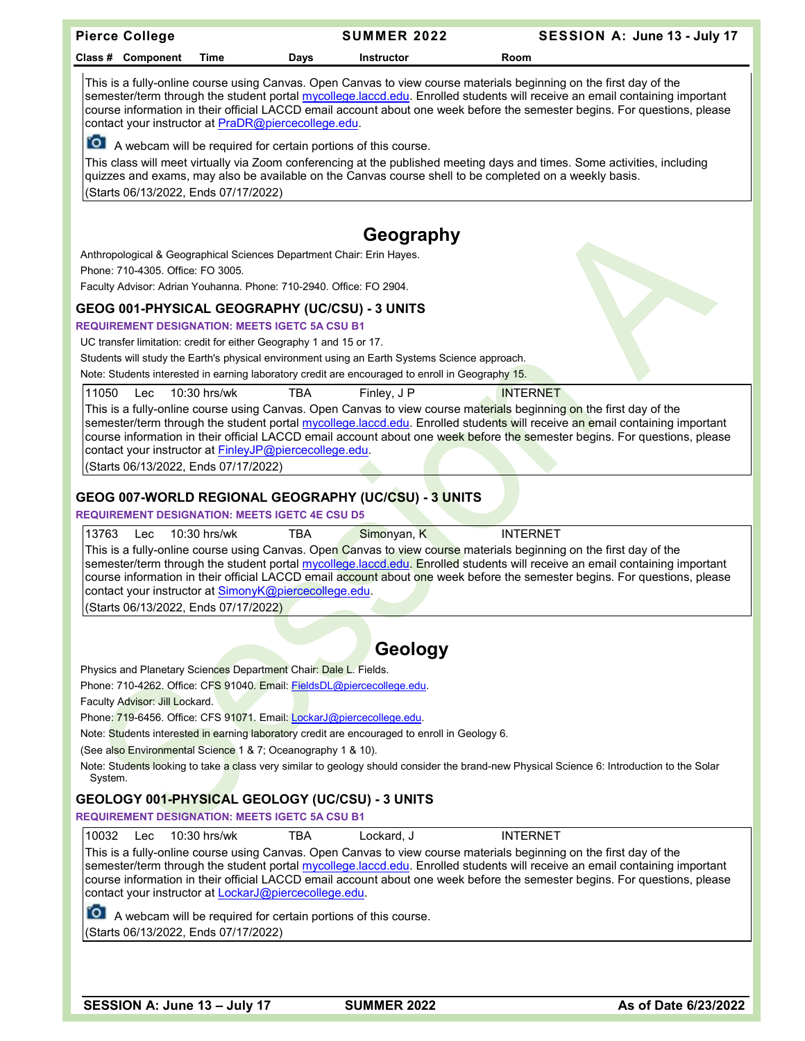This is a fully-online course using Canvas. Open Canvas to view course materials beginning on the first day of the semester/term through the student portal mycollege.laccd.edu. Enrolled students will receive an email containing important course information in their official LACCD email account about one week before the semester begins. For questions, please contact your instructor at PraDR@piercecollege.edu.

A webcam will be required for certain portions of this course.

This class will meet virtually via Zoom conferencing at the published meeting days and times. Some activities, including quizzes and exams, may also be available on the Canvas course shell to be completed on a weekly basis.

(Starts 06/13/2022, Ends 07/17/2022)

# Geography

Anthropological & Geographical Sciences Department Chair: Erin Hayes.

Phone: 710-4305. Office: FO 3005.

Faculty Advisor: Adrian Youhanna. Phone: 710-2940. Office: FO 2904.

## GEOG 001-PHYSICAL GEOGRAPHY (UC/CSU) - 3 UNITS

**REQUIREMENT DESIGNATION: MEETS IGETC 5A CSU B1**

UC transfer limitation: credit for either Geography 1 and 15 or 17.

Students will study the Earth's physical environment using an Earth Systems Science approach.

Note: Students interested in earning laboratory credit are encouraged to enroll in Geography 15.

| Class # | Component | Time | Days | Instructor | Room |
|---|---|---|---|---|---|
| 11050 | Lec | 10:30 hrs/wk | TBA | Finley, J P | INTERNET |

This is a fully-online course using Canvas. Open Canvas to view course materials beginning on the first day of the semester/term through the student portal mycollege.laccd.edu. Enrolled students will receive an email containing important course information in their official LACCD email account about one week before the semester begins. For questions, please contact your instructor at FinleyJP@piercecollege.edu.

(Starts 06/13/2022, Ends 07/17/2022)

## GEOG 007-WORLD REGIONAL GEOGRAPHY (UC/CSU) - 3 UNITS

**REQUIREMENT DESIGNATION: MEETS IGETC 4E CSU D5**

| Class # | Component | Time | Days | Instructor | Room |
|---|---|---|---|---|---|
| 13763 | Lec | 10:30 hrs/wk | TBA | Simonyan, K | INTERNET |

This is a fully-online course using Canvas. Open Canvas to view course materials beginning on the first day of the semester/term through the student portal mycollege.laccd.edu. Enrolled students will receive an email containing important course information in their official LACCD email account about one week before the semester begins. For questions, please contact your instructor at SimonyK@piercecollege.edu.

(Starts 06/13/2022, Ends 07/17/2022)

# Geology

Physics and Planetary Sciences Department Chair: Dale L. Fields.

Phone: 710-4262. Office: CFS 91040. Email: FieldsDL@piercecollege.edu.

Faculty Advisor: Jill Lockard.

Phone: 719-6456. Office: CFS 91071. Email: LockarJ@piercecollege.edu.

Note: Students interested in earning laboratory credit are encouraged to enroll in Geology 6.

(See also Environmental Science 1 & 7; Oceanography 1 & 10).

Note: Students looking to take a class very similar to geology should consider the brand-new Physical Science 6: Introduction to the Solar System.

## GEOLOGY 001-PHYSICAL GEOLOGY (UC/CSU) - 3 UNITS

**REQUIREMENT DESIGNATION: MEETS IGETC 5A CSU B1**

| Class # | Component | Time | Days | Instructor | Room |
|---|---|---|---|---|---|
| 10032 | Lec | 10:30 hrs/wk | TBA | Lockard, J | INTERNET |

This is a fully-online course using Canvas. Open Canvas to view course materials beginning on the first day of the semester/term through the student portal mycollege.laccd.edu. Enrolled students will receive an email containing important course information in their official LACCD email account about one week before the semester begins. For questions, please contact your instructor at LockarJ@piercecollege.edu.

A webcam will be required for certain portions of this course.

(Starts 06/13/2022, Ends 07/17/2022)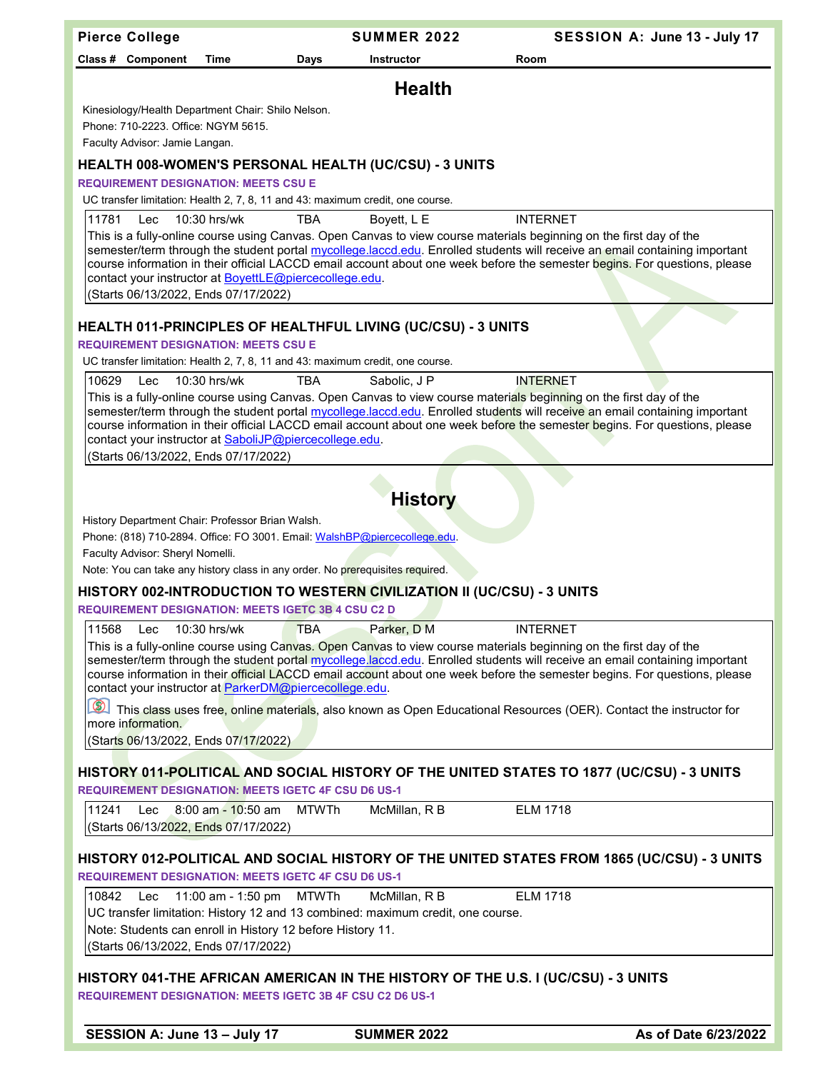# Health

Kinesiology/Health Department Chair: Shilo Nelson.

Phone: 710-2223. Office: NGYM 5615.

Faculty Advisor: Jamie Langan.

### HEALTH 008-WOMEN'S PERSONAL HEALTH (UC/CSU) - 3 UNITS

**REQUIREMENT DESIGNATION: MEETS CSU E**

UC transfer limitation: Health 2, 7, 8, 11 and 43: maximum credit, one course.

| Class # | Component | Time | Days | Instructor | Room |
|---|---|---|---|---|---|
| 11781 | Lec | 10:30 hrs/wk | TBA | Boyett, L E | INTERNET |

This is a fully-online course using Canvas. Open Canvas to view course materials beginning on the first day of the semester/term through the student portal mycollege.laccd.edu. Enrolled students will receive an email containing important course information in their official LACCD email account about one week before the semester begins. For questions, please contact your instructor at BoyettLE@piercecollege.edu.

(Starts 06/13/2022, Ends 07/17/2022)

### HEALTH 011-PRINCIPLES OF HEALTHFUL LIVING (UC/CSU) - 3 UNITS

**REQUIREMENT DESIGNATION: MEETS CSU E**

UC transfer limitation: Health 2, 7, 8, 11 and 43: maximum credit, one course.

| Class # | Component | Time | Days | Instructor | Room |
|---|---|---|---|---|---|
| 10629 | Lec | 10:30 hrs/wk | TBA | Sabolic, J P | INTERNET |

This is a fully-online course using Canvas. Open Canvas to view course materials beginning on the first day of the semester/term through the student portal mycollege.laccd.edu. Enrolled students will receive an email containing important course information in their official LACCD email account about one week before the semester begins. For questions, please contact your instructor at SaboliJP@piercecollege.edu.

(Starts 06/13/2022, Ends 07/17/2022)

# History

History Department Chair: Professor Brian Walsh.

Phone: (818) 710-2894. Office: FO 3001. Email: WalshBP@piercecollege.edu.

Faculty Advisor: Sheryl Nomelli.

Note: You can take any history class in any order. No prerequisites required.

### HISTORY 002-INTRODUCTION TO WESTERN CIVILIZATION II (UC/CSU) - 3 UNITS

**REQUIREMENT DESIGNATION: MEETS IGETC 3B 4 CSU C2 D**

| Class # | Component | Time | Days | Instructor | Room |
|---|---|---|---|---|---|
| 11568 | Lec | 10:30 hrs/wk | TBA | Parker, D M | INTERNET |

This is a fully-online course using Canvas. Open Canvas to view course materials beginning on the first day of the semester/term through the student portal mycollege.laccd.edu. Enrolled students will receive an email containing important course information in their official LACCD email account about one week before the semester begins. For questions, please contact your instructor at ParkerDM@piercecollege.edu.

This class uses free, online materials, also known as Open Educational Resources (OER). Contact the instructor for more information.

(Starts 06/13/2022, Ends 07/17/2022)

### HISTORY 011-POLITICAL AND SOCIAL HISTORY OF THE UNITED STATES TO 1877 (UC/CSU) - 3 UNITS

**REQUIREMENT DESIGNATION: MEETS IGETC 4F CSU D6 US-1**

| Class # | Component | Time | Days | Instructor | Room |
|---|---|---|---|---|---|
| 11241 | Lec | 8:00 am - 10:50 am | MTWTh | McMillan, R B | ELM 1718 |

(Starts 06/13/2022, Ends 07/17/2022)

### HISTORY 012-POLITICAL AND SOCIAL HISTORY OF THE UNITED STATES FROM 1865 (UC/CSU) - 3 UNITS

**REQUIREMENT DESIGNATION: MEETS IGETC 4F CSU D6 US-1**

| Class # | Component | Time | Days | Instructor | Room |
|---|---|---|---|---|---|
| 10842 | Lec | 11:00 am - 1:50 pm | MTWTh | McMillan, R B | ELM 1718 |

UC transfer limitation: History 12 and 13 combined: maximum credit, one course.

Note: Students can enroll in History 12 before History 11.

(Starts 06/13/2022, Ends 07/17/2022)

### HISTORY 041-THE AFRICAN AMERICAN IN THE HISTORY OF THE U.S. I (UC/CSU) - 3 UNITS

**REQUIREMENT DESIGNATION: MEETS IGETC 3B 4F CSU C2 D6 US-1**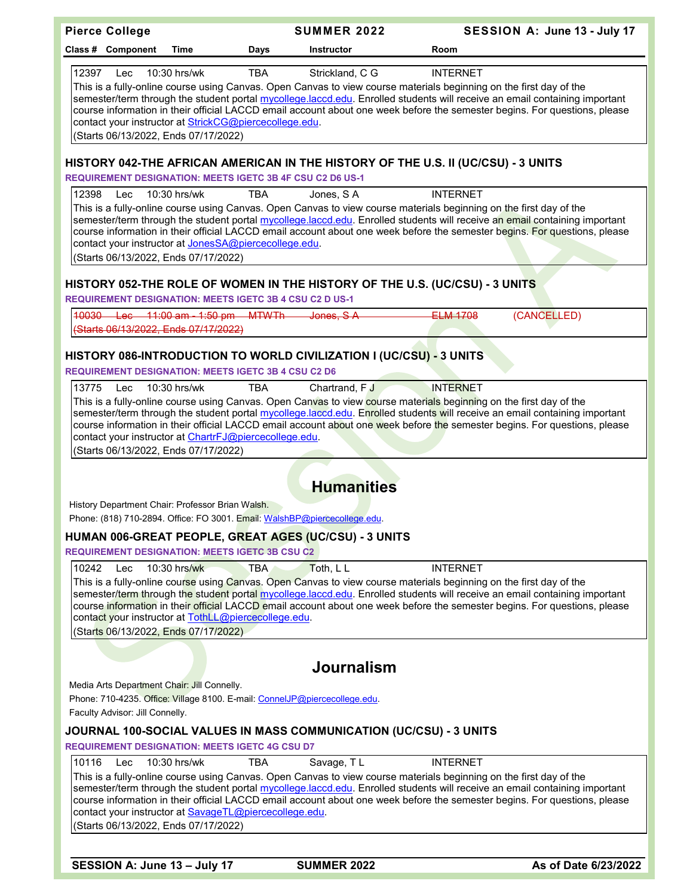| Class # | Component | Time | Days | Instructor | Room |
| --- | --- | --- | --- | --- | --- |
| 12397 | Lec | 10:30 hrs/wk | TBA | Strickland, C G | INTERNET |

This is a fully-online course using Canvas. Open Canvas to view course materials beginning on the first day of the semester/term through the student portal mycollege.laccd.edu. Enrolled students will receive an email containing important course information in their official LACCD email account about one week before the semester begins. For questions, please contact your instructor at StrickCG@piercecollege.edu.

(Starts 06/13/2022, Ends 07/17/2022)

### HISTORY 042-THE AFRICAN AMERICAN IN THE HISTORY OF THE U.S. II (UC/CSU) - 3 UNITS

**REQUIREMENT DESIGNATION: MEETS IGETC 3B 4F CSU C2 D6 US-1**

| Class # | Component | Time | Days | Instructor | Room |
| --- | --- | --- | --- | --- | --- |
| 12398 | Lec | 10:30 hrs/wk | TBA | Jones, S A | INTERNET |

This is a fully-online course using Canvas. Open Canvas to view course materials beginning on the first day of the semester/term through the student portal mycollege.laccd.edu. Enrolled students will receive an email containing important course information in their official LACCD email account about one week before the semester begins. For questions, please contact your instructor at JonesSA@piercecollege.edu.

(Starts 06/13/2022, Ends 07/17/2022)

### HISTORY 052-THE ROLE OF WOMEN IN THE HISTORY OF THE U.S. (UC/CSU) - 3 UNITS

**REQUIREMENT DESIGNATION: MEETS IGETC 3B 4 CSU C2 D US-1**

| Class # | Component | Time | Days | Instructor | Room | |
| --- | --- | --- | --- | --- | --- | --- |
| ~~10030~~ | ~~Lec~~ | ~~11:00 am - 1:50 pm~~ | ~~MTWTh~~ | ~~Jones, S A~~ | ~~ELM 1708~~ | (CANCELLED) |

~~(Starts 06/13/2022, Ends 07/17/2022)~~

### HISTORY 086-INTRODUCTION TO WORLD CIVILIZATION I (UC/CSU) - 3 UNITS

**REQUIREMENT DESIGNATION: MEETS IGETC 3B 4 CSU C2 D6**

| Class # | Component | Time | Days | Instructor | Room |
| --- | --- | --- | --- | --- | --- |
| 13775 | Lec | 10:30 hrs/wk | TBA | Chartrand, F J | INTERNET |

This is a fully-online course using Canvas. Open Canvas to view course materials beginning on the first day of the semester/term through the student portal mycollege.laccd.edu. Enrolled students will receive an email containing important course information in their official LACCD email account about one week before the semester begins. For questions, please contact your instructor at ChartrFJ@piercecollege.edu.

(Starts 06/13/2022, Ends 07/17/2022)

## Humanities

History Department Chair: Professor Brian Walsh.
Phone: (818) 710-2894. Office: FO 3001. Email: WalshBP@piercecollege.edu.

### HUMAN 006-GREAT PEOPLE, GREAT AGES (UC/CSU) - 3 UNITS

**REQUIREMENT DESIGNATION: MEETS IGETC 3B CSU C2**

| Class # | Component | Time | Days | Instructor | Room |
| --- | --- | --- | --- | --- | --- |
| 10242 | Lec | 10:30 hrs/wk | TBA | Toth, L L | INTERNET |

This is a fully-online course using Canvas. Open Canvas to view course materials beginning on the first day of the semester/term through the student portal mycollege.laccd.edu. Enrolled students will receive an email containing important course information in their official LACCD email account about one week before the semester begins. For questions, please contact your instructor at TothLL@piercecollege.edu.

(Starts 06/13/2022, Ends 07/17/2022)

## Journalism

Media Arts Department Chair: Jill Connelly.
Phone: 710-4235. Office: Village 8100. E-mail: ConnelJP@piercecollege.edu.
Faculty Advisor: Jill Connelly.

### JOURNAL 100-SOCIAL VALUES IN MASS COMMUNICATION (UC/CSU) - 3 UNITS

**REQUIREMENT DESIGNATION: MEETS IGETC 4G CSU D7**

| Class # | Component | Time | Days | Instructor | Room |
| --- | --- | --- | --- | --- | --- |
| 10116 | Lec | 10:30 hrs/wk | TBA | Savage, T L | INTERNET |

This is a fully-online course using Canvas. Open Canvas to view course materials beginning on the first day of the semester/term through the student portal mycollege.laccd.edu. Enrolled students will receive an email containing important course information in their official LACCD email account about one week before the semester begins. For questions, please contact your instructor at SavageTL@piercecollege.edu.

(Starts 06/13/2022, Ends 07/17/2022)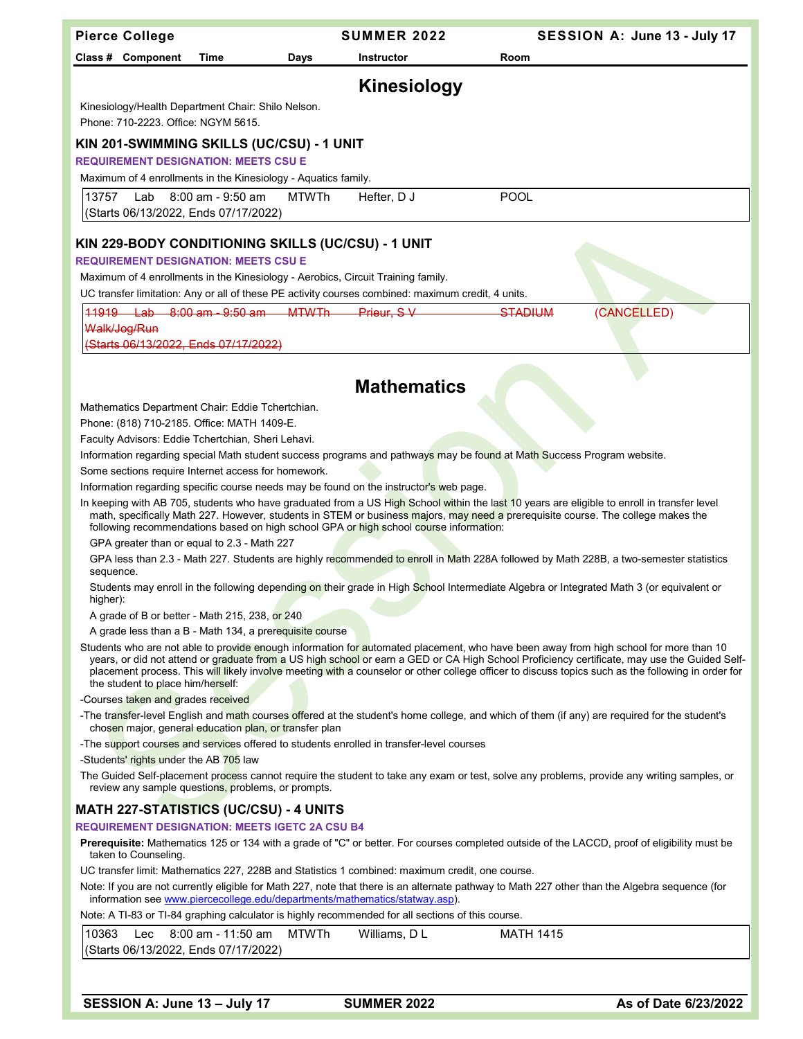## Kinesiology

Kinesiology/Health Department Chair: Shilo Nelson.

Phone: 710-2223. Office: NGYM 5615.

### KIN 201-SWIMMING SKILLS (UC/CSU) - 1 UNIT

**REQUIREMENT DESIGNATION: MEETS CSU E**

Maximum of 4 enrollments in the Kinesiology - Aquatics family.

| Class # | Component | Time | Days | Instructor | Room |
|---|---|---|---|---|---|
| 13757 | Lab | 8:00 am - 9:50 am | MTWTh | Hefter, D J | POOL |

(Starts 06/13/2022, Ends 07/17/2022)

### KIN 229-BODY CONDITIONING SKILLS (UC/CSU) - 1 UNIT

**REQUIREMENT DESIGNATION: MEETS CSU E**

Maximum of 4 enrollments in the Kinesiology - Aerobics, Circuit Training family.

UC transfer limitation: Any or all of these PE activity courses combined: maximum credit, 4 units.

| Class # | Component | Time | Days | Instructor | Room | Status |
|---|---|---|---|---|---|---|
| ~~11919~~ | ~~Lab~~ | ~~8:00 am - 9:50 am~~ | ~~MTWTh~~ | ~~Prieur, S V~~ | ~~STADIUM~~ | (CANCELLED) |

~~Walk/Jog/Run~~

~~(Starts 06/13/2022, Ends 07/17/2022)~~

## Mathematics

Mathematics Department Chair: Eddie Tchertchian.

Phone: (818) 710-2185. Office: MATH 1409-E.

Faculty Advisors: Eddie Tchertchian, Sheri Lehavi.

Information regarding special Math student success programs and pathways may be found at Math Success Program website.

Some sections require Internet access for homework.

Information regarding specific course needs may be found on the instructor's web page.

In keeping with AB 705, students who have graduated from a US High School within the last 10 years are eligible to enroll in transfer level math, specifically Math 227. However, students in STEM or business majors, may need a prerequisite course. The college makes the following recommendations based on high school GPA or high school course information:

GPA greater than or equal to 2.3 - Math 227

GPA less than 2.3 - Math 227. Students are highly recommended to enroll in Math 228A followed by Math 228B, a two-semester statistics sequence.

Students may enroll in the following depending on their grade in High School Intermediate Algebra or Integrated Math 3 (or equivalent or higher):

A grade of B or better - Math 215, 238, or 240

A grade less than a B - Math 134, a prerequisite course

Students who are not able to provide enough information for automated placement, who have been away from high school for more than 10 years, or did not attend or graduate from a US high school or earn a GED or CA High School Proficiency certificate, may use the Guided Self-placement process. This will likely involve meeting with a counselor or other college officer to discuss topics such as the following in order for the student to place him/herself:

-Courses taken and grades received

-The transfer-level English and math courses offered at the student's home college, and which of them (if any) are required for the student's chosen major, general education plan, or transfer plan

-The support courses and services offered to students enrolled in transfer-level courses

-Students' rights under the AB 705 law

The Guided Self-placement process cannot require the student to take any exam or test, solve any problems, provide any writing samples, or review any sample questions, problems, or prompts.

### MATH 227-STATISTICS (UC/CSU) - 4 UNITS

**REQUIREMENT DESIGNATION: MEETS IGETC 2A CSU B4**

**Prerequisite:** Mathematics 125 or 134 with a grade of "C" or better. For courses completed outside of the LACCD, proof of eligibility must be taken to Counseling.

UC transfer limit: Mathematics 227, 228B and Statistics 1 combined: maximum credit, one course.

Note: If you are not currently eligible for Math 227, note that there is an alternate pathway to Math 227 other than the Algebra sequence (for information see www.piercecollege.edu/departments/mathematics/statway.asp).

Note: A TI-83 or TI-84 graphing calculator is highly recommended for all sections of this course.

| Class # | Component | Time | Days | Instructor | Room |
|---|---|---|---|---|---|
| 10363 | Lec | 8:00 am - 11:50 am | MTWTh | Williams, D L | MATH 1415 |

(Starts 06/13/2022, Ends 07/17/2022)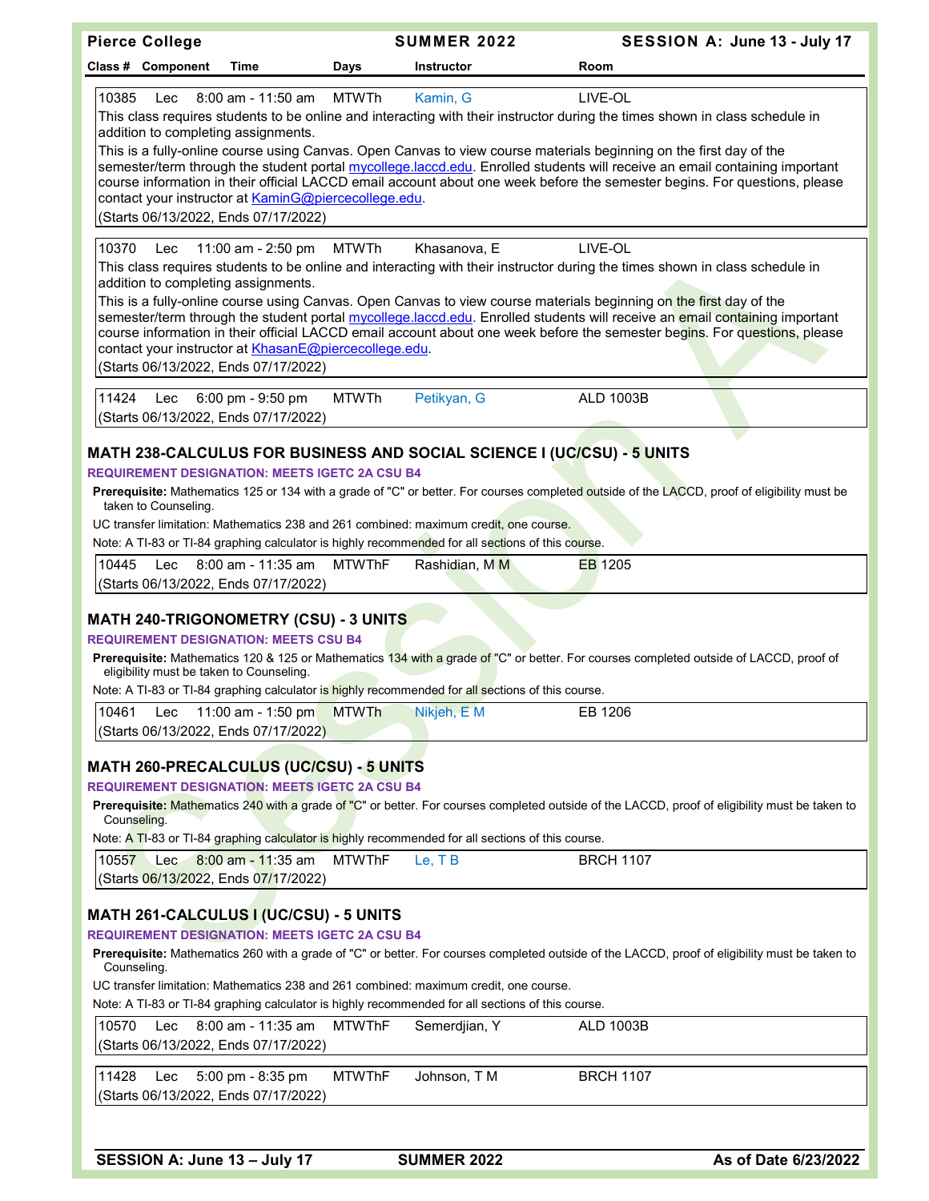| Class # | Component | Time | Days | Instructor | Room |
|---|---|---|---|---|---|
| 10385 | Lec | 8:00 am - 11:50 am | MTWTh | Kamin, G | LIVE-OL |

This class requires students to be online and interacting with their instructor during the times shown in class schedule in addition to completing assignments.

This is a fully-online course using Canvas. Open Canvas to view course materials beginning on the first day of the semester/term through the student portal mycollege.laccd.edu. Enrolled students will receive an email containing important course information in their official LACCD email account about one week before the semester begins. For questions, please contact your instructor at KaminG@piercecollege.edu.

(Starts 06/13/2022, Ends 07/17/2022)

| Class # | Component | Time | Days | Instructor | Room |
|---|---|---|---|---|---|
| 10370 | Lec | 11:00 am - 2:50 pm | MTWTh | Khasanova, E | LIVE-OL |

This class requires students to be online and interacting with their instructor during the times shown in class schedule in addition to completing assignments.

This is a fully-online course using Canvas. Open Canvas to view course materials beginning on the first day of the semester/term through the student portal mycollege.laccd.edu. Enrolled students will receive an email containing important course information in their official LACCD email account about one week before the semester begins. For questions, please contact your instructor at KhasanE@piercecollege.edu.

(Starts 06/13/2022, Ends 07/17/2022)

| Class # | Component | Time | Days | Instructor | Room |
|---|---|---|---|---|---|
| 11424 | Lec | 6:00 pm - 9:50 pm | MTWTh | Petikyan, G | ALD 1003B |

(Starts 06/13/2022, Ends 07/17/2022)

## MATH 238-CALCULUS FOR BUSINESS AND SOCIAL SCIENCE I (UC/CSU) - 5 UNITS

**REQUIREMENT DESIGNATION: MEETS IGETC 2A CSU B4**

**Prerequisite:** Mathematics 125 or 134 with a grade of "C" or better. For courses completed outside of the LACCD, proof of eligibility must be taken to Counseling.

UC transfer limitation: Mathematics 238 and 261 combined: maximum credit, one course.

Note: A TI-83 or TI-84 graphing calculator is highly recommended for all sections of this course.

| Class # | Component | Time | Days | Instructor | Room |
|---|---|---|---|---|---|
| 10445 | Lec | 8:00 am - 11:35 am | MTWThF | Rashidian, M M | EB 1205 |

(Starts 06/13/2022, Ends 07/17/2022)

## MATH 240-TRIGONOMETRY (CSU) - 3 UNITS

**REQUIREMENT DESIGNATION: MEETS CSU B4**

**Prerequisite:** Mathematics 120 & 125 or Mathematics 134 with a grade of "C" or better. For courses completed outside of LACCD, proof of eligibility must be taken to Counseling.

Note: A TI-83 or TI-84 graphing calculator is highly recommended for all sections of this course.

| Class # | Component | Time | Days | Instructor | Room |
|---|---|---|---|---|---|
| 10461 | Lec | 11:00 am - 1:50 pm | MTWTh | Nikjeh, E M | EB 1206 |

(Starts 06/13/2022, Ends 07/17/2022)

## MATH 260-PRECALCULUS (UC/CSU) - 5 UNITS

**REQUIREMENT DESIGNATION: MEETS IGETC 2A CSU B4**

**Prerequisite:** Mathematics 240 with a grade of "C" or better. For courses completed outside of the LACCD, proof of eligibility must be taken to Counseling.

Note: A TI-83 or TI-84 graphing calculator is highly recommended for all sections of this course.

| Class # | Component | Time | Days | Instructor | Room |
|---|---|---|---|---|---|
| 10557 | Lec | 8:00 am - 11:35 am | MTWThF | Le, T B | BRCH 1107 |

(Starts 06/13/2022, Ends 07/17/2022)

## MATH 261-CALCULUS I (UC/CSU) - 5 UNITS

**REQUIREMENT DESIGNATION: MEETS IGETC 2A CSU B4**

**Prerequisite:** Mathematics 260 with a grade of "C" or better. For courses completed outside of the LACCD, proof of eligibility must be taken to Counseling.

UC transfer limitation: Mathematics 238 and 261 combined: maximum credit, one course.

Note: A TI-83 or TI-84 graphing calculator is highly recommended for all sections of this course.

| Class # | Component | Time | Days | Instructor | Room |
|---|---|---|---|---|---|
| 10570 | Lec | 8:00 am - 11:35 am | MTWThF | Semerdjian, Y | ALD 1003B |

(Starts 06/13/2022, Ends 07/17/2022)

| Class # | Component | Time | Days | Instructor | Room |
|---|---|---|---|---|---|
| 11428 | Lec | 5:00 pm - 8:35 pm | MTWThF | Johnson, T M | BRCH 1107 |

(Starts 06/13/2022, Ends 07/17/2022)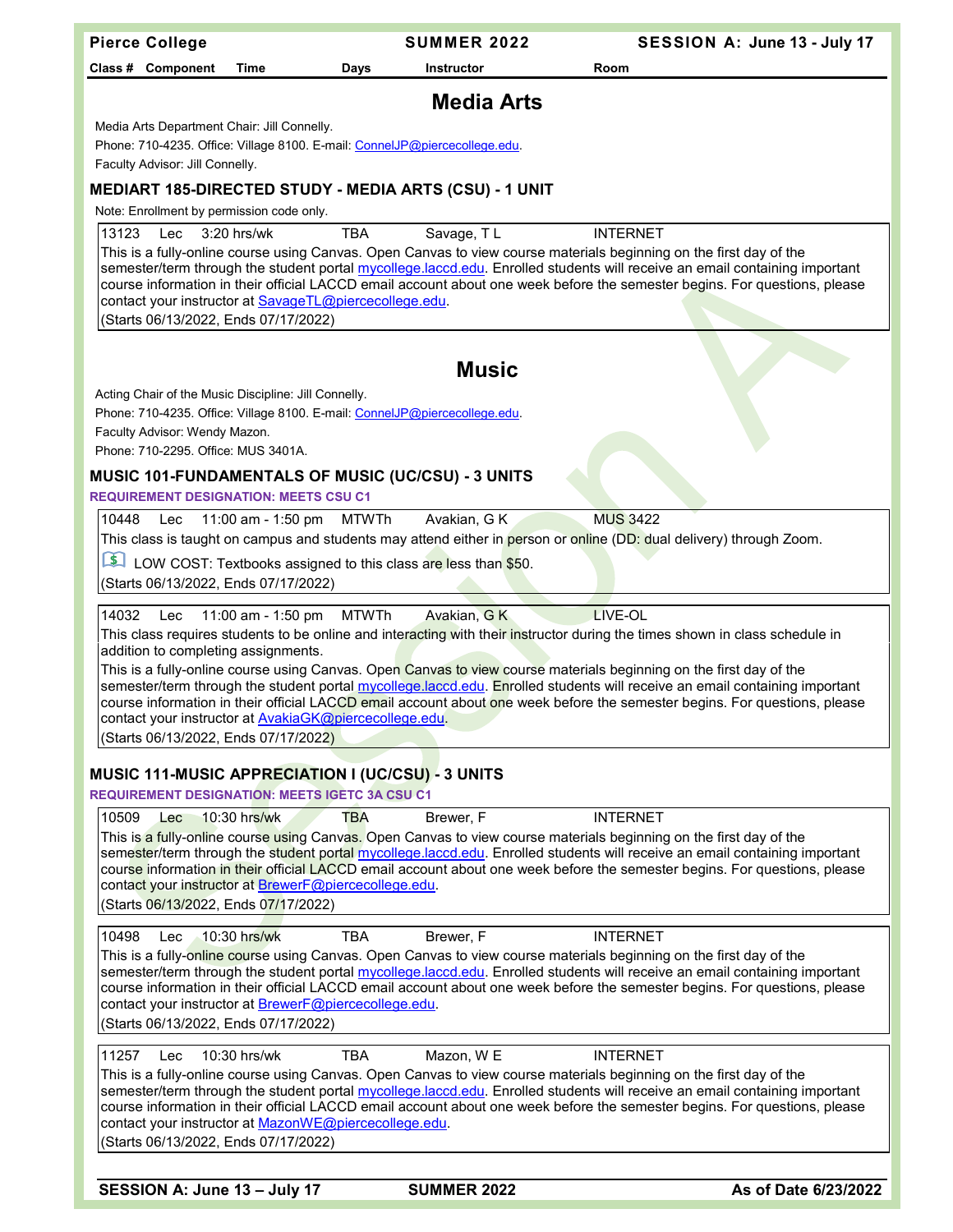## Media Arts

Media Arts Department Chair: Jill Connelly.

Phone: 710-4235. Office: Village 8100. E-mail: ConnelJP@piercecollege.edu.

Faculty Advisor: Jill Connelly.

### MEDIART 185-DIRECTED STUDY - MEDIA ARTS (CSU) - 1 UNIT

Note: Enrollment by permission code only.

| Class # | Component | Time | Days | Instructor | Room |
|---|---|---|---|---|---|
| 13123 | Lec | 3:20 hrs/wk | TBA | Savage, T L | INTERNET |

This is a fully-online course using Canvas. Open Canvas to view course materials beginning on the first day of the semester/term through the student portal mycollege.laccd.edu. Enrolled students will receive an email containing important course information in their official LACCD email account about one week before the semester begins. For questions, please contact your instructor at SavageTL@piercecollege.edu.

(Starts 06/13/2022, Ends 07/17/2022)

## Music

Acting Chair of the Music Discipline: Jill Connelly.

Phone: 710-4235. Office: Village 8100. E-mail: ConnelJP@piercecollege.edu.

Faculty Advisor: Wendy Mazon.

Phone: 710-2295. Office: MUS 3401A.

### MUSIC 101-FUNDAMENTALS OF MUSIC (UC/CSU) - 3 UNITS

**REQUIREMENT DESIGNATION: MEETS CSU C1**

| Class # | Component | Time | Days | Instructor | Room |
|---|---|---|---|---|---|
| 10448 | Lec | 11:00 am - 1:50 pm | MTWTh | Avakian, G K | MUS 3422 |

This class is taught on campus and students may attend either in person or online (DD: dual delivery) through Zoom.

LOW COST: Textbooks assigned to this class are less than $50.

(Starts 06/13/2022, Ends 07/17/2022)

| Class # | Component | Time | Days | Instructor | Room |
|---|---|---|---|---|---|
| 14032 | Lec | 11:00 am - 1:50 pm | MTWTh | Avakian, G K | LIVE-OL |

This class requires students to be online and interacting with their instructor during the times shown in class schedule in addition to completing assignments.

This is a fully-online course using Canvas. Open Canvas to view course materials beginning on the first day of the semester/term through the student portal mycollege.laccd.edu. Enrolled students will receive an email containing important course information in their official LACCD email account about one week before the semester begins. For questions, please contact your instructor at AvakiaGK@piercecollege.edu.

(Starts 06/13/2022, Ends 07/17/2022)

### MUSIC 111-MUSIC APPRECIATION I (UC/CSU) - 3 UNITS

**REQUIREMENT DESIGNATION: MEETS IGETC 3A CSU C1**

| Class # | Component | Time | Days | Instructor | Room |
|---|---|---|---|---|---|
| 10509 | Lec | 10:30 hrs/wk | TBA | Brewer, F | INTERNET |

This is a fully-online course using Canvas. Open Canvas to view course materials beginning on the first day of the semester/term through the student portal mycollege.laccd.edu. Enrolled students will receive an email containing important course information in their official LACCD email account about one week before the semester begins. For questions, please contact your instructor at BrewerF@piercecollege.edu.

(Starts 06/13/2022, Ends 07/17/2022)

| Class # | Component | Time | Days | Instructor | Room |
|---|---|---|---|---|---|
| 10498 | Lec | 10:30 hrs/wk | TBA | Brewer, F | INTERNET |

This is a fully-online course using Canvas. Open Canvas to view course materials beginning on the first day of the semester/term through the student portal mycollege.laccd.edu. Enrolled students will receive an email containing important course information in their official LACCD email account about one week before the semester begins. For questions, please contact your instructor at BrewerF@piercecollege.edu.

(Starts 06/13/2022, Ends 07/17/2022)

| Class # | Component | Time | Days | Instructor | Room |
|---|---|---|---|---|---|
| 11257 | Lec | 10:30 hrs/wk | TBA | Mazon, W E | INTERNET |

This is a fully-online course using Canvas. Open Canvas to view course materials beginning on the first day of the semester/term through the student portal mycollege.laccd.edu. Enrolled students will receive an email containing important course information in their official LACCD email account about one week before the semester begins. For questions, please contact your instructor at MazonWE@piercecollege.edu.

(Starts 06/13/2022, Ends 07/17/2022)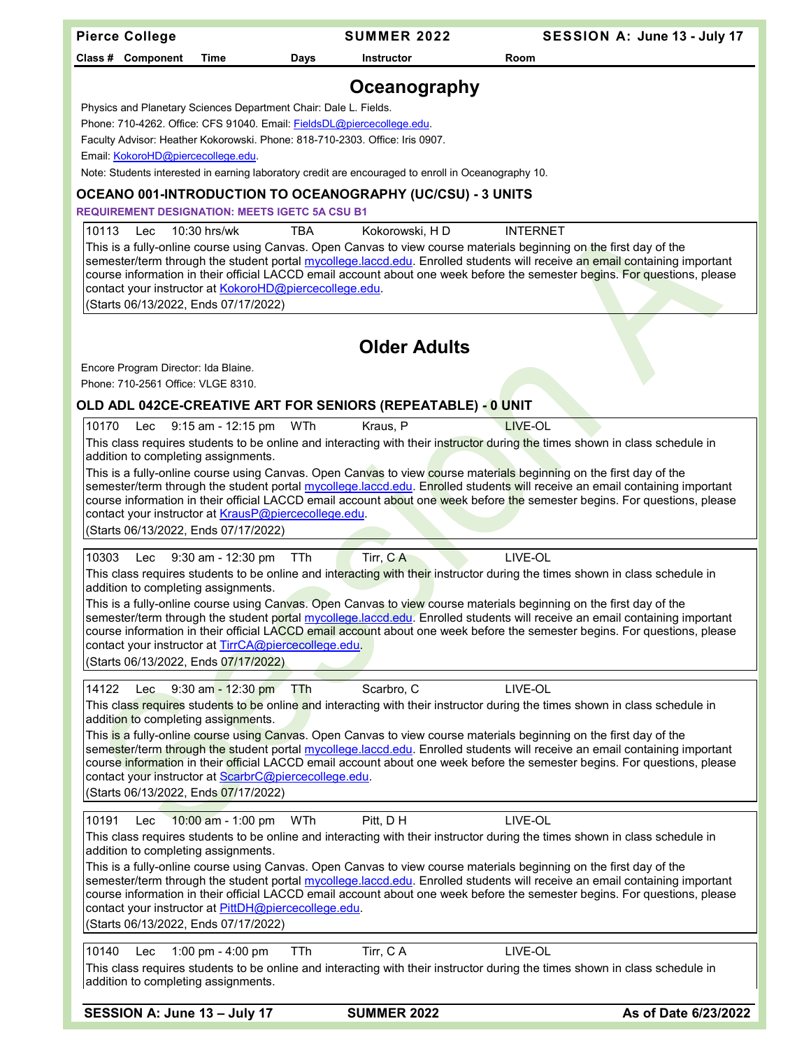## Oceanography

Physics and Planetary Sciences Department Chair: Dale L. Fields.

Phone: 710-4262. Office: CFS 91040. Email: FieldsDL@piercecollege.edu.

Faculty Advisor: Heather Kokorowski. Phone: 818-710-2303. Office: Iris 0907.

Email: KokoroHD@piercecollege.edu.

Note: Students interested in earning laboratory credit are encouraged to enroll in Oceanography 10.

### OCEANO 001-INTRODUCTION TO OCEANOGRAPHY (UC/CSU) - 3 UNITS

**REQUIREMENT DESIGNATION: MEETS IGETC 5A CSU B1**

| Class # | Component | Time | Days | Instructor | Room |
|---|---|---|---|---|---|
| 10113 | Lec | 10:30 hrs/wk | TBA | Kokorowski, H D | INTERNET |

This is a fully-online course using Canvas. Open Canvas to view course materials beginning on the first day of the semester/term through the student portal mycollege.laccd.edu. Enrolled students will receive an email containing important course information in their official LACCD email account about one week before the semester begins. For questions, please contact your instructor at KokoroHD@piercecollege.edu.

(Starts 06/13/2022, Ends 07/17/2022)

## Older Adults

Encore Program Director: Ida Blaine.

Phone: 710-2561 Office: VLGE 8310.

### OLD ADL 042CE-CREATIVE ART FOR SENIORS (REPEATABLE) - 0 UNIT

| Class # | Component | Time | Days | Instructor | Room |
|---|---|---|---|---|---|
| 10170 | Lec | 9:15 am - 12:15 pm | WTh | Kraus, P | LIVE-OL |

This class requires students to be online and interacting with their instructor during the times shown in class schedule in addition to completing assignments.

This is a fully-online course using Canvas. Open Canvas to view course materials beginning on the first day of the semester/term through the student portal mycollege.laccd.edu. Enrolled students will receive an email containing important course information in their official LACCD email account about one week before the semester begins. For questions, please contact your instructor at KrausP@piercecollege.edu.

(Starts 06/13/2022, Ends 07/17/2022)

| Class # | Component | Time | Days | Instructor | Room |
|---|---|---|---|---|---|
| 10303 | Lec | 9:30 am - 12:30 pm | TTh | Tirr, C A | LIVE-OL |

This class requires students to be online and interacting with their instructor during the times shown in class schedule in addition to completing assignments.

This is a fully-online course using Canvas. Open Canvas to view course materials beginning on the first day of the semester/term through the student portal mycollege.laccd.edu. Enrolled students will receive an email containing important course information in their official LACCD email account about one week before the semester begins. For questions, please contact your instructor at TirrCA@piercecollege.edu.

(Starts 06/13/2022, Ends 07/17/2022)

| Class # | Component | Time | Days | Instructor | Room |
|---|---|---|---|---|---|
| 14122 | Lec | 9:30 am - 12:30 pm | TTh | Scarbro, C | LIVE-OL |

This class requires students to be online and interacting with their instructor during the times shown in class schedule in addition to completing assignments.

This is a fully-online course using Canvas. Open Canvas to view course materials beginning on the first day of the semester/term through the student portal mycollege.laccd.edu. Enrolled students will receive an email containing important course information in their official LACCD email account about one week before the semester begins. For questions, please contact your instructor at ScarbrC@piercecollege.edu.

(Starts 06/13/2022, Ends 07/17/2022)

| Class # | Component | Time | Days | Instructor | Room |
|---|---|---|---|---|---|
| 10191 | Lec | 10:00 am - 1:00 pm | WTh | Pitt, D H | LIVE-OL |

This class requires students to be online and interacting with their instructor during the times shown in class schedule in addition to completing assignments.

This is a fully-online course using Canvas. Open Canvas to view course materials beginning on the first day of the semester/term through the student portal mycollege.laccd.edu. Enrolled students will receive an email containing important course information in their official LACCD email account about one week before the semester begins. For questions, please contact your instructor at PittDH@piercecollege.edu.

(Starts 06/13/2022, Ends 07/17/2022)

| Class # | Component | Time | Days | Instructor | Room |
|---|---|---|---|---|---|
| 10140 | Lec | 1:00 pm - 4:00 pm | TTh | Tirr, C A | LIVE-OL |

This class requires students to be online and interacting with their instructor during the times shown in class schedule in addition to completing assignments.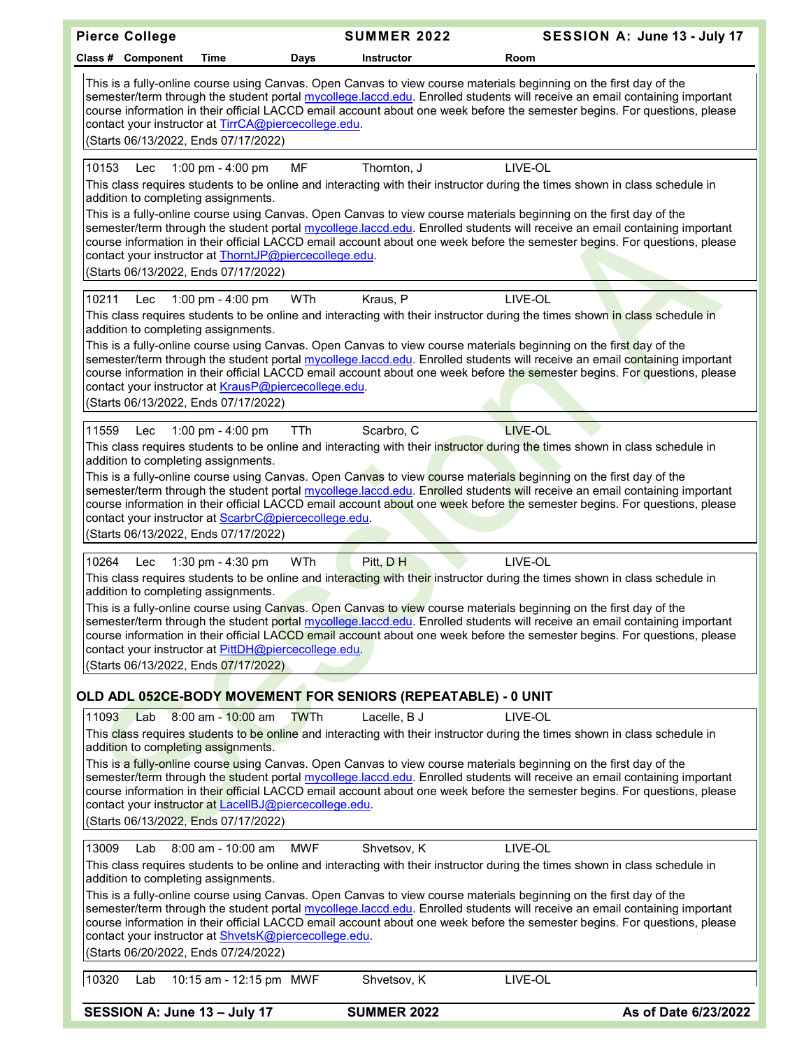This is a fully-online course using Canvas. Open Canvas to view course materials beginning on the first day of the semester/term through the student portal mycollege.laccd.edu. Enrolled students will receive an email containing important course information in their official LACCD email account about one week before the semester begins. For questions, please contact your instructor at TirrCA@piercecollege.edu.

(Starts 06/13/2022, Ends 07/17/2022)

| Class # | Component | Time | Days | Instructor | Room |
|---|---|---|---|---|---|
| 10153 | Lec | 1:00 pm - 4:00 pm | MF | Thornton, J | LIVE-OL |

This class requires students to be online and interacting with their instructor during the times shown in class schedule in addition to completing assignments.

This is a fully-online course using Canvas. Open Canvas to view course materials beginning on the first day of the semester/term through the student portal mycollege.laccd.edu. Enrolled students will receive an email containing important course information in their official LACCD email account about one week before the semester begins. For questions, please contact your instructor at ThorntJP@piercecollege.edu.

(Starts 06/13/2022, Ends 07/17/2022)

| Class # | Component | Time | Days | Instructor | Room |
|---|---|---|---|---|---|
| 10211 | Lec | 1:00 pm - 4:00 pm | WTh | Kraus, P | LIVE-OL |

This class requires students to be online and interacting with their instructor during the times shown in class schedule in addition to completing assignments.

This is a fully-online course using Canvas. Open Canvas to view course materials beginning on the first day of the semester/term through the student portal mycollege.laccd.edu. Enrolled students will receive an email containing important course information in their official LACCD email account about one week before the semester begins. For questions, please contact your instructor at KrausP@piercecollege.edu.

(Starts 06/13/2022, Ends 07/17/2022)

| Class # | Component | Time | Days | Instructor | Room |
|---|---|---|---|---|---|
| 11559 | Lec | 1:00 pm - 4:00 pm | TTh | Scarbro, C | LIVE-OL |

This class requires students to be online and interacting with their instructor during the times shown in class schedule in addition to completing assignments.

This is a fully-online course using Canvas. Open Canvas to view course materials beginning on the first day of the semester/term through the student portal mycollege.laccd.edu. Enrolled students will receive an email containing important course information in their official LACCD email account about one week before the semester begins. For questions, please contact your instructor at ScarbrC@piercecollege.edu.

(Starts 06/13/2022, Ends 07/17/2022)

| Class # | Component | Time | Days | Instructor | Room |
|---|---|---|---|---|---|
| 10264 | Lec | 1:30 pm - 4:30 pm | WTh | Pitt, D H | LIVE-OL |

This class requires students to be online and interacting with their instructor during the times shown in class schedule in addition to completing assignments.

This is a fully-online course using Canvas. Open Canvas to view course materials beginning on the first day of the semester/term through the student portal mycollege.laccd.edu. Enrolled students will receive an email containing important course information in their official LACCD email account about one week before the semester begins. For questions, please contact your instructor at PittDH@piercecollege.edu.

(Starts 06/13/2022, Ends 07/17/2022)

## OLD ADL 052CE-BODY MOVEMENT FOR SENIORS (REPEATABLE) - 0 UNIT

| Class # | Component | Time | Days | Instructor | Room |
|---|---|---|---|---|---|
| 11093 | Lab | 8:00 am - 10:00 am | TWTh | Lacelle, B J | LIVE-OL |

This class requires students to be online and interacting with their instructor during the times shown in class schedule in addition to completing assignments.

This is a fully-online course using Canvas. Open Canvas to view course materials beginning on the first day of the semester/term through the student portal mycollege.laccd.edu. Enrolled students will receive an email containing important course information in their official LACCD email account about one week before the semester begins. For questions, please contact your instructor at LacellBJ@piercecollege.edu.

(Starts 06/13/2022, Ends 07/17/2022)

| Class # | Component | Time | Days | Instructor | Room |
|---|---|---|---|---|---|
| 13009 | Lab | 8:00 am - 10:00 am | MWF | Shvetsov, K | LIVE-OL |

This class requires students to be online and interacting with their instructor during the times shown in class schedule in addition to completing assignments.

This is a fully-online course using Canvas. Open Canvas to view course materials beginning on the first day of the semester/term through the student portal mycollege.laccd.edu. Enrolled students will receive an email containing important course information in their official LACCD email account about one week before the semester begins. For questions, please contact your instructor at ShvetsK@piercecollege.edu.

(Starts 06/20/2022, Ends 07/24/2022)

| Class # | Component | Time | Days | Instructor | Room |
|---|---|---|---|---|---|
| 10320 | Lab | 10:15 am - 12:15 pm | MWF | Shvetsov, K | LIVE-OL |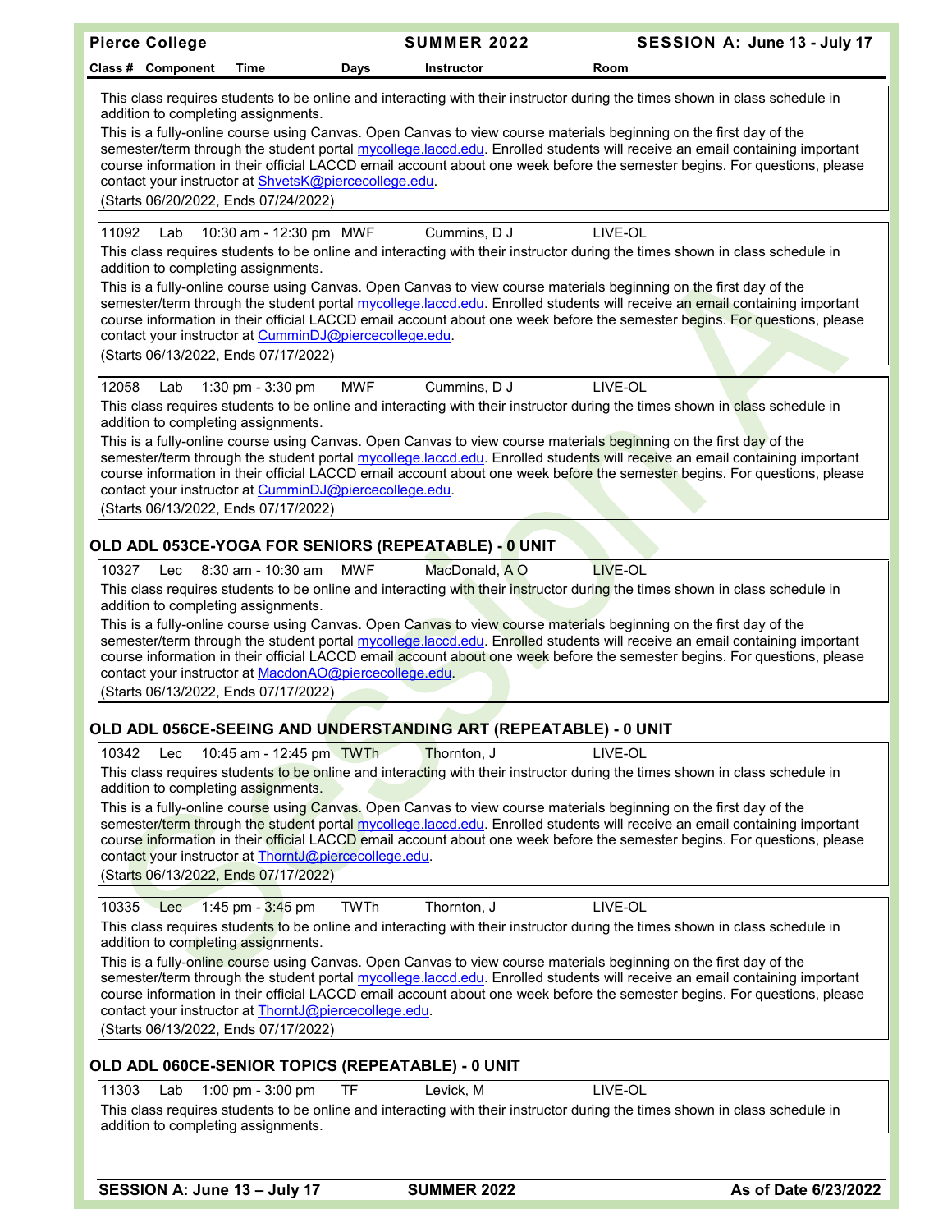| Class # | Component | Time | Days | Instructor | Room |
|---|---|---|---|---|---|

This class requires students to be online and interacting with their instructor during the times shown in class schedule in addition to completing assignments.

This is a fully-online course using Canvas. Open Canvas to view course materials beginning on the first day of the semester/term through the student portal mycollege.laccd.edu. Enrolled students will receive an email containing important course information in their official LACCD email account about one week before the semester begins. For questions, please contact your instructor at ShvetsK@piercecollege.edu.

(Starts 06/20/2022, Ends 07/24/2022)

| Class # | Component | Time | Days | Instructor | Room |
|---|---|---|---|---|---|
| 11092 | Lab | 10:30 am - 12:30 pm | MWF | Cummins, D J | LIVE-OL |

This class requires students to be online and interacting with their instructor during the times shown in class schedule in addition to completing assignments.

This is a fully-online course using Canvas. Open Canvas to view course materials beginning on the first day of the semester/term through the student portal mycollege.laccd.edu. Enrolled students will receive an email containing important course information in their official LACCD email account about one week before the semester begins. For questions, please contact your instructor at CumminDJ@piercecollege.edu.

(Starts 06/13/2022, Ends 07/17/2022)

| Class # | Component | Time | Days | Instructor | Room |
|---|---|---|---|---|---|
| 12058 | Lab | 1:30 pm - 3:30 pm | MWF | Cummins, D J | LIVE-OL |

This class requires students to be online and interacting with their instructor during the times shown in class schedule in addition to completing assignments.

This is a fully-online course using Canvas. Open Canvas to view course materials beginning on the first day of the semester/term through the student portal mycollege.laccd.edu. Enrolled students will receive an email containing important course information in their official LACCD email account about one week before the semester begins. For questions, please contact your instructor at CumminDJ@piercecollege.edu.

(Starts 06/13/2022, Ends 07/17/2022)

## OLD ADL 053CE-YOGA FOR SENIORS (REPEATABLE) - 0 UNIT

| Class # | Component | Time | Days | Instructor | Room |
|---|---|---|---|---|---|
| 10327 | Lec | 8:30 am - 10:30 am | MWF | MacDonald, A O | LIVE-OL |

This class requires students to be online and interacting with their instructor during the times shown in class schedule in addition to completing assignments.

This is a fully-online course using Canvas. Open Canvas to view course materials beginning on the first day of the semester/term through the student portal mycollege.laccd.edu. Enrolled students will receive an email containing important course information in their official LACCD email account about one week before the semester begins. For questions, please contact your instructor at MacdonAO@piercecollege.edu.

(Starts 06/13/2022, Ends 07/17/2022)

## OLD ADL 056CE-SEEING AND UNDERSTANDING ART (REPEATABLE) - 0 UNIT

| Class # | Component | Time | Days | Instructor | Room |
|---|---|---|---|---|---|
| 10342 | Lec | 10:45 am - 12:45 pm | TWTh | Thornton, J | LIVE-OL |

This class requires students to be online and interacting with their instructor during the times shown in class schedule in addition to completing assignments.

This is a fully-online course using Canvas. Open Canvas to view course materials beginning on the first day of the semester/term through the student portal mycollege.laccd.edu. Enrolled students will receive an email containing important course information in their official LACCD email account about one week before the semester begins. For questions, please contact your instructor at ThorntJ@piercecollege.edu.

(Starts 06/13/2022, Ends 07/17/2022)

| Class # | Component | Time | Days | Instructor | Room |
|---|---|---|---|---|---|
| 10335 | Lec | 1:45 pm - 3:45 pm | TWTh | Thornton, J | LIVE-OL |

This class requires students to be online and interacting with their instructor during the times shown in class schedule in addition to completing assignments.

This is a fully-online course using Canvas. Open Canvas to view course materials beginning on the first day of the semester/term through the student portal mycollege.laccd.edu. Enrolled students will receive an email containing important course information in their official LACCD email account about one week before the semester begins. For questions, please contact your instructor at ThorntJ@piercecollege.edu.

(Starts 06/13/2022, Ends 07/17/2022)

## OLD ADL 060CE-SENIOR TOPICS (REPEATABLE) - 0 UNIT

| Class # | Component | Time | Days | Instructor | Room |
|---|---|---|---|---|---|
| 11303 | Lab | 1:00 pm - 3:00 pm | TF | Levick, M | LIVE-OL |

This class requires students to be online and interacting with their instructor during the times shown in class schedule in addition to completing assignments.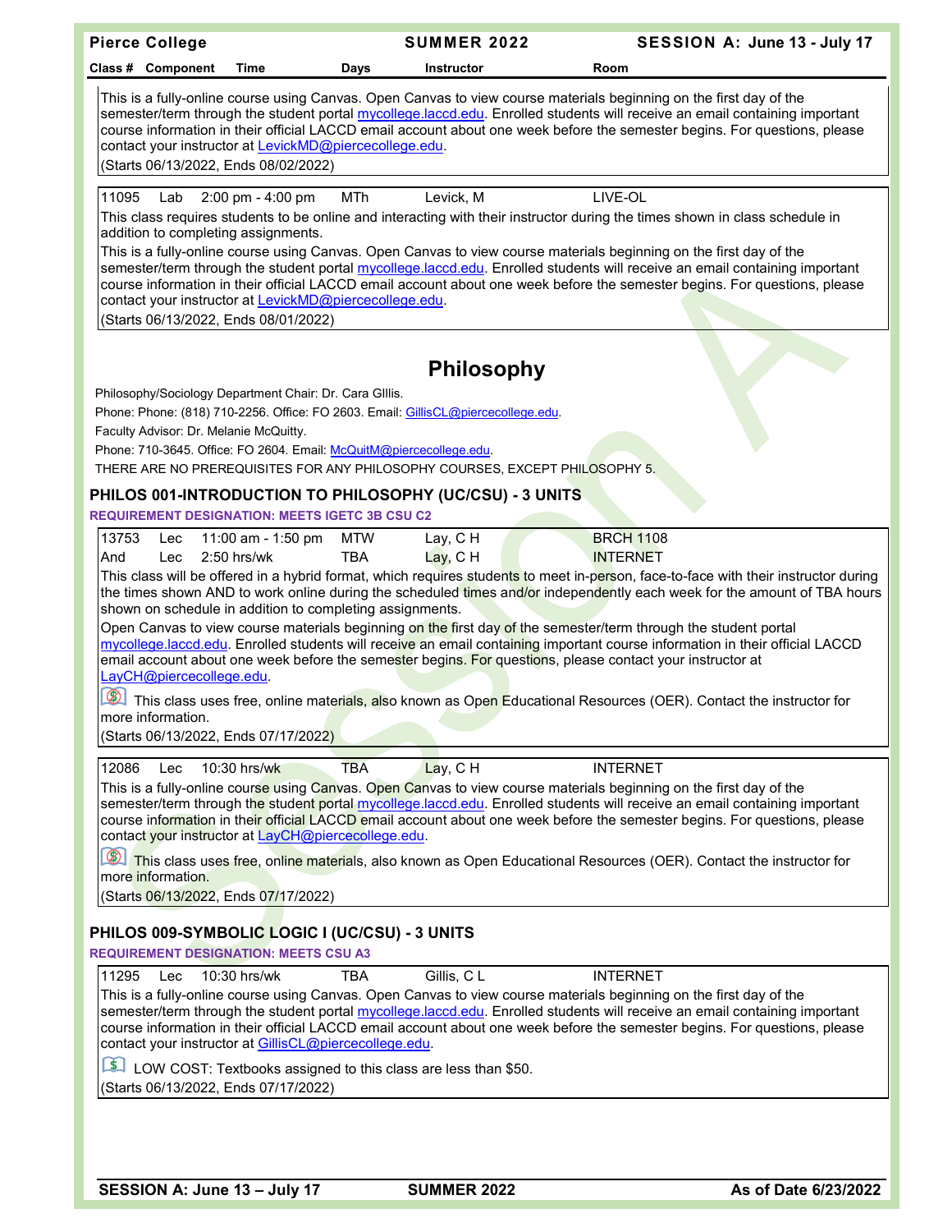| Class # | Component | Time | Days | Instructor | Room |
|---|---|---|---|---|---|

This is a fully-online course using Canvas. Open Canvas to view course materials beginning on the first day of the semester/term through the student portal mycollege.laccd.edu. Enrolled students will receive an email containing important course information in their official LACCD email account about one week before the semester begins. For questions, please contact your instructor at LevickMD@piercecollege.edu.

(Starts 06/13/2022, Ends 08/02/2022)

| Class # | Component | Time | Days | Instructor | Room |
|---|---|---|---|---|---|
| 11095 | Lab | 2:00 pm - 4:00 pm | MTh | Levick, M | LIVE-OL |

This class requires students to be online and interacting with their instructor during the times shown in class schedule in addition to completing assignments.

This is a fully-online course using Canvas. Open Canvas to view course materials beginning on the first day of the semester/term through the student portal mycollege.laccd.edu. Enrolled students will receive an email containing important course information in their official LACCD email account about one week before the semester begins. For questions, please contact your instructor at LevickMD@piercecollege.edu.

(Starts 06/13/2022, Ends 08/01/2022)

# Philosophy

Philosophy/Sociology Department Chair: Dr. Cara GIllis.

Phone: Phone: (818) 710-2256. Office: FO 2603. Email: GillisCL@piercecollege.edu.

Faculty Advisor: Dr. Melanie McQuitty.

Phone: 710-3645. Office: FO 2604. Email: McQuitM@piercecollege.edu.

THERE ARE NO PREREQUISITES FOR ANY PHILOSOPHY COURSES, EXCEPT PHILOSOPHY 5.

## PHILOS 001-INTRODUCTION TO PHILOSOPHY (UC/CSU) - 3 UNITS

**REQUIREMENT DESIGNATION: MEETS IGETC 3B CSU C2**

| Class # | Component | Time | Days | Instructor | Room |
|---|---|---|---|---|---|
| 13753 | Lec | 11:00 am - 1:50 pm | MTW | Lay, C H | BRCH 1108 |
| And | Lec | 2:50 hrs/wk | TBA | Lay, C H | INTERNET |

This class will be offered in a hybrid format, which requires students to meet in-person, face-to-face with their instructor during the times shown AND to work online during the scheduled times and/or independently each week for the amount of TBA hours shown on schedule in addition to completing assignments.

Open Canvas to view course materials beginning on the first day of the semester/term through the student portal mycollege.laccd.edu. Enrolled students will receive an email containing important course information in their official LACCD email account about one week before the semester begins. For questions, please contact your instructor at LayCH@piercecollege.edu.

This class uses free, online materials, also known as Open Educational Resources (OER). Contact the instructor for more information.

(Starts 06/13/2022, Ends 07/17/2022)

| Class # | Component | Time | Days | Instructor | Room |
|---|---|---|---|---|---|
| 12086 | Lec | 10:30 hrs/wk | TBA | Lay, C H | INTERNET |

This is a fully-online course using Canvas. Open Canvas to view course materials beginning on the first day of the semester/term through the student portal mycollege.laccd.edu. Enrolled students will receive an email containing important course information in their official LACCD email account about one week before the semester begins. For questions, please contact your instructor at LayCH@piercecollege.edu.

This class uses free, online materials, also known as Open Educational Resources (OER). Contact the instructor for more information.

(Starts 06/13/2022, Ends 07/17/2022)

## PHILOS 009-SYMBOLIC LOGIC I (UC/CSU) - 3 UNITS

**REQUIREMENT DESIGNATION: MEETS CSU A3**

| Class # | Component | Time | Days | Instructor | Room |
|---|---|---|---|---|---|
| 11295 | Lec | 10:30 hrs/wk | TBA | Gillis, C L | INTERNET |

This is a fully-online course using Canvas. Open Canvas to view course materials beginning on the first day of the semester/term through the student portal mycollege.laccd.edu. Enrolled students will receive an email containing important course information in their official LACCD email account about one week before the semester begins. For questions, please contact your instructor at GillisCL@piercecollege.edu.

LOW COST: Textbooks assigned to this class are less than $50.

(Starts 06/13/2022, Ends 07/17/2022)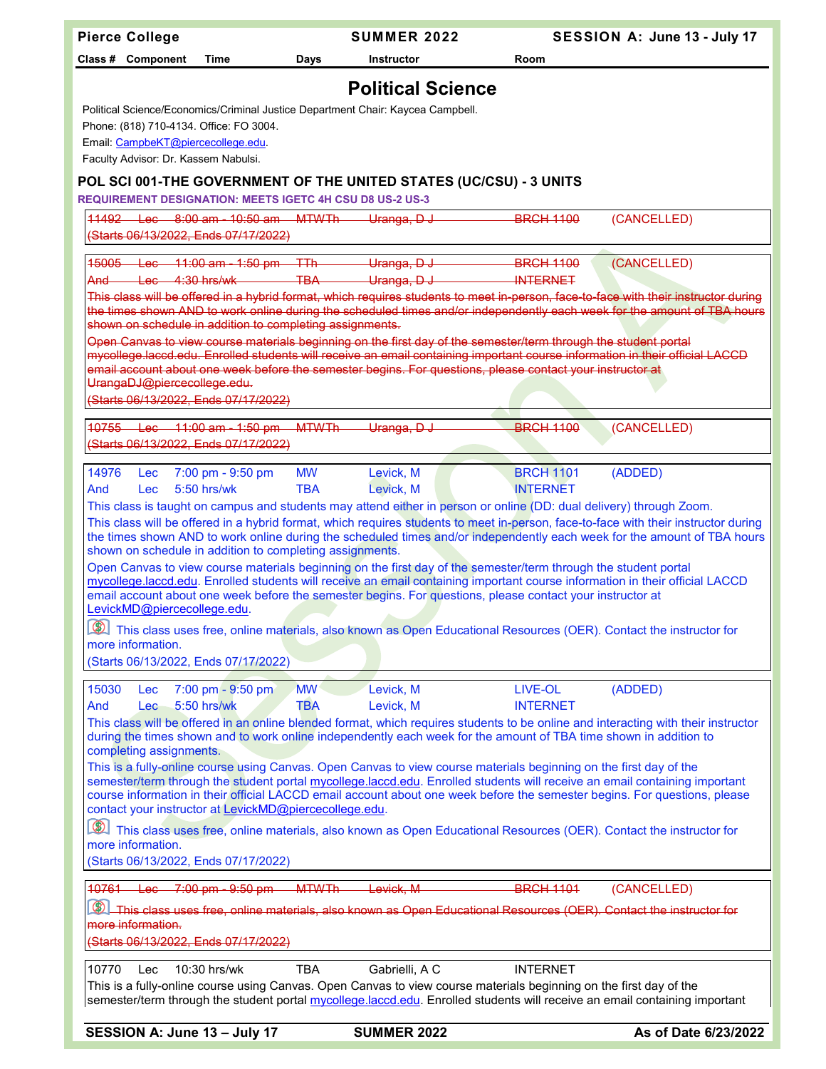# Political Science

Political Science/Economics/Criminal Justice Department Chair: Kaycea Campbell.
Phone: (818) 710-4134. Office: FO 3004.
Email: CampbeKT@piercecollege.edu.
Faculty Advisor: Dr. Kassem Nabulsi.

## POL SCI 001-THE GOVERNMENT OF THE UNITED STATES (UC/CSU) - 3 UNITS

**REQUIREMENT DESIGNATION: MEETS IGETC 4H CSU D8 US-2 US-3**

| Class # | Component | Time | Days | Instructor | Room | |
|---|---|---|---|---|---|---|
| ~~11492~~ | ~~Lec~~ | ~~8:00 am - 10:50 am~~ | ~~MTWTh~~ | ~~Uranga, D J~~ | ~~BRCH 1100~~ | (CANCELLED) |

~~(Starts 06/13/2022, Ends 07/17/2022)~~

| Class # | Component | Time | Days | Instructor | Room | |
|---|---|---|---|---|---|---|
| ~~15005~~ | ~~Lec~~ | ~~11:00 am - 1:50 pm~~ | ~~TTh~~ | ~~Uranga, D J~~ | ~~BRCH 1100~~ | (CANCELLED) |
| ~~And~~ | ~~Lec~~ | ~~4:30 hrs/wk~~ | ~~TBA~~ | ~~Uranga, D J~~ | ~~INTERNET~~ | |

~~This class will be offered in a hybrid format, which requires students to meet in-person, face-to-face with their instructor during the times shown AND to work online during the scheduled times and/or independently each week for the amount of TBA hours shown on schedule in addition to completing assignments.~~

~~Open Canvas to view course materials beginning on the first day of the semester/term through the student portal mycollege.laccd.edu. Enrolled students will receive an email containing important course information in their official LACCD email account about one week before the semester begins. For questions, please contact your instructor at UrangaDJ@piercecollege.edu.~~

~~(Starts 06/13/2022, Ends 07/17/2022)~~

| Class # | Component | Time | Days | Instructor | Room | |
|---|---|---|---|---|---|---|
| ~~10755~~ | ~~Lec~~ | ~~11:00 am - 1:50 pm~~ | ~~MTWTh~~ | ~~Uranga, D J~~ | ~~BRCH 1100~~ | (CANCELLED) |

~~(Starts 06/13/2022, Ends 07/17/2022)~~

| Class # | Component | Time | Days | Instructor | Room | |
|---|---|---|---|---|---|---|
| 14976 | Lec | 7:00 pm - 9:50 pm | MW | Levick, M | BRCH 1101 | (ADDED) |
| And | Lec | 5:50 hrs/wk | TBA | Levick, M | INTERNET | |

This class is taught on campus and students may attend either in person or online (DD: dual delivery) through Zoom.

This class will be offered in a hybrid format, which requires students to meet in-person, face-to-face with their instructor during the times shown AND to work online during the scheduled times and/or independently each week for the amount of TBA hours shown on schedule in addition to completing assignments.

Open Canvas to view course materials beginning on the first day of the semester/term through the student portal mycollege.laccd.edu. Enrolled students will receive an email containing important course information in their official LACCD email account about one week before the semester begins. For questions, please contact your instructor at LevickMD@piercecollege.edu.

This class uses free, online materials, also known as Open Educational Resources (OER). Contact the instructor for more information.

(Starts 06/13/2022, Ends 07/17/2022)

| Class # | Component | Time | Days | Instructor | Room | |
|---|---|---|---|---|---|---|
| 15030 | Lec | 7:00 pm - 9:50 pm | MW | Levick, M | LIVE-OL | (ADDED) |
| And | Lec | 5:50 hrs/wk | TBA | Levick, M | INTERNET | |

This class will be offered in an online blended format, which requires students to be online and interacting with their instructor during the times shown and to work online independently each week for the amount of TBA time shown in addition to completing assignments.

This is a fully-online course using Canvas. Open Canvas to view course materials beginning on the first day of the semester/term through the student portal mycollege.laccd.edu. Enrolled students will receive an email containing important course information in their official LACCD email account about one week before the semester begins. For questions, please contact your instructor at LevickMD@piercecollege.edu.

This class uses free, online materials, also known as Open Educational Resources (OER). Contact the instructor for more information.

(Starts 06/13/2022, Ends 07/17/2022)

| Class # | Component | Time | Days | Instructor | Room | |
|---|---|---|---|---|---|---|
| ~~10761~~ | ~~Lec~~ | ~~7:00 pm - 9:50 pm~~ | ~~MTWTh~~ | ~~Levick, M~~ | ~~BRCH 1101~~ | (CANCELLED) |

~~This class uses free, online materials, also known as Open Educational Resources (OER). Contact the instructor for more information.~~

~~(Starts 06/13/2022, Ends 07/17/2022)~~

| Class # | Component | Time | Days | Instructor | Room |
|---|---|---|---|---|---|
| 10770 | Lec | 10:30 hrs/wk | TBA | Gabrielli, A C | INTERNET |

This is a fully-online course using Canvas. Open Canvas to view course materials beginning on the first day of the semester/term through the student portal mycollege.laccd.edu. Enrolled students will receive an email containing important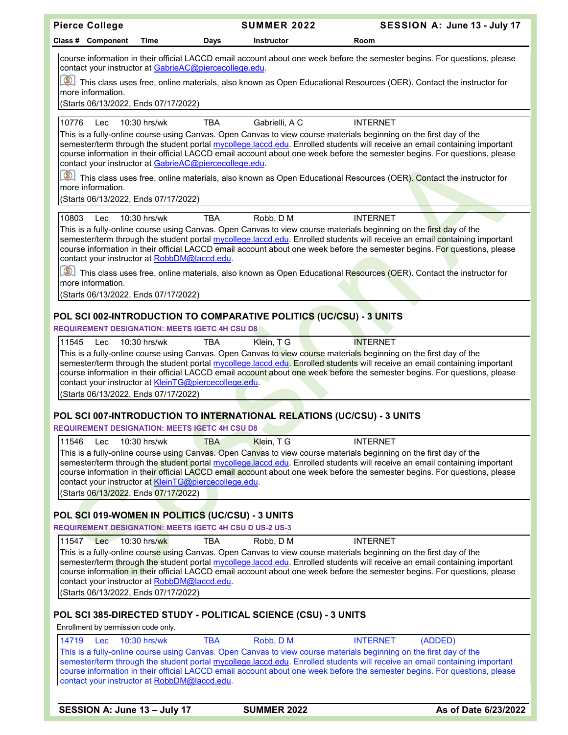course information in their official LACCD email account about one week before the semester begins. For questions, please contact your instructor at GabrieAC@piercecollege.edu.

This class uses free, online materials, also known as Open Educational Resources (OER). Contact the instructor for more information.

(Starts 06/13/2022, Ends 07/17/2022)

| Class # | Component | Time | Days | Instructor | Room |
|---|---|---|---|---|---|
| 10776 | Lec | 10:30 hrs/wk | TBA | Gabrielli, A C | INTERNET |

This is a fully-online course using Canvas. Open Canvas to view course materials beginning on the first day of the semester/term through the student portal mycollege.laccd.edu. Enrolled students will receive an email containing important course information in their official LACCD email account about one week before the semester begins. For questions, please contact your instructor at GabrieAC@piercecollege.edu.

This class uses free, online materials, also known as Open Educational Resources (OER). Contact the instructor for more information.

(Starts 06/13/2022, Ends 07/17/2022)

| Class # | Component | Time | Days | Instructor | Room |
|---|---|---|---|---|---|
| 10803 | Lec | 10:30 hrs/wk | TBA | Robb, D M | INTERNET |

This is a fully-online course using Canvas. Open Canvas to view course materials beginning on the first day of the semester/term through the student portal mycollege.laccd.edu. Enrolled students will receive an email containing important course information in their official LACCD email account about one week before the semester begins. For questions, please contact your instructor at RobbDM@laccd.edu.

This class uses free, online materials, also known as Open Educational Resources (OER). Contact the instructor for more information.

(Starts 06/13/2022, Ends 07/17/2022)

## POL SCI 002-INTRODUCTION TO COMPARATIVE POLITICS (UC/CSU) - 3 UNITS

**REQUIREMENT DESIGNATION: MEETS IGETC 4H CSU D8**

| Class # | Component | Time | Days | Instructor | Room |
|---|---|---|---|---|---|
| 11545 | Lec | 10:30 hrs/wk | TBA | Klein, T G | INTERNET |

This is a fully-online course using Canvas. Open Canvas to view course materials beginning on the first day of the semester/term through the student portal mycollege.laccd.edu. Enrolled students will receive an email containing important course information in their official LACCD email account about one week before the semester begins. For questions, please contact your instructor at KleinTG@piercecollege.edu.

(Starts 06/13/2022, Ends 07/17/2022)

## POL SCI 007-INTRODUCTION TO INTERNATIONAL RELATIONS (UC/CSU) - 3 UNITS

**REQUIREMENT DESIGNATION: MEETS IGETC 4H CSU D8**

| Class # | Component | Time | Days | Instructor | Room |
|---|---|---|---|---|---|
| 11546 | Lec | 10:30 hrs/wk | TBA | Klein, T G | INTERNET |

This is a fully-online course using Canvas. Open Canvas to view course materials beginning on the first day of the semester/term through the student portal mycollege.laccd.edu. Enrolled students will receive an email containing important course information in their official LACCD email account about one week before the semester begins. For questions, please contact your instructor at KleinTG@piercecollege.edu.

(Starts 06/13/2022, Ends 07/17/2022)

## POL SCI 019-WOMEN IN POLITICS (UC/CSU) - 3 UNITS

**REQUIREMENT DESIGNATION: MEETS IGETC 4H CSU D US-2 US-3**

| Class # | Component | Time | Days | Instructor | Room |
|---|---|---|---|---|---|
| 11547 | Lec | 10:30 hrs/wk | TBA | Robb, D M | INTERNET |

This is a fully-online course using Canvas. Open Canvas to view course materials beginning on the first day of the semester/term through the student portal mycollege.laccd.edu. Enrolled students will receive an email containing important course information in their official LACCD email account about one week before the semester begins. For questions, please contact your instructor at RobbDM@laccd.edu.

(Starts 06/13/2022, Ends 07/17/2022)

## POL SCI 385-DIRECTED STUDY - POLITICAL SCIENCE (CSU) - 3 UNITS

Enrollment by permission code only.

| Class # | Component | Time | Days | Instructor | Room | |
|---|---|---|---|---|---|---|
| 14719 | Lec | 10:30 hrs/wk | TBA | Robb, D M | INTERNET | (ADDED) |

This is a fully-online course using Canvas. Open Canvas to view course materials beginning on the first day of the semester/term through the student portal mycollege.laccd.edu. Enrolled students will receive an email containing important course information in their official LACCD email account about one week before the semester begins. For questions, please contact your instructor at RobbDM@laccd.edu.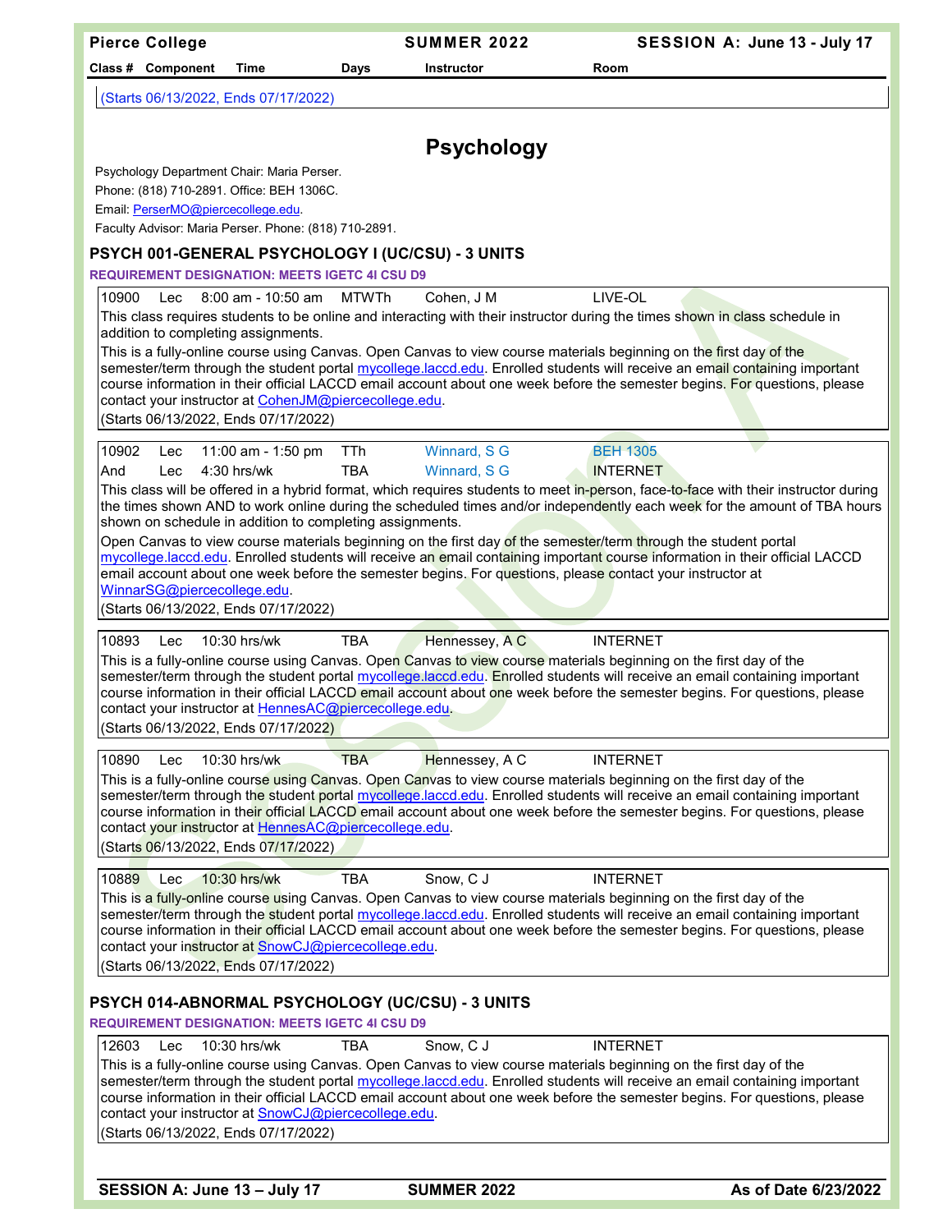(Starts 06/13/2022, Ends 07/17/2022)

# Psychology

Psychology Department Chair: Maria Perser.
Phone: (818) 710-2891. Office: BEH 1306C.
Email: PerserMO@piercecollege.edu.
Faculty Advisor: Maria Perser. Phone: (818) 710-2891.

## PSYCH 001-GENERAL PSYCHOLOGY I (UC/CSU) - 3 UNITS

**REQUIREMENT DESIGNATION: MEETS IGETC 4I CSU D9**

| Class # | Component | Time | Days | Instructor | Room |
|---|---|---|---|---|---|
| 10900 | Lec | 8:00 am - 10:50 am | MTWTh | Cohen, J M | LIVE-OL |

This class requires students to be online and interacting with their instructor during the times shown in class schedule in addition to completing assignments.

This is a fully-online course using Canvas. Open Canvas to view course materials beginning on the first day of the semester/term through the student portal mycollege.laccd.edu. Enrolled students will receive an email containing important course information in their official LACCD email account about one week before the semester begins. For questions, please contact your instructor at CohenJM@piercecollege.edu.

(Starts 06/13/2022, Ends 07/17/2022)

| Class # | Component | Time | Days | Instructor | Room |
|---|---|---|---|---|---|
| 10902 | Lec | 11:00 am - 1:50 pm | TTh | Winnard, S G | BEH 1305 |
| And | Lec | 4:30 hrs/wk | TBA | Winnard, S G | INTERNET |

This class will be offered in a hybrid format, which requires students to meet in-person, face-to-face with their instructor during the times shown AND to work online during the scheduled times and/or independently each week for the amount of TBA hours shown on schedule in addition to completing assignments.

Open Canvas to view course materials beginning on the first day of the semester/term through the student portal mycollege.laccd.edu. Enrolled students will receive an email containing important course information in their official LACCD email account about one week before the semester begins. For questions, please contact your instructor at WinnarSG@piercecollege.edu.

(Starts 06/13/2022, Ends 07/17/2022)

| Class # | Component | Time | Days | Instructor | Room |
|---|---|---|---|---|---|
| 10893 | Lec | 10:30 hrs/wk | TBA | Hennessey, A C | INTERNET |

This is a fully-online course using Canvas. Open Canvas to view course materials beginning on the first day of the semester/term through the student portal mycollege.laccd.edu. Enrolled students will receive an email containing important course information in their official LACCD email account about one week before the semester begins. For questions, please contact your instructor at HennesAC@piercecollege.edu.

(Starts 06/13/2022, Ends 07/17/2022)

| Class # | Component | Time | Days | Instructor | Room |
|---|---|---|---|---|---|
| 10890 | Lec | 10:30 hrs/wk | TBA | Hennessey, A C | INTERNET |

This is a fully-online course using Canvas. Open Canvas to view course materials beginning on the first day of the semester/term through the student portal mycollege.laccd.edu. Enrolled students will receive an email containing important course information in their official LACCD email account about one week before the semester begins. For questions, please contact your instructor at HennesAC@piercecollege.edu.

(Starts 06/13/2022, Ends 07/17/2022)

| Class # | Component | Time | Days | Instructor | Room |
|---|---|---|---|---|---|
| 10889 | Lec | 10:30 hrs/wk | TBA | Snow, C J | INTERNET |

This is a fully-online course using Canvas. Open Canvas to view course materials beginning on the first day of the semester/term through the student portal mycollege.laccd.edu. Enrolled students will receive an email containing important course information in their official LACCD email account about one week before the semester begins. For questions, please contact your instructor at SnowCJ@piercecollege.edu.

(Starts 06/13/2022, Ends 07/17/2022)

## PSYCH 014-ABNORMAL PSYCHOLOGY (UC/CSU) - 3 UNITS

**REQUIREMENT DESIGNATION: MEETS IGETC 4I CSU D9**

| Class # | Component | Time | Days | Instructor | Room |
|---|---|---|---|---|---|
| 12603 | Lec | 10:30 hrs/wk | TBA | Snow, C J | INTERNET |

This is a fully-online course using Canvas. Open Canvas to view course materials beginning on the first day of the semester/term through the student portal mycollege.laccd.edu. Enrolled students will receive an email containing important course information in their official LACCD email account about one week before the semester begins. For questions, please contact your instructor at SnowCJ@piercecollege.edu.

(Starts 06/13/2022, Ends 07/17/2022)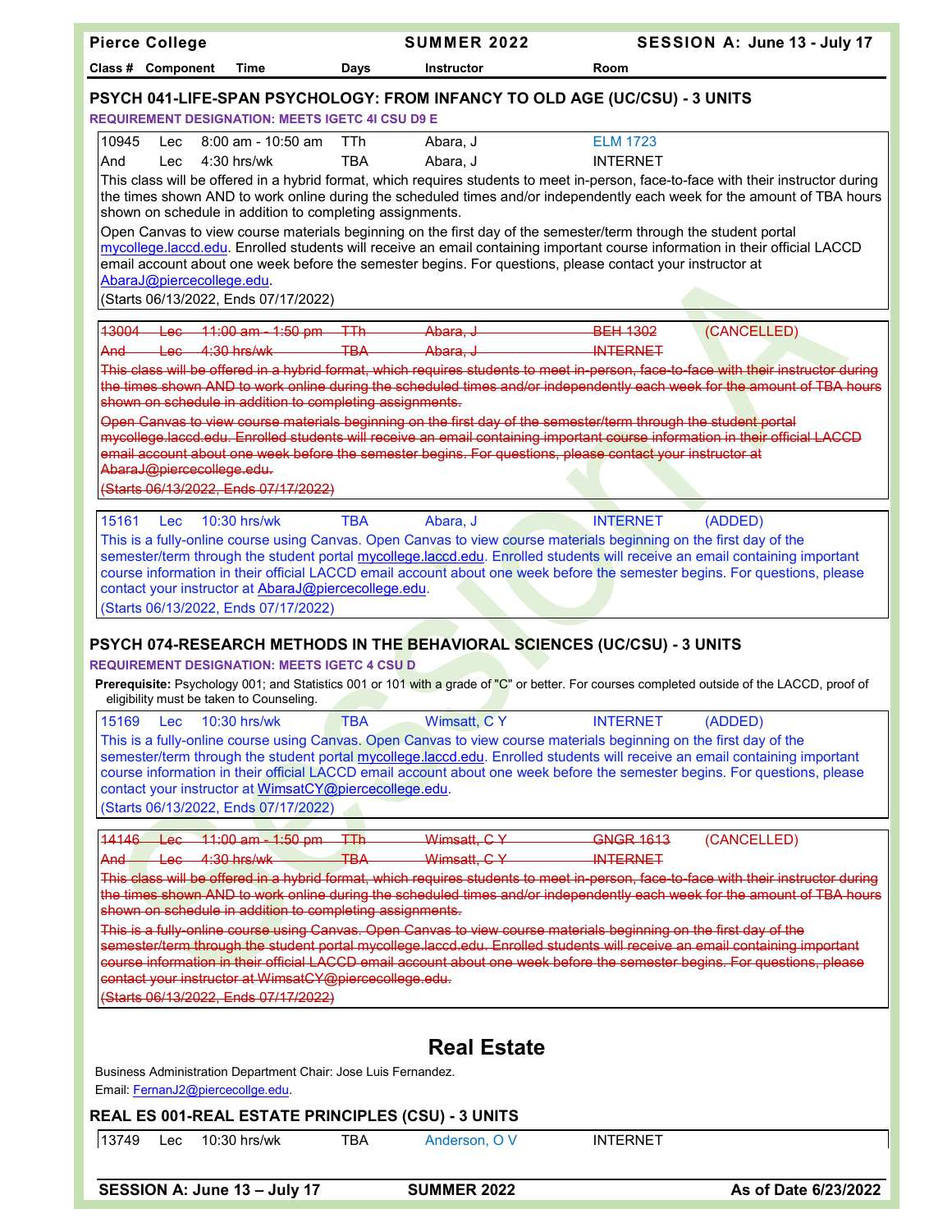| Class # | Component | Time | Days | Instructor | Room |
|---|---|---|---|---|---|

## PSYCH 041-LIFE-SPAN PSYCHOLOGY: FROM INFANCY TO OLD AGE (UC/CSU) - 3 UNITS

**REQUIREMENT DESIGNATION: MEETS IGETC 4I CSU D9 E**

| Class # | Component | Time | Days | Instructor | Room | |
|---|---|---|---|---|---|---|
| 10945 | Lec | 8:00 am - 10:50 am | TTh | Abara, J | ELM 1723 | |
| And | Lec | 4:30 hrs/wk | TBA | Abara, J | INTERNET | |

This class will be offered in a hybrid format, which requires students to meet in-person, face-to-face with their instructor during the times shown AND to work online during the scheduled times and/or independently each week for the amount of TBA hours shown on schedule in addition to completing assignments.

Open Canvas to view course materials beginning on the first day of the semester/term through the student portal mycollege.laccd.edu. Enrolled students will receive an email containing important course information in their official LACCD email account about one week before the semester begins. For questions, please contact your instructor at AbaraJ@piercecollege.edu.

(Starts 06/13/2022, Ends 07/17/2022)

| Class # | Component | Time | Days | Instructor | Room | |
|---|---|---|---|---|---|---|
| ~~13004~~ | ~~Lec~~ | ~~11:00 am - 1:50 pm~~ | ~~TTh~~ | ~~Abara, J~~ | ~~BEH 1302~~ | (CANCELLED) |
| ~~And~~ | ~~Lec~~ | ~~4:30 hrs/wk~~ | ~~TBA~~ | ~~Abara, J~~ | ~~INTERNET~~ | |

~~This class will be offered in a hybrid format, which requires students to meet in-person, face-to-face with their instructor during the times shown AND to work online during the scheduled times and/or independently each week for the amount of TBA hours shown on schedule in addition to completing assignments.~~

~~Open Canvas to view course materials beginning on the first day of the semester/term through the student portal mycollege.laccd.edu. Enrolled students will receive an email containing important course information in their official LACCD email account about one week before the semester begins. For questions, please contact your instructor at AbaraJ@piercecollege.edu.~~

~~(Starts 06/13/2022, Ends 07/17/2022)~~

| Class # | Component | Time | Days | Instructor | Room | |
|---|---|---|---|---|---|---|
| 15161 | Lec | 10:30 hrs/wk | TBA | Abara, J | INTERNET | (ADDED) |

This is a fully-online course using Canvas. Open Canvas to view course materials beginning on the first day of the semester/term through the student portal mycollege.laccd.edu. Enrolled students will receive an email containing important course information in their official LACCD email account about one week before the semester begins. For questions, please contact your instructor at AbaraJ@piercecollege.edu.

(Starts 06/13/2022, Ends 07/17/2022)

## PSYCH 074-RESEARCH METHODS IN THE BEHAVIORAL SCIENCES (UC/CSU) - 3 UNITS

**REQUIREMENT DESIGNATION: MEETS IGETC 4 CSU D**

**Prerequisite:** Psychology 001; and Statistics 001 or 101 with a grade of "C" or better. For courses completed outside of the LACCD, proof of eligibility must be taken to Counseling.

| Class # | Component | Time | Days | Instructor | Room | |
|---|---|---|---|---|---|---|
| 15169 | Lec | 10:30 hrs/wk | TBA | Wimsatt, C Y | INTERNET | (ADDED) |

This is a fully-online course using Canvas. Open Canvas to view course materials beginning on the first day of the semester/term through the student portal mycollege.laccd.edu. Enrolled students will receive an email containing important course information in their official LACCD email account about one week before the semester begins. For questions, please contact your instructor at WimsatCY@piercecollege.edu.

(Starts 06/13/2022, Ends 07/17/2022)

| Class # | Component | Time | Days | Instructor | Room | |
|---|---|---|---|---|---|---|
| ~~14146~~ | ~~Lec~~ | ~~11:00 am - 1:50 pm~~ | ~~TTh~~ | ~~Wimsatt, C Y~~ | ~~GNGR 1613~~ | (CANCELLED) |
| ~~And~~ | ~~Lec~~ | ~~4:30 hrs/wk~~ | ~~TBA~~ | ~~Wimsatt, C Y~~ | ~~INTERNET~~ | |

~~This class will be offered in a hybrid format, which requires students to meet in-person, face-to-face with their instructor during the times shown AND to work online during the scheduled times and/or independently each week for the amount of TBA hours shown on schedule in addition to completing assignments.~~

~~This is a fully-online course using Canvas. Open Canvas to view course materials beginning on the first day of the semester/term through the student portal mycollege.laccd.edu. Enrolled students will receive an email containing important course information in their official LACCD email account about one week before the semester begins. For questions, please contact your instructor at WimsatCY@piercecollege.edu.~~

~~(Starts 06/13/2022, Ends 07/17/2022)~~

# Real Estate

Business Administration Department Chair: Jose Luis Fernandez.
Email: FernanJ2@piercecollge.edu.

## REAL ES 001-REAL ESTATE PRINCIPLES (CSU) - 3 UNITS

| Class # | Component | Time | Days | Instructor | Room |
|---|---|---|---|---|---|
| 13749 | Lec | 10:30 hrs/wk | TBA | Anderson, O V | INTERNET |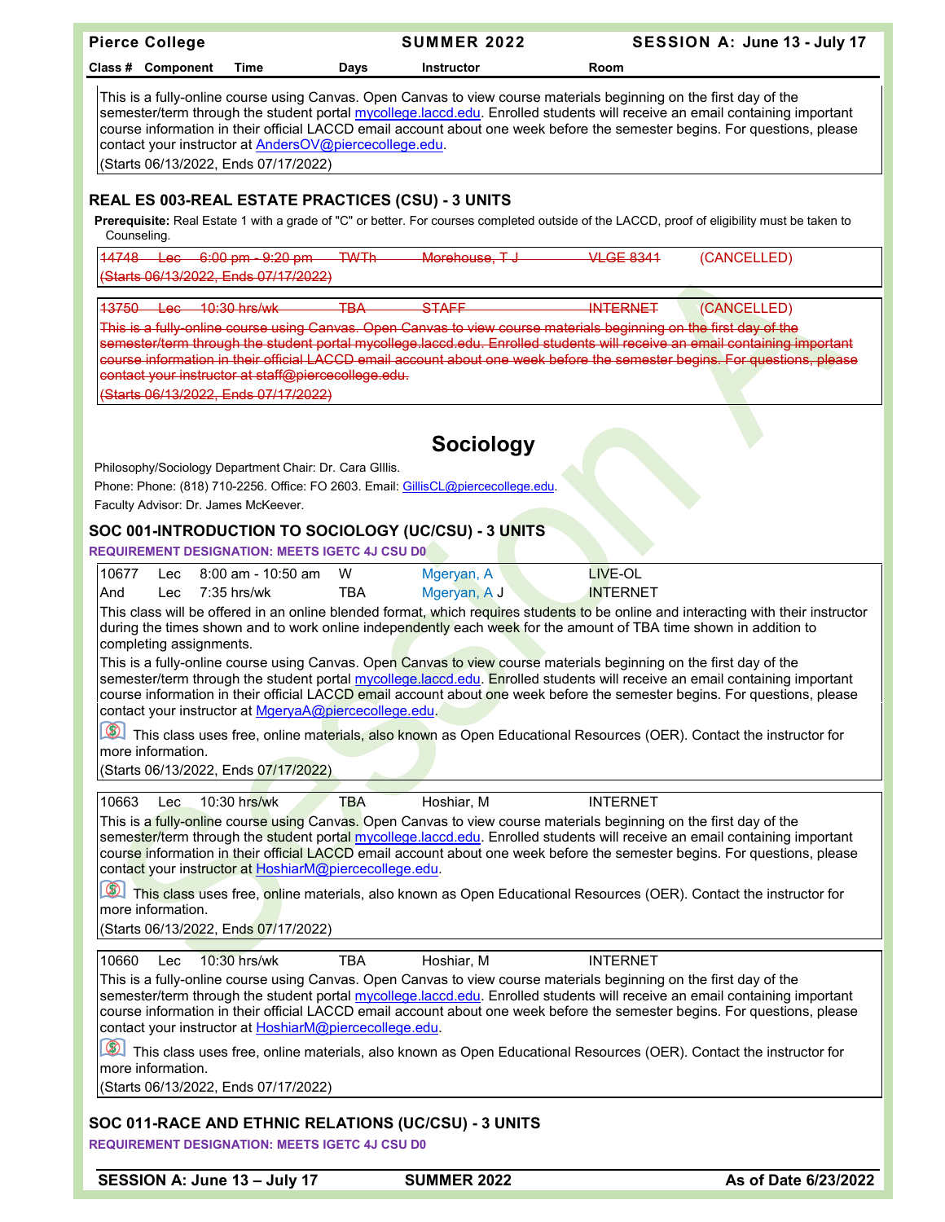This is a fully-online course using Canvas. Open Canvas to view course materials beginning on the first day of the semester/term through the student portal mycollege.laccd.edu. Enrolled students will receive an email containing important course information in their official LACCD email account about one week before the semester begins. For questions, please contact your instructor at AndersOV@piercecollege.edu.

(Starts 06/13/2022, Ends 07/17/2022)

### REAL ES 003-REAL ESTATE PRACTICES (CSU) - 3 UNITS

**Prerequisite:** Real Estate 1 with a grade of "C" or better. For courses completed outside of the LACCD, proof of eligibility must be taken to Counseling.

~~14748 Lec 6:00 pm - 9:20 pm TWTh Morehouse, T J VLGE 8341~~ (CANCELLED)

~~(Starts 06/13/2022, Ends 07/17/2022)~~

~~13750 Lec 10:30 hrs/wk TBA STAFF INTERNET~~ (CANCELLED)

~~This is a fully-online course using Canvas. Open Canvas to view course materials beginning on the first day of the semester/term through the student portal mycollege.laccd.edu. Enrolled students will receive an email containing important course information in their official LACCD email account about one week before the semester begins. For questions, please contact your instructor at staff@piercecollege.edu.~~

~~(Starts 06/13/2022, Ends 07/17/2022)~~

## Sociology

Philosophy/Sociology Department Chair: Dr. Cara GIllis.

Phone: Phone: (818) 710-2256. Office: FO 2603. Email: GillisCL@piercecollege.edu.

Faculty Advisor: Dr. James McKeever.

### SOC 001-INTRODUCTION TO SOCIOLOGY (UC/CSU) - 3 UNITS

**REQUIREMENT DESIGNATION: MEETS IGETC 4J CSU D0**

| Class # | Component | Time | Days | Instructor | Room |
|---|---|---|---|---|---|
| 10677 | Lec | 8:00 am - 10:50 am | W | Mgeryan, A | LIVE-OL |
| And | Lec | 7:35 hrs/wk | TBA | Mgeryan, A J | INTERNET |

This class will be offered in an online blended format, which requires students to be online and interacting with their instructor during the times shown and to work online independently each week for the amount of TBA time shown in addition to completing assignments.

This is a fully-online course using Canvas. Open Canvas to view course materials beginning on the first day of the semester/term through the student portal mycollege.laccd.edu. Enrolled students will receive an email containing important course information in their official LACCD email account about one week before the semester begins. For questions, please contact your instructor at MgeryaA@piercecollege.edu.

This class uses free, online materials, also known as Open Educational Resources (OER). Contact the instructor for more information.

(Starts 06/13/2022, Ends 07/17/2022)

| Class # | Component | Time | Days | Instructor | Room |
|---|---|---|---|---|---|
| 10663 | Lec | 10:30 hrs/wk | TBA | Hoshiar, M | INTERNET |

This is a fully-online course using Canvas. Open Canvas to view course materials beginning on the first day of the semester/term through the student portal mycollege.laccd.edu. Enrolled students will receive an email containing important course information in their official LACCD email account about one week before the semester begins. For questions, please contact your instructor at HoshiarM@piercecollege.edu.

This class uses free, online materials, also known as Open Educational Resources (OER). Contact the instructor for more information.

(Starts 06/13/2022, Ends 07/17/2022)

| Class # | Component | Time | Days | Instructor | Room |
|---|---|---|---|---|---|
| 10660 | Lec | 10:30 hrs/wk | TBA | Hoshiar, M | INTERNET |

This is a fully-online course using Canvas. Open Canvas to view course materials beginning on the first day of the semester/term through the student portal mycollege.laccd.edu. Enrolled students will receive an email containing important course information in their official LACCD email account about one week before the semester begins. For questions, please contact your instructor at HoshiarM@piercecollege.edu.

This class uses free, online materials, also known as Open Educational Resources (OER). Contact the instructor for more information.

(Starts 06/13/2022, Ends 07/17/2022)

### SOC 011-RACE AND ETHNIC RELATIONS (UC/CSU) - 3 UNITS

**REQUIREMENT DESIGNATION: MEETS IGETC 4J CSU D0**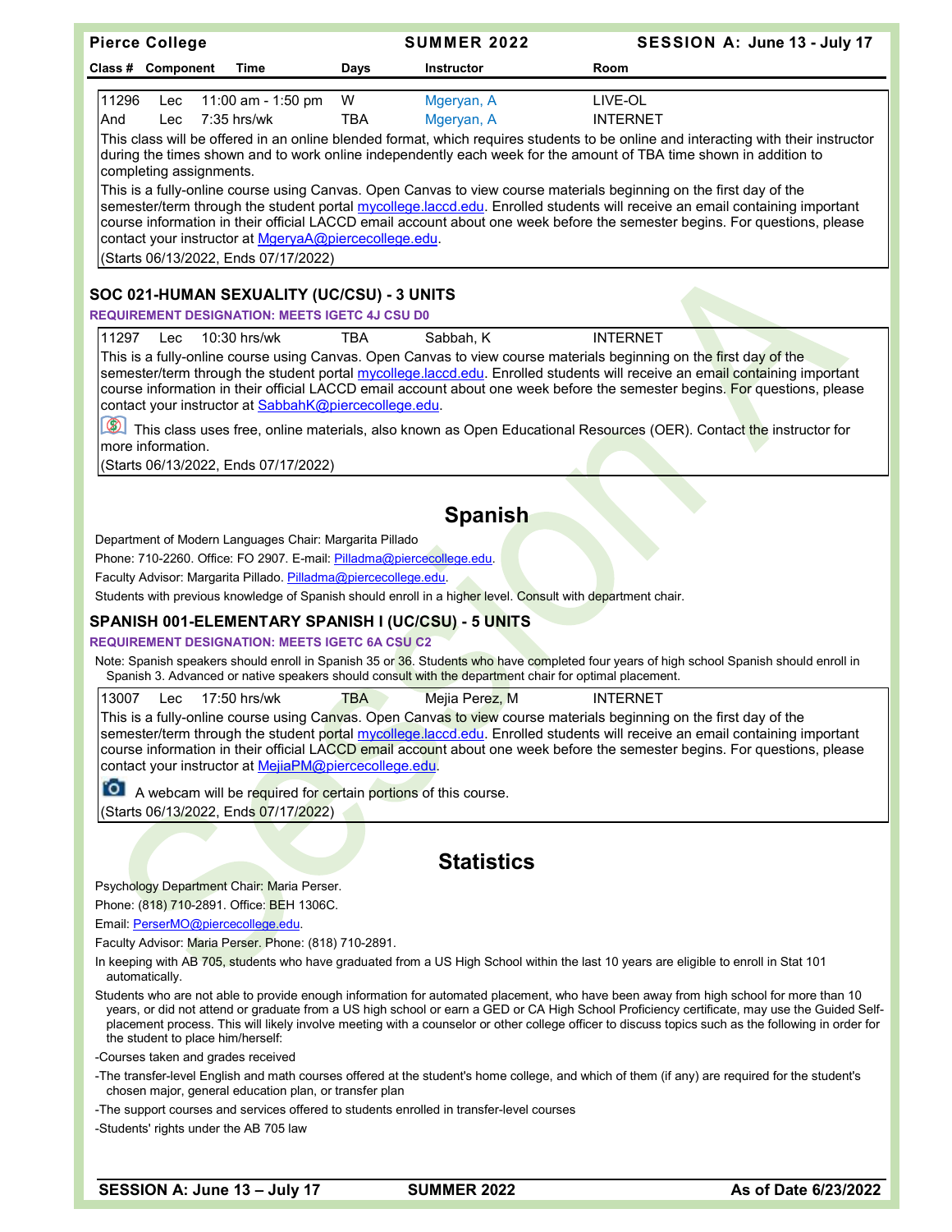| Class # | Component | Time | Days | Instructor | Room |
|---|---|---|---|---|---|
| 11296 | Lec | 11:00 am - 1:50 pm | W | Mgeryan, A | LIVE-OL |
| And | Lec | 7:35 hrs/wk | TBA | Mgeryan, A | INTERNET |

This class will be offered in an online blended format, which requires students to be online and interacting with their instructor during the times shown and to work online independently each week for the amount of TBA time shown in addition to completing assignments.

This is a fully-online course using Canvas. Open Canvas to view course materials beginning on the first day of the semester/term through the student portal mycollege.laccd.edu. Enrolled students will receive an email containing important course information in their official LACCD email account about one week before the semester begins. For questions, please contact your instructor at MgeryaA@piercecollege.edu.

(Starts 06/13/2022, Ends 07/17/2022)

### SOC 021-HUMAN SEXUALITY (UC/CSU) - 3 UNITS

**REQUIREMENT DESIGNATION: MEETS IGETC 4J CSU D0**

| Class # | Component | Time | Days | Instructor | Room |
|---|---|---|---|---|---|
| 11297 | Lec | 10:30 hrs/wk | TBA | Sabbah, K | INTERNET |

This is a fully-online course using Canvas. Open Canvas to view course materials beginning on the first day of the semester/term through the student portal mycollege.laccd.edu. Enrolled students will receive an email containing important course information in their official LACCD email account about one week before the semester begins. For questions, please contact your instructor at SabbahK@piercecollege.edu.

This class uses free, online materials, also known as Open Educational Resources (OER). Contact the instructor for more information.

(Starts 06/13/2022, Ends 07/17/2022)

## Spanish

Department of Modern Languages Chair: Margarita Pillado

Phone: 710-2260. Office: FO 2907. E-mail: Pilladma@piercecollege.edu.

Faculty Advisor: Margarita Pillado. Pilladma@piercecollege.edu.

Students with previous knowledge of Spanish should enroll in a higher level. Consult with department chair.

### SPANISH 001-ELEMENTARY SPANISH I (UC/CSU) - 5 UNITS

**REQUIREMENT DESIGNATION: MEETS IGETC 6A CSU C2**

Note: Spanish speakers should enroll in Spanish 35 or 36. Students who have completed four years of high school Spanish should enroll in Spanish 3. Advanced or native speakers should consult with the department chair for optimal placement.

| Class # | Component | Time | Days | Instructor | Room |
|---|---|---|---|---|---|
| 13007 | Lec | 17:50 hrs/wk | TBA | Mejia Perez, M | INTERNET |

This is a fully-online course using Canvas. Open Canvas to view course materials beginning on the first day of the semester/term through the student portal mycollege.laccd.edu. Enrolled students will receive an email containing important course information in their official LACCD email account about one week before the semester begins. For questions, please contact your instructor at MejiaPM@piercecollege.edu.

A webcam will be required for certain portions of this course.

(Starts 06/13/2022, Ends 07/17/2022)

## Statistics

Psychology Department Chair: Maria Perser.

Phone: (818) 710-2891. Office: BEH 1306C.

Email: PerserMO@piercecollege.edu.

Faculty Advisor: Maria Perser. Phone: (818) 710-2891.

In keeping with AB 705, students who have graduated from a US High School within the last 10 years are eligible to enroll in Stat 101 automatically.

Students who are not able to provide enough information for automated placement, who have been away from high school for more than 10 years, or did not attend or graduate from a US high school or earn a GED or CA High School Proficiency certificate, may use the Guided Self-placement process. This will likely involve meeting with a counselor or other college officer to discuss topics such as the following in order for the student to place him/herself:

-Courses taken and grades received

-The transfer-level English and math courses offered at the student's home college, and which of them (if any) are required for the student's chosen major, general education plan, or transfer plan

-The support courses and services offered to students enrolled in transfer-level courses

-Students' rights under the AB 705 law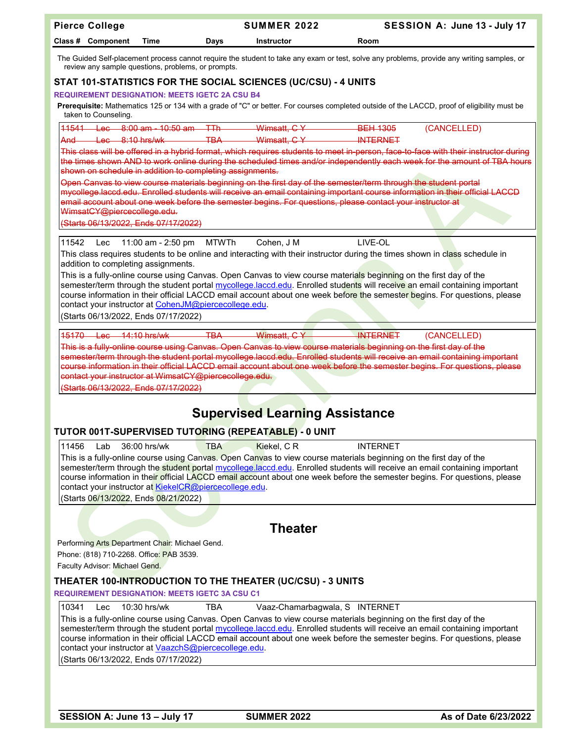The Guided Self-placement process cannot require the student to take any exam or test, solve any problems, provide any writing samples, or review any sample questions, problems, or prompts.

### STAT 101-STATISTICS FOR THE SOCIAL SCIENCES (UC/CSU) - 4 UNITS

**REQUIREMENT DESIGNATION: MEETS IGETC 2A CSU B4**

**Prerequisite:** Mathematics 125 or 134 with a grade of "C" or better. For courses completed outside of the LACCD, proof of eligibility must be taken to Counseling.

| Class # | Component | Time | Days | Instructor | Room | |
|---|---|---|---|---|---|---|
| ~~11541~~ | ~~Lec~~ | ~~8:00 am - 10:50 am~~ | ~~TTh~~ | ~~Wimsatt, C Y~~ | ~~BEH 1305~~ | (CANCELLED) |
| ~~And~~ | ~~Lec~~ | ~~8:10 hrs/wk~~ | ~~TBA~~ | ~~Wimsatt, C Y~~ | ~~INTERNET~~ | |

~~This class will be offered in a hybrid format, which requires students to meet in-person, face-to-face with their instructor during the times shown AND to work online during the scheduled times and/or independently each week for the amount of TBA hours shown on schedule in addition to completing assignments.~~

~~Open Canvas to view course materials beginning on the first day of the semester/term through the student portal mycollege.laccd.edu. Enrolled students will receive an email containing important course information in their official LACCD email account about one week before the semester begins. For questions, please contact your instructor at WimsatCY@piercecollege.edu.~~

~~(Starts 06/13/2022, Ends 07/17/2022)~~

| Class # | Component | Time | Days | Instructor | Room |
|---|---|---|---|---|---|
| 11542 | Lec | 11:00 am - 2:50 pm | MTWTh | Cohen, J M | LIVE-OL |

This class requires students to be online and interacting with their instructor during the times shown in class schedule in addition to completing assignments.

This is a fully-online course using Canvas. Open Canvas to view course materials beginning on the first day of the semester/term through the student portal mycollege.laccd.edu. Enrolled students will receive an email containing important course information in their official LACCD email account about one week before the semester begins. For questions, please contact your instructor at CohenJM@piercecollege.edu.

(Starts 06/13/2022, Ends 07/17/2022)

| Class # | Component | Time | Days | Instructor | Room | |
|---|---|---|---|---|---|---|
| ~~15170~~ | ~~Lec~~ | ~~14:10 hrs/wk~~ | ~~TBA~~ | ~~Wimsatt, C Y~~ | ~~INTERNET~~ | (CANCELLED) |

~~This is a fully-online course using Canvas. Open Canvas to view course materials beginning on the first day of the semester/term through the student portal mycollege.laccd.edu. Enrolled students will receive an email containing important course information in their official LACCD email account about one week before the semester begins. For questions, please contact your instructor at WimsatCY@piercecollege.edu.~~

~~(Starts 06/13/2022, Ends 07/17/2022)~~

## Supervised Learning Assistance

### TUTOR 001T-SUPERVISED TUTORING (REPEATABLE) - 0 UNIT

| Class # | Component | Time | Days | Instructor | Room |
|---|---|---|---|---|---|
| 11456 | Lab | 36:00 hrs/wk | TBA | Kiekel, C R | INTERNET |

This is a fully-online course using Canvas. Open Canvas to view course materials beginning on the first day of the semester/term through the student portal mycollege.laccd.edu. Enrolled students will receive an email containing important course information in their official LACCD email account about one week before the semester begins. For questions, please contact your instructor at KiekelCR@piercecollege.edu.

(Starts 06/13/2022, Ends 08/21/2022)

## Theater

Performing Arts Department Chair: Michael Gend.

Phone: (818) 710-2268. Office: PAB 3539.

Faculty Advisor: Michael Gend.

### THEATER 100-INTRODUCTION TO THE THEATER (UC/CSU) - 3 UNITS

**REQUIREMENT DESIGNATION: MEETS IGETC 3A CSU C1**

| Class # | Component | Time | Days | Instructor | Room |
|---|---|---|---|---|---|
| 10341 | Lec | 10:30 hrs/wk | TBA | Vaaz-Chamarbagwala, S | INTERNET |

This is a fully-online course using Canvas. Open Canvas to view course materials beginning on the first day of the semester/term through the student portal mycollege.laccd.edu. Enrolled students will receive an email containing important course information in their official LACCD email account about one week before the semester begins. For questions, please contact your instructor at VaazchS@piercecollege.edu.

(Starts 06/13/2022, Ends 07/17/2022)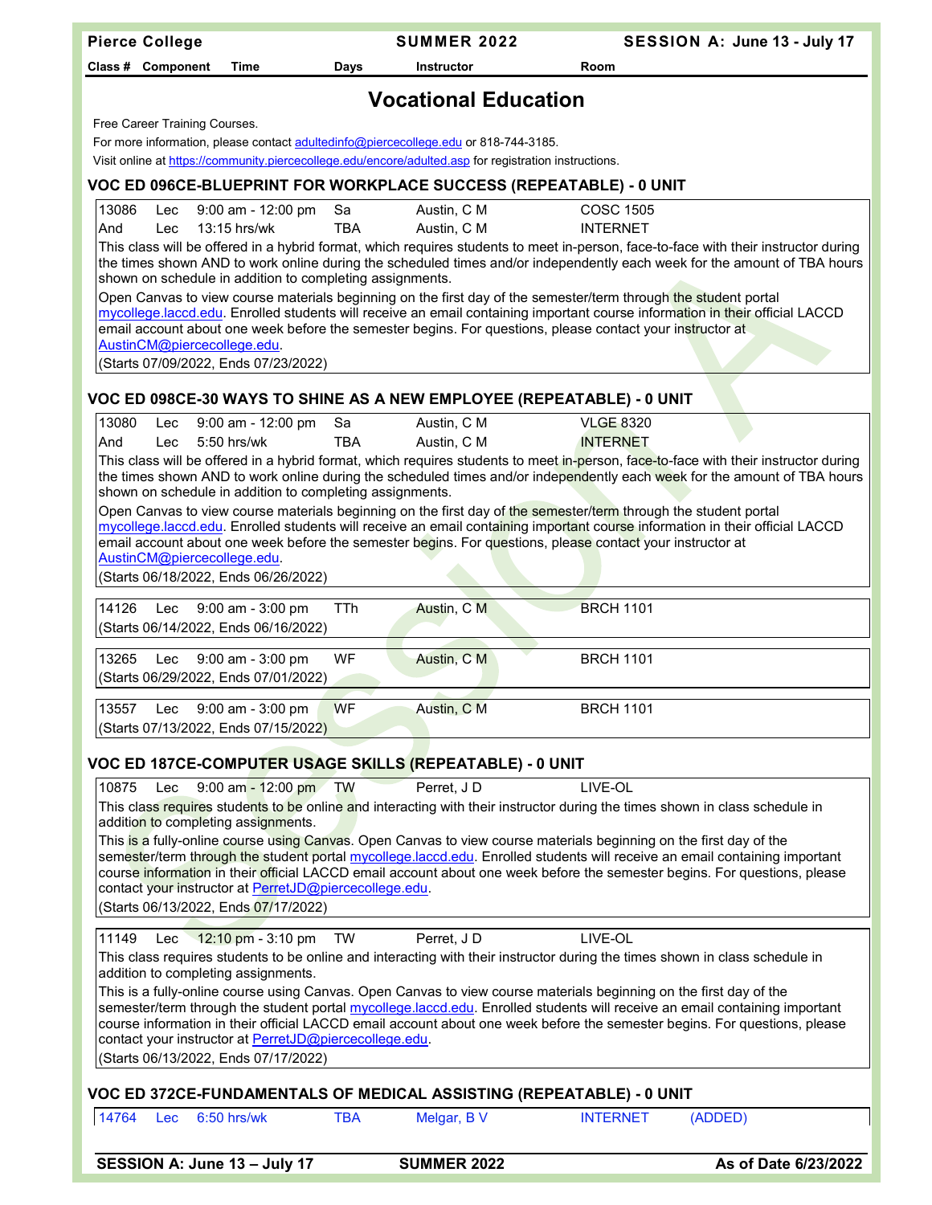# Vocational Education

Free Career Training Courses.

For more information, please contact adultedinfo@piercecollege.edu or 818-744-3185.

Visit online at https://community.piercecollege.edu/encore/adulted.asp for registration instructions.

## VOC ED 096CE-BLUEPRINT FOR WORKPLACE SUCCESS (REPEATABLE) - 0 UNIT

| Class # | Component | Time | Days | Instructor | Room |
|---|---|---|---|---|---|
| 13086 | Lec | 9:00 am - 12:00 pm | Sa | Austin, C M | COSC 1505 |
| And | Lec | 13:15 hrs/wk | TBA | Austin, C M | INTERNET |

This class will be offered in a hybrid format, which requires students to meet in-person, face-to-face with their instructor during the times shown AND to work online during the scheduled times and/or independently each week for the amount of TBA hours shown on schedule in addition to completing assignments.

Open Canvas to view course materials beginning on the first day of the semester/term through the student portal mycollege.laccd.edu. Enrolled students will receive an email containing important course information in their official LACCD email account about one week before the semester begins. For questions, please contact your instructor at AustinCM@piercecollege.edu.

(Starts 07/09/2022, Ends 07/23/2022)

## VOC ED 098CE-30 WAYS TO SHINE AS A NEW EMPLOYEE (REPEATABLE) - 0 UNIT

| Class # | Component | Time | Days | Instructor | Room |
|---|---|---|---|---|---|
| 13080 | Lec | 9:00 am - 12:00 pm | Sa | Austin, C M | VLGE 8320 |
| And | Lec | 5:50 hrs/wk | TBA | Austin, C M | INTERNET |

This class will be offered in a hybrid format, which requires students to meet in-person, face-to-face with their instructor during the times shown AND to work online during the scheduled times and/or independently each week for the amount of TBA hours shown on schedule in addition to completing assignments.

Open Canvas to view course materials beginning on the first day of the semester/term through the student portal mycollege.laccd.edu. Enrolled students will receive an email containing important course information in their official LACCD email account about one week before the semester begins. For questions, please contact your instructor at AustinCM@piercecollege.edu.

(Starts 06/18/2022, Ends 06/26/2022)

| Class # | Component | Time | Days | Instructor | Room |
|---|---|---|---|---|---|
| 14126 | Lec | 9:00 am - 3:00 pm | TTh | Austin, C M | BRCH 1101 |

(Starts 06/14/2022, Ends 06/16/2022)

| Class # | Component | Time | Days | Instructor | Room |
|---|---|---|---|---|---|
| 13265 | Lec | 9:00 am - 3:00 pm | WF | Austin, C M | BRCH 1101 |

(Starts 06/29/2022, Ends 07/01/2022)

| Class # | Component | Time | Days | Instructor | Room |
|---|---|---|---|---|---|
| 13557 | Lec | 9:00 am - 3:00 pm | WF | Austin, C M | BRCH 1101 |

(Starts 07/13/2022, Ends 07/15/2022)

## VOC ED 187CE-COMPUTER USAGE SKILLS (REPEATABLE) - 0 UNIT

| Class # | Component | Time | Days | Instructor | Room |
|---|---|---|---|---|---|
| 10875 | Lec | 9:00 am - 12:00 pm | TW | Perret, J D | LIVE-OL |

This class requires students to be online and interacting with their instructor during the times shown in class schedule in addition to completing assignments.

This is a fully-online course using Canvas. Open Canvas to view course materials beginning on the first day of the semester/term through the student portal mycollege.laccd.edu. Enrolled students will receive an email containing important course information in their official LACCD email account about one week before the semester begins. For questions, please contact your instructor at PerretJD@piercecollege.edu.

(Starts 06/13/2022, Ends 07/17/2022)

| Class # | Component | Time | Days | Instructor | Room |
|---|---|---|---|---|---|
| 11149 | Lec | 12:10 pm - 3:10 pm | TW | Perret, J D | LIVE-OL |

This class requires students to be online and interacting with their instructor during the times shown in class schedule in addition to completing assignments.

This is a fully-online course using Canvas. Open Canvas to view course materials beginning on the first day of the semester/term through the student portal mycollege.laccd.edu. Enrolled students will receive an email containing important course information in their official LACCD email account about one week before the semester begins. For questions, please contact your instructor at PerretJD@piercecollege.edu.

(Starts 06/13/2022, Ends 07/17/2022)

## VOC ED 372CE-FUNDAMENTALS OF MEDICAL ASSISTING (REPEATABLE) - 0 UNIT

| Class # | Component | Time | Days | Instructor | Room | |
|---|---|---|---|---|---|---|
| 14764 | Lec | 6:50 hrs/wk | TBA | Melgar, B V | INTERNET | (ADDED) |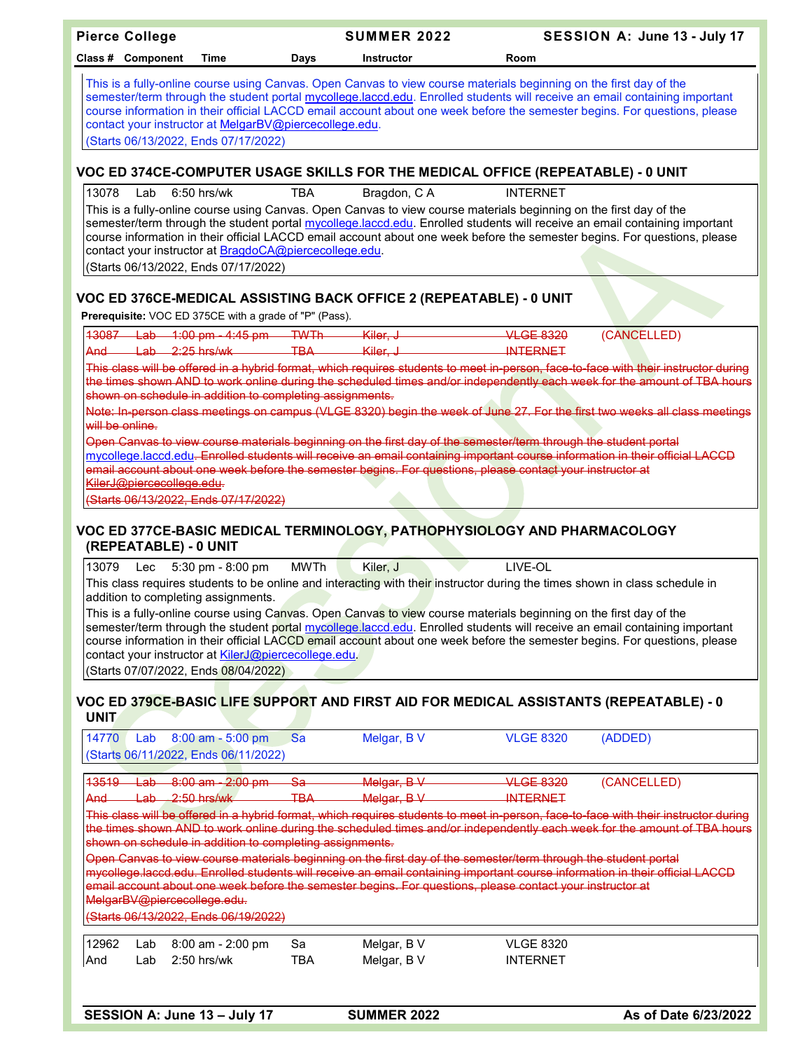This is a fully-online course using Canvas. Open Canvas to view course materials beginning on the first day of the semester/term through the student portal mycollege.laccd.edu. Enrolled students will receive an email containing important course information in their official LACCD email account about one week before the semester begins. For questions, please contact your instructor at MelgarBV@piercecollege.edu.

(Starts 06/13/2022, Ends 07/17/2022)

## VOC ED 374CE-COMPUTER USAGE SKILLS FOR THE MEDICAL OFFICE (REPEATABLE) - 0 UNIT

| Class # | Component | Time | Days | Instructor | Room |
|---|---|---|---|---|---|
| 13078 | Lab | 6:50 hrs/wk | TBA | Bragdon, C A | INTERNET |

This is a fully-online course using Canvas. Open Canvas to view course materials beginning on the first day of the semester/term through the student portal mycollege.laccd.edu. Enrolled students will receive an email containing important course information in their official LACCD email account about one week before the semester begins. For questions, please contact your instructor at BragdoCA@piercecollege.edu.

(Starts 06/13/2022, Ends 07/17/2022)

## VOC ED 376CE-MEDICAL ASSISTING BACK OFFICE 2 (REPEATABLE) - 0 UNIT

**Prerequisite:** VOC ED 375CE with a grade of "P" (Pass).

| Class # | Component | Time | Days | Instructor | Room | |
|---|---|---|---|---|---|---|
| ~~13087~~ | ~~Lab~~ | ~~1:00 pm - 4:45 pm~~ | ~~TWTh~~ | ~~Kiler, J~~ | ~~VLGE 8320~~ | (CANCELLED) |
| ~~And~~ | ~~Lab~~ | ~~2:25 hrs/wk~~ | ~~TBA~~ | ~~Kiler, J~~ | ~~INTERNET~~ | |

~~This class will be offered in a hybrid format, which requires students to meet in-person, face-to-face with their instructor during the times shown AND to work online during the scheduled times and/or independently each week for the amount of TBA hours shown on schedule in addition to completing assignments.~~

~~Note: In-person class meetings on campus (VLGE 8320) begin the week of June 27. For the first two weeks all class meetings will be online.~~

~~Open Canvas to view course materials beginning on the first day of the semester/term through the student portal mycollege.laccd.edu. Enrolled students will receive an email containing important course information in their official LACCD email account about one week before the semester begins. For questions, please contact your instructor at KilerJ@piercecollege.edu.~~

~~(Starts 06/13/2022, Ends 07/17/2022)~~

## VOC ED 377CE-BASIC MEDICAL TERMINOLOGY, PATHOPHYSIOLOGY AND PHARMACOLOGY (REPEATABLE) - 0 UNIT

| Class # | Component | Time | Days | Instructor | Room |
|---|---|---|---|---|---|
| 13079 | Lec | 5:30 pm - 8:00 pm | MWTh | Kiler, J | LIVE-OL |

This class requires students to be online and interacting with their instructor during the times shown in class schedule in addition to completing assignments.

This is a fully-online course using Canvas. Open Canvas to view course materials beginning on the first day of the semester/term through the student portal mycollege.laccd.edu. Enrolled students will receive an email containing important course information in their official LACCD email account about one week before the semester begins. For questions, please contact your instructor at KilerJ@piercecollege.edu.

(Starts 07/07/2022, Ends 08/04/2022)

## VOC ED 379CE-BASIC LIFE SUPPORT AND FIRST AID FOR MEDICAL ASSISTANTS (REPEATABLE) - 0 UNIT

| Class # | Component | Time | Days | Instructor | Room | |
|---|---|---|---|---|---|---|
| 14770 | Lab | 8:00 am - 5:00 pm | Sa | Melgar, B V | VLGE 8320 | (ADDED) |

(Starts 06/11/2022, Ends 06/11/2022)

| Class # | Component | Time | Days | Instructor | Room | |
|---|---|---|---|---|---|---|
| ~~13519~~ | ~~Lab~~ | ~~8:00 am - 2:00 pm~~ | ~~Sa~~ | ~~Melgar, B V~~ | ~~VLGE 8320~~ | (CANCELLED) |
| ~~And~~ | ~~Lab~~ | ~~2:50 hrs/wk~~ | ~~TBA~~ | ~~Melgar, B V~~ | ~~INTERNET~~ | |

~~This class will be offered in a hybrid format, which requires students to meet in-person, face-to-face with their instructor during the times shown AND to work online during the scheduled times and/or independently each week for the amount of TBA hours shown on schedule in addition to completing assignments.~~

~~Open Canvas to view course materials beginning on the first day of the semester/term through the student portal mycollege.laccd.edu. Enrolled students will receive an email containing important course information in their official LACCD email account about one week before the semester begins. For questions, please contact your instructor at MelgarBV@piercecollege.edu.~~

~~(Starts 06/13/2022, Ends 06/19/2022)~~

| Class # | Component | Time | Days | Instructor | Room |
|---|---|---|---|---|---|
| 12962 | Lab | 8:00 am - 2:00 pm | Sa | Melgar, B V | VLGE 8320 |
| And | Lab | 2:50 hrs/wk | TBA | Melgar, B V | INTERNET |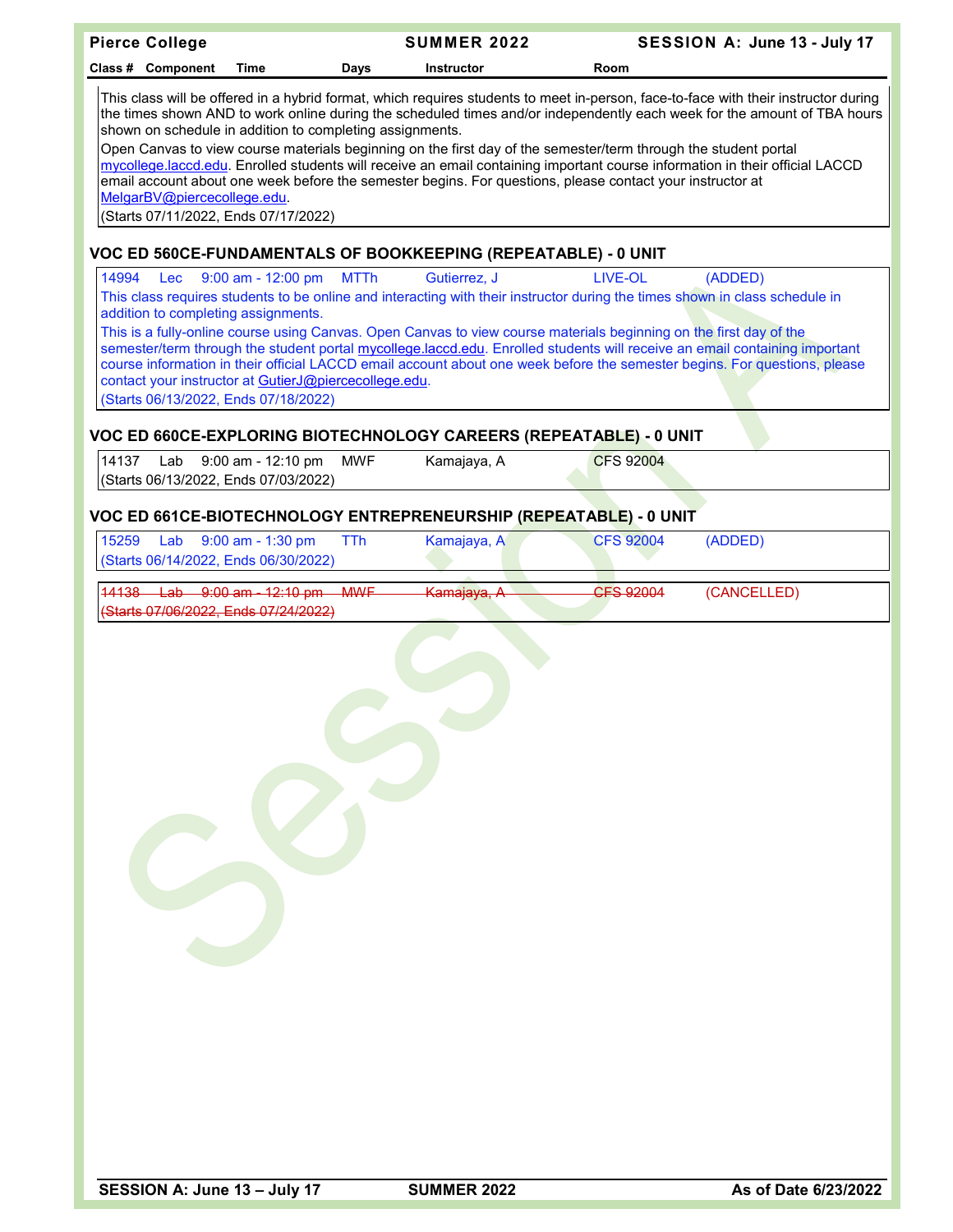This class will be offered in a hybrid format, which requires students to meet in-person, face-to-face with their instructor during the times shown AND to work online during the scheduled times and/or independently each week for the amount of TBA hours shown on schedule in addition to completing assignments.

Open Canvas to view course materials beginning on the first day of the semester/term through the student portal mycollege.laccd.edu. Enrolled students will receive an email containing important course information in their official LACCD email account about one week before the semester begins. For questions, please contact your instructor at MelgarBV@piercecollege.edu.

(Starts 07/11/2022, Ends 07/17/2022)

### VOC ED 560CE-FUNDAMENTALS OF BOOKKEEPING (REPEATABLE) - 0 UNIT

| Class # | Component | Time | Days | Instructor | Room | Status |
|---|---|---|---|---|---|---|
| 14994 | Lec | 9:00 am - 12:00 pm | MTTh | Gutierrez, J | LIVE-OL | (ADDED) |

This class requires students to be online and interacting with their instructor during the times shown in class schedule in addition to completing assignments.

This is a fully-online course using Canvas. Open Canvas to view course materials beginning on the first day of the semester/term through the student portal mycollege.laccd.edu. Enrolled students will receive an email containing important course information in their official LACCD email account about one week before the semester begins. For questions, please contact your instructor at GutierJ@piercecollege.edu.

(Starts 06/13/2022, Ends 07/18/2022)

### VOC ED 660CE-EXPLORING BIOTECHNOLOGY CAREERS (REPEATABLE) - 0 UNIT

| Class # | Component | Time | Days | Instructor | Room |
|---|---|---|---|---|---|
| 14137 | Lab | 9:00 am - 12:10 pm | MWF | Kamajaya, A | CFS 92004 |

(Starts 06/13/2022, Ends 07/03/2022)

### VOC ED 661CE-BIOTECHNOLOGY ENTREPRENEURSHIP (REPEATABLE) - 0 UNIT

| Class # | Component | Time | Days | Instructor | Room | Status |
|---|---|---|---|---|---|---|
| 15259 | Lab | 9:00 am - 1:30 pm | TTh | Kamajaya, A | CFS 92004 | (ADDED) |

(Starts 06/14/2022, Ends 06/30/2022)

| Class # | Component | Time | Days | Instructor | Room | Status |
|---|---|---|---|---|---|---|
| ~~14138~~ | ~~Lab~~ | ~~9:00 am - 12:10 pm~~ | ~~MWF~~ | ~~Kamajaya, A~~ | ~~CFS 92004~~ | (CANCELLED) |

~~(Starts 07/06/2022, Ends 07/24/2022)~~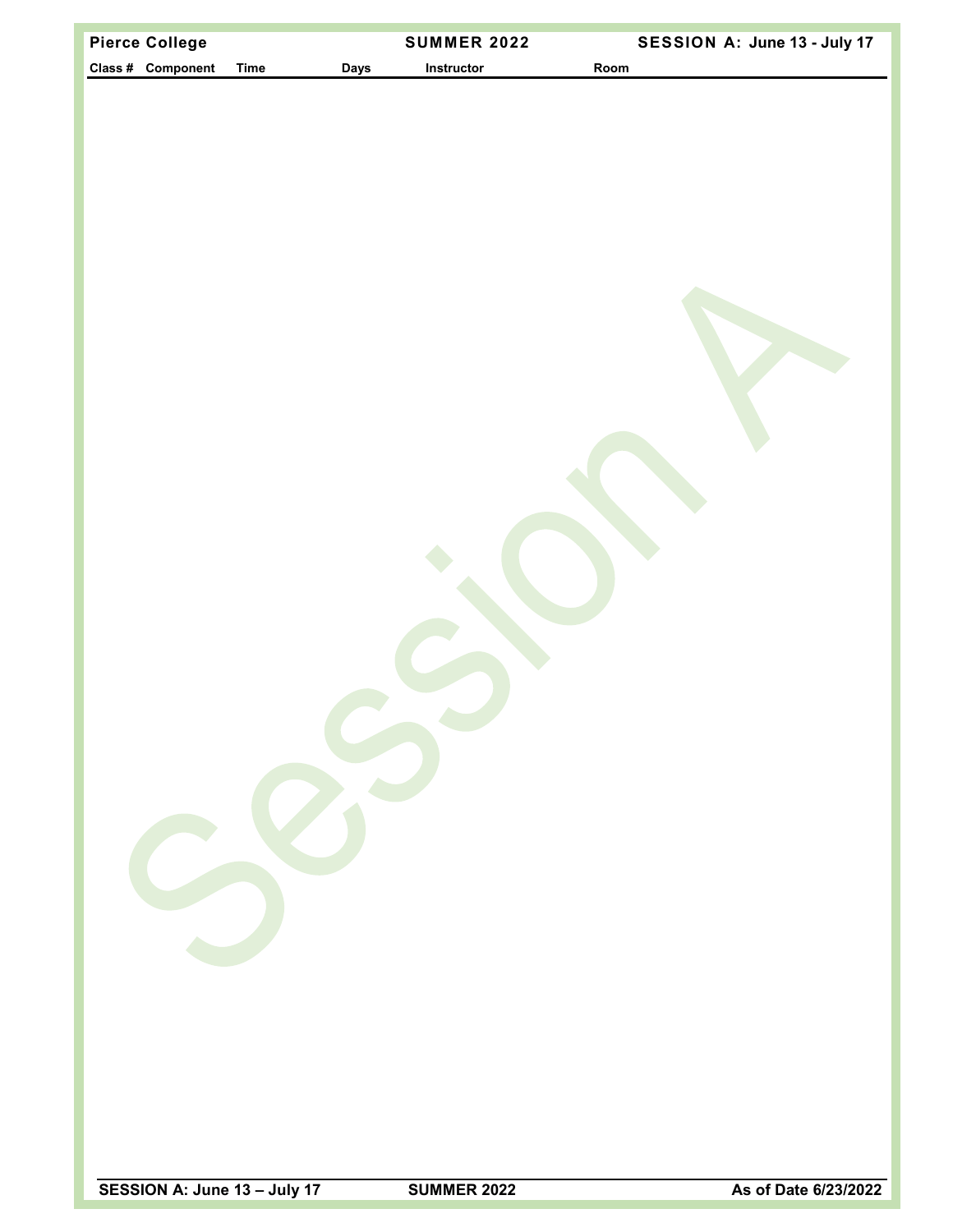| Class # | Component | Time | Days | Instructor | Room |
|---|---|---|---|---|---|